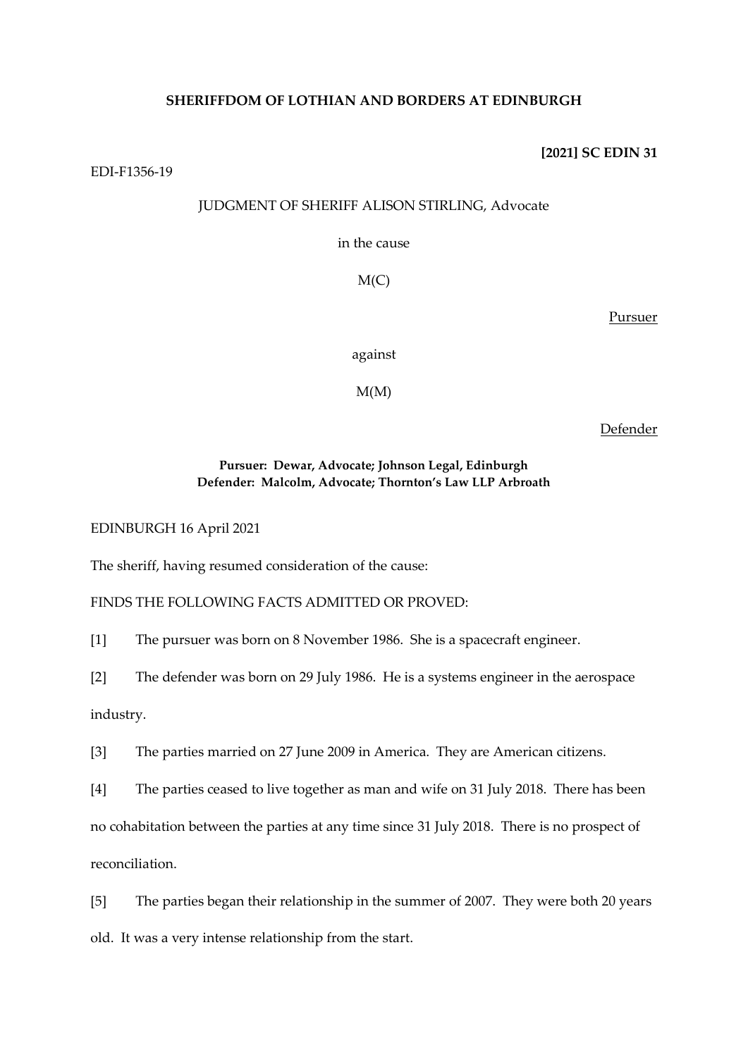**SHERIFFDOM OF LOTHIAN AND BORDERS AT EDINBURGH**

**[2021] SC EDIN 31**

EDI-F1356-19

JUDGMENT OF SHERIFF ALISON STIRLING, Advocate

in the cause

M(C)

Pursuer

against

M(M)

Defender

**Pursuer: Dewar, Advocate; Johnson Legal, Edinburgh**
**Defender: Malcolm, Advocate; Thornton's Law LLP Arbroath**

EDINBURGH 16 April 2021

The sheriff, having resumed consideration of the cause:

FINDS THE FOLLOWING FACTS ADMITTED OR PROVED:

[1] The pursuer was born on 8 November 1986. She is a spacecraft engineer.

[2] The defender was born on 29 July 1986. He is a systems engineer in the aerospace industry.

[3] The parties married on 27 June 2009 in America. They are American citizens.

[4] The parties ceased to live together as man and wife on 31 July 2018. There has been no cohabitation between the parties at any time since 31 July 2018. There is no prospect of reconciliation.

[5] The parties began their relationship in the summer of 2007. They were both 20 years old. It was a very intense relationship from the start.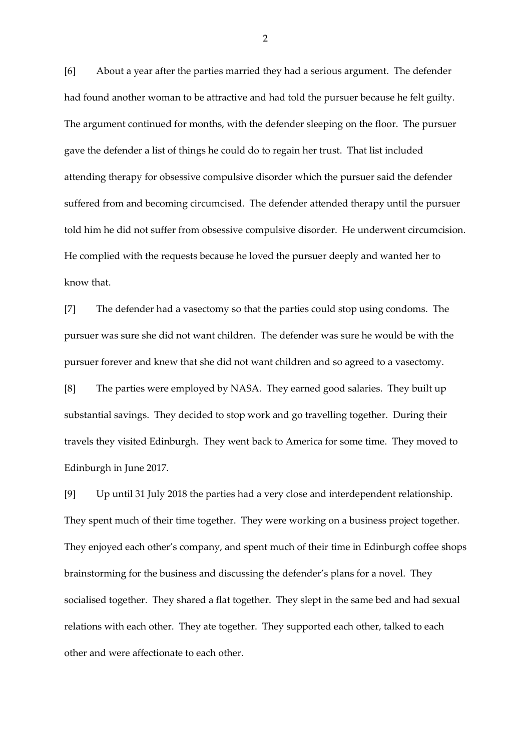[6] About a year after the parties married they had a serious argument. The defender had found another woman to be attractive and had told the pursuer because he felt guilty. The argument continued for months, with the defender sleeping on the floor. The pursuer gave the defender a list of things he could do to regain her trust. That list included attending therapy for obsessive compulsive disorder which the pursuer said the defender suffered from and becoming circumcised. The defender attended therapy until the pursuer told him he did not suffer from obsessive compulsive disorder. He underwent circumcision. He complied with the requests because he loved the pursuer deeply and wanted her to know that.

[7] The defender had a vasectomy so that the parties could stop using condoms. The pursuer was sure she did not want children. The defender was sure he would be with the pursuer forever and knew that she did not want children and so agreed to a vasectomy.

[8] The parties were employed by NASA. They earned good salaries. They built up substantial savings. They decided to stop work and go travelling together. During their travels they visited Edinburgh. They went back to America for some time. They moved to Edinburgh in June 2017.

[9] Up until 31 July 2018 the parties had a very close and interdependent relationship. They spent much of their time together. They were working on a business project together. They enjoyed each other's company, and spent much of their time in Edinburgh coffee shops brainstorming for the business and discussing the defender's plans for a novel. They socialised together. They shared a flat together. They slept in the same bed and had sexual relations with each other. They ate together. They supported each other, talked to each other and were affectionate to each other.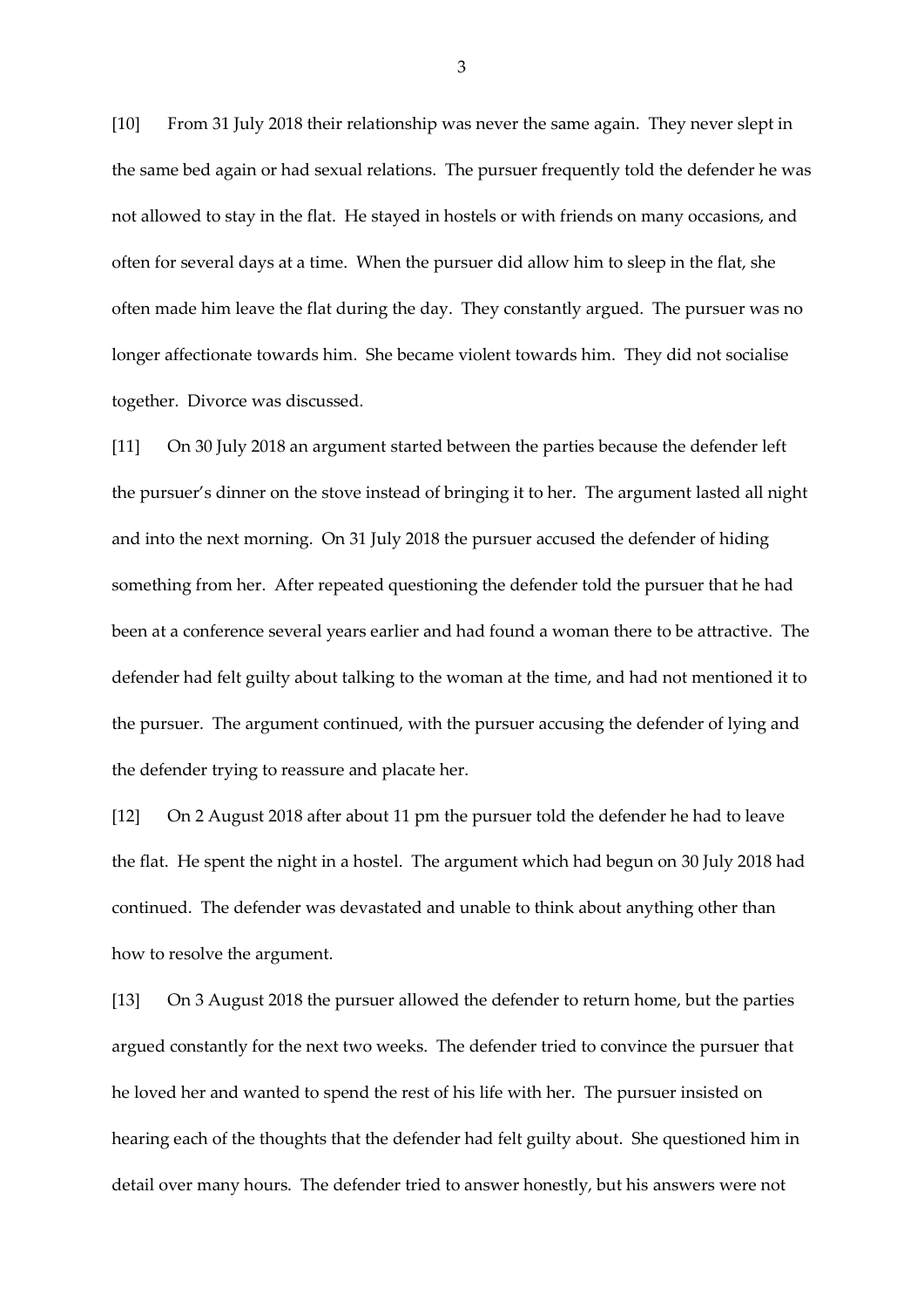[10] From 31 July 2018 their relationship was never the same again. They never slept in the same bed again or had sexual relations. The pursuer frequently told the defender he was not allowed to stay in the flat. He stayed in hostels or with friends on many occasions, and often for several days at a time. When the pursuer did allow him to sleep in the flat, she often made him leave the flat during the day. They constantly argued. The pursuer was no longer affectionate towards him. She became violent towards him. They did not socialise together. Divorce was discussed.

[11] On 30 July 2018 an argument started between the parties because the defender left the pursuer's dinner on the stove instead of bringing it to her. The argument lasted all night and into the next morning. On 31 July 2018 the pursuer accused the defender of hiding something from her. After repeated questioning the defender told the pursuer that he had been at a conference several years earlier and had found a woman there to be attractive. The defender had felt guilty about talking to the woman at the time, and had not mentioned it to the pursuer. The argument continued, with the pursuer accusing the defender of lying and the defender trying to reassure and placate her.

[12] On 2 August 2018 after about 11 pm the pursuer told the defender he had to leave the flat. He spent the night in a hostel. The argument which had begun on 30 July 2018 had continued. The defender was devastated and unable to think about anything other than how to resolve the argument.

[13] On 3 August 2018 the pursuer allowed the defender to return home, but the parties argued constantly for the next two weeks. The defender tried to convince the pursuer that he loved her and wanted to spend the rest of his life with her. The pursuer insisted on hearing each of the thoughts that the defender had felt guilty about. She questioned him in detail over many hours. The defender tried to answer honestly, but his answers were not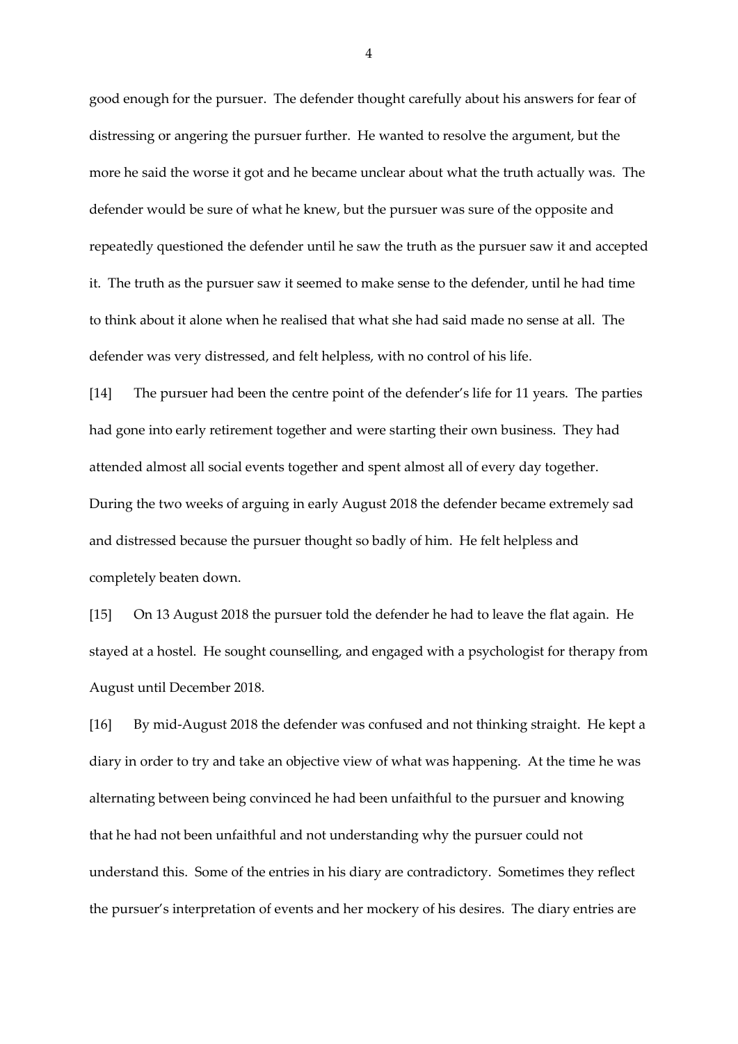good enough for the pursuer. The defender thought carefully about his answers for fear of distressing or angering the pursuer further. He wanted to resolve the argument, but the more he said the worse it got and he became unclear about what the truth actually was. The defender would be sure of what he knew, but the pursuer was sure of the opposite and repeatedly questioned the defender until he saw the truth as the pursuer saw it and accepted it. The truth as the pursuer saw it seemed to make sense to the defender, until he had time to think about it alone when he realised that what she had said made no sense at all. The defender was very distressed, and felt helpless, with no control of his life.

[14] The pursuer had been the centre point of the defender's life for 11 years. The parties had gone into early retirement together and were starting their own business. They had attended almost all social events together and spent almost all of every day together. During the two weeks of arguing in early August 2018 the defender became extremely sad and distressed because the pursuer thought so badly of him. He felt helpless and completely beaten down.

[15] On 13 August 2018 the pursuer told the defender he had to leave the flat again. He stayed at a hostel. He sought counselling, and engaged with a psychologist for therapy from August until December 2018.

[16] By mid-August 2018 the defender was confused and not thinking straight. He kept a diary in order to try and take an objective view of what was happening. At the time he was alternating between being convinced he had been unfaithful to the pursuer and knowing that he had not been unfaithful and not understanding why the pursuer could not understand this. Some of the entries in his diary are contradictory. Sometimes they reflect the pursuer's interpretation of events and her mockery of his desires. The diary entries are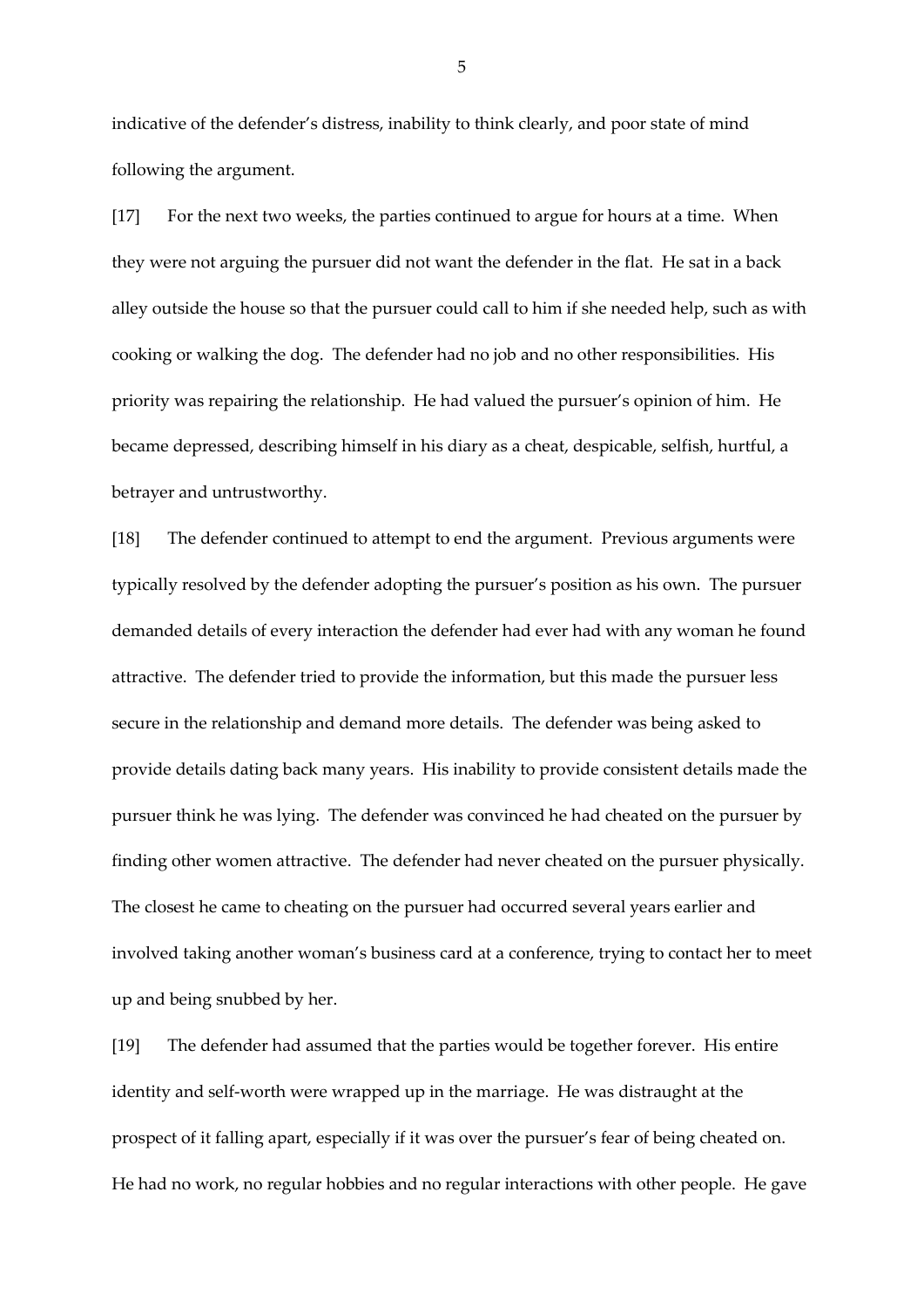indicative of the defender's distress, inability to think clearly, and poor state of mind following the argument.

[17] For the next two weeks, the parties continued to argue for hours at a time. When they were not arguing the pursuer did not want the defender in the flat. He sat in a back alley outside the house so that the pursuer could call to him if she needed help, such as with cooking or walking the dog. The defender had no job and no other responsibilities. His priority was repairing the relationship. He had valued the pursuer's opinion of him. He became depressed, describing himself in his diary as a cheat, despicable, selfish, hurtful, a betrayer and untrustworthy.

[18] The defender continued to attempt to end the argument. Previous arguments were typically resolved by the defender adopting the pursuer's position as his own. The pursuer demanded details of every interaction the defender had ever had with any woman he found attractive. The defender tried to provide the information, but this made the pursuer less secure in the relationship and demand more details. The defender was being asked to provide details dating back many years. His inability to provide consistent details made the pursuer think he was lying. The defender was convinced he had cheated on the pursuer by finding other women attractive. The defender had never cheated on the pursuer physically. The closest he came to cheating on the pursuer had occurred several years earlier and involved taking another woman's business card at a conference, trying to contact her to meet up and being snubbed by her.

[19] The defender had assumed that the parties would be together forever. His entire identity and self-worth were wrapped up in the marriage. He was distraught at the prospect of it falling apart, especially if it was over the pursuer's fear of being cheated on. He had no work, no regular hobbies and no regular interactions with other people. He gave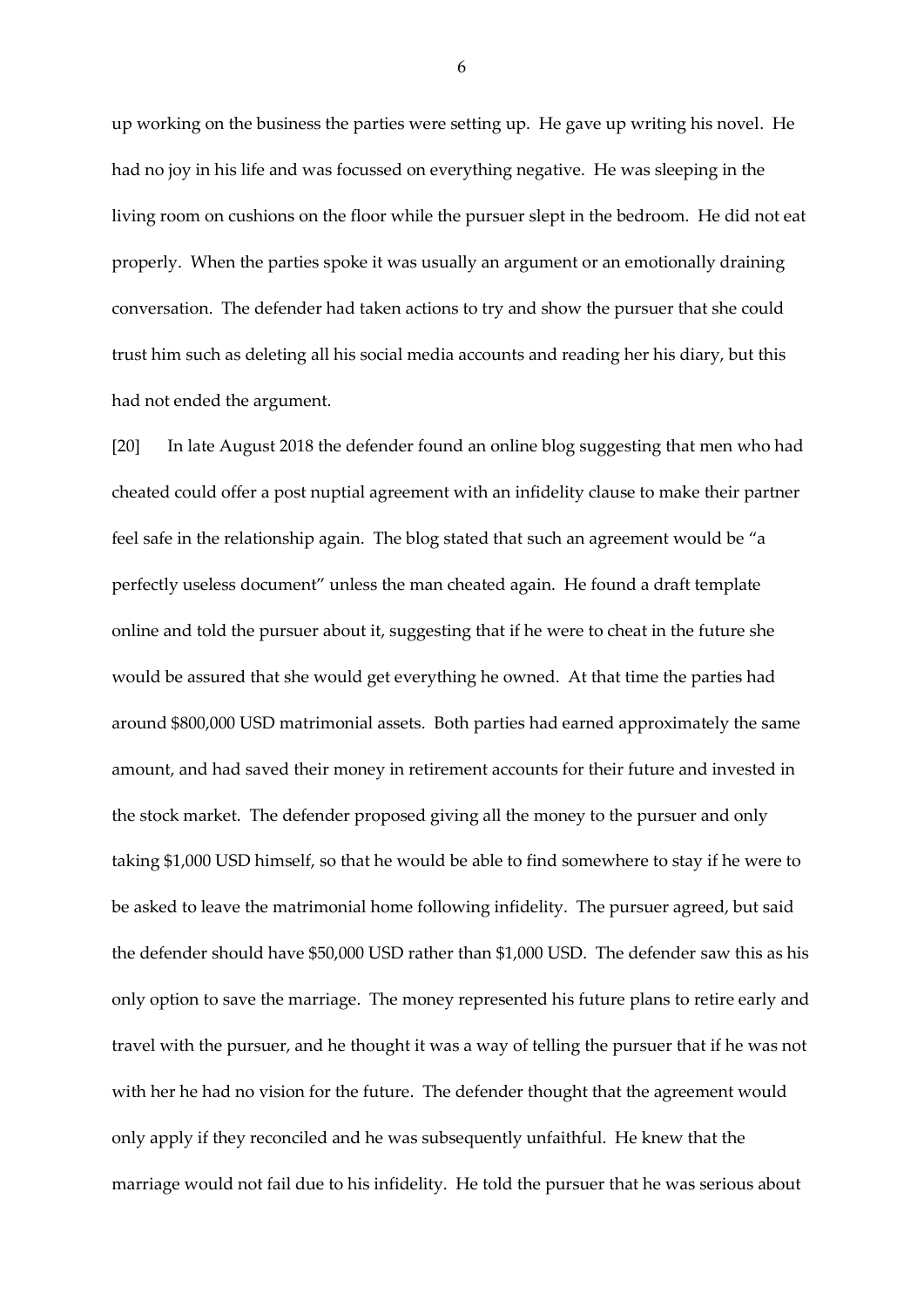up working on the business the parties were setting up. He gave up writing his novel. He had no joy in his life and was focussed on everything negative. He was sleeping in the living room on cushions on the floor while the pursuer slept in the bedroom. He did not eat properly. When the parties spoke it was usually an argument or an emotionally draining conversation. The defender had taken actions to try and show the pursuer that she could trust him such as deleting all his social media accounts and reading her his diary, but this had not ended the argument.

[20] In late August 2018 the defender found an online blog suggesting that men who had cheated could offer a post nuptial agreement with an infidelity clause to make their partner feel safe in the relationship again. The blog stated that such an agreement would be "a perfectly useless document" unless the man cheated again. He found a draft template online and told the pursuer about it, suggesting that if he were to cheat in the future she would be assured that she would get everything he owned. At that time the parties had around $800,000 USD matrimonial assets. Both parties had earned approximately the same amount, and had saved their money in retirement accounts for their future and invested in the stock market. The defender proposed giving all the money to the pursuer and only taking $1,000 USD himself, so that he would be able to find somewhere to stay if he were to be asked to leave the matrimonial home following infidelity. The pursuer agreed, but said the defender should have $50,000 USD rather than $1,000 USD. The defender saw this as his only option to save the marriage. The money represented his future plans to retire early and travel with the pursuer, and he thought it was a way of telling the pursuer that if he was not with her he had no vision for the future. The defender thought that the agreement would only apply if they reconciled and he was subsequently unfaithful. He knew that the marriage would not fail due to his infidelity. He told the pursuer that he was serious about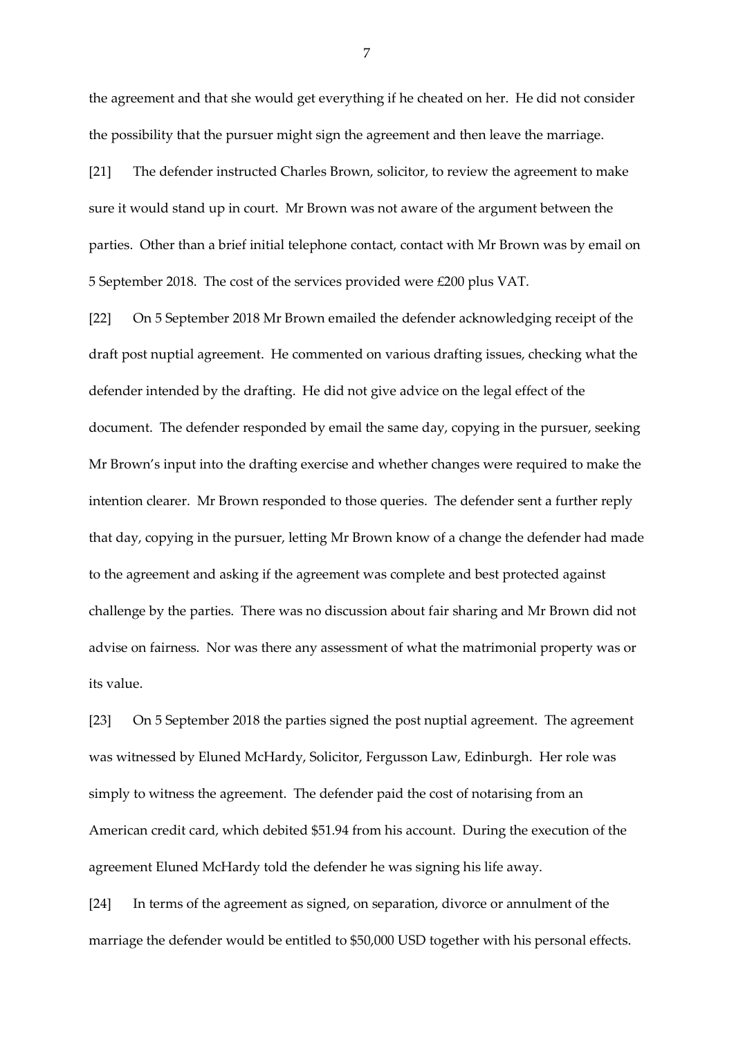the agreement and that she would get everything if he cheated on her. He did not consider the possibility that the pursuer might sign the agreement and then leave the marriage.

[21] The defender instructed Charles Brown, solicitor, to review the agreement to make sure it would stand up in court. Mr Brown was not aware of the argument between the parties. Other than a brief initial telephone contact, contact with Mr Brown was by email on 5 September 2018. The cost of the services provided were £200 plus VAT.

[22] On 5 September 2018 Mr Brown emailed the defender acknowledging receipt of the draft post nuptial agreement. He commented on various drafting issues, checking what the defender intended by the drafting. He did not give advice on the legal effect of the document. The defender responded by email the same day, copying in the pursuer, seeking Mr Brown's input into the drafting exercise and whether changes were required to make the intention clearer. Mr Brown responded to those queries. The defender sent a further reply that day, copying in the pursuer, letting Mr Brown know of a change the defender had made to the agreement and asking if the agreement was complete and best protected against challenge by the parties. There was no discussion about fair sharing and Mr Brown did not advise on fairness. Nor was there any assessment of what the matrimonial property was or its value.

[23] On 5 September 2018 the parties signed the post nuptial agreement. The agreement was witnessed by Eluned McHardy, Solicitor, Fergusson Law, Edinburgh. Her role was simply to witness the agreement. The defender paid the cost of notarising from an American credit card, which debited $51.94 from his account. During the execution of the agreement Eluned McHardy told the defender he was signing his life away.

[24] In terms of the agreement as signed, on separation, divorce or annulment of the marriage the defender would be entitled to $50,000 USD together with his personal effects.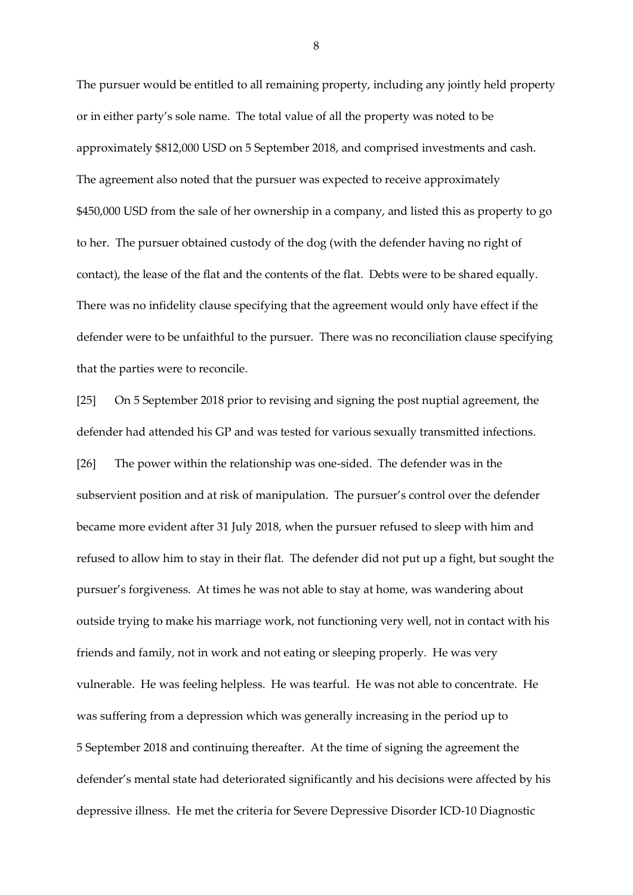The pursuer would be entitled to all remaining property, including any jointly held property or in either party's sole name. The total value of all the property was noted to be approximately $812,000 USD on 5 September 2018, and comprised investments and cash. The agreement also noted that the pursuer was expected to receive approximately $450,000 USD from the sale of her ownership in a company, and listed this as property to go to her. The pursuer obtained custody of the dog (with the defender having no right of contact), the lease of the flat and the contents of the flat. Debts were to be shared equally. There was no infidelity clause specifying that the agreement would only have effect if the defender were to be unfaithful to the pursuer. There was no reconciliation clause specifying that the parties were to reconcile.

[25] On 5 September 2018 prior to revising and signing the post nuptial agreement, the defender had attended his GP and was tested for various sexually transmitted infections.

[26] The power within the relationship was one-sided. The defender was in the subservient position and at risk of manipulation. The pursuer's control over the defender became more evident after 31 July 2018, when the pursuer refused to sleep with him and refused to allow him to stay in their flat. The defender did not put up a fight, but sought the pursuer's forgiveness. At times he was not able to stay at home, was wandering about outside trying to make his marriage work, not functioning very well, not in contact with his friends and family, not in work and not eating or sleeping properly. He was very vulnerable. He was feeling helpless. He was tearful. He was not able to concentrate. He was suffering from a depression which was generally increasing in the period up to 5 September 2018 and continuing thereafter. At the time of signing the agreement the defender's mental state had deteriorated significantly and his decisions were affected by his depressive illness. He met the criteria for Severe Depressive Disorder ICD-10 Diagnostic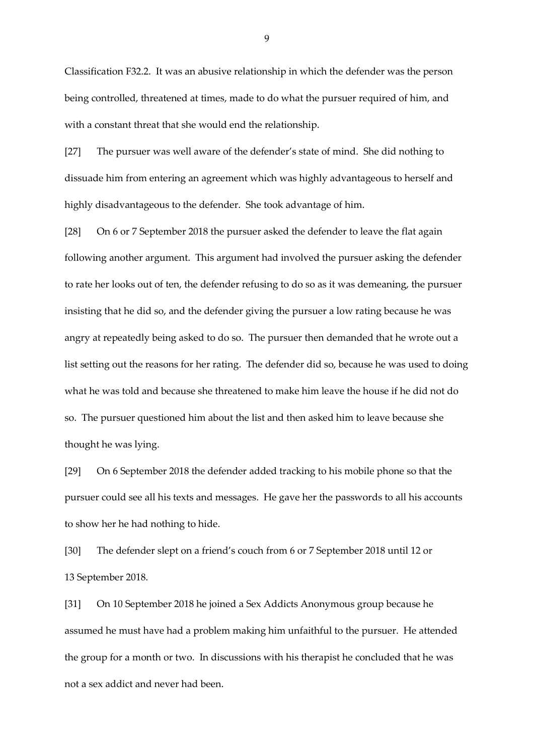Classification F32.2. It was an abusive relationship in which the defender was the person being controlled, threatened at times, made to do what the pursuer required of him, and with a constant threat that she would end the relationship.

[27] The pursuer was well aware of the defender's state of mind. She did nothing to dissuade him from entering an agreement which was highly advantageous to herself and highly disadvantageous to the defender. She took advantage of him.

[28] On 6 or 7 September 2018 the pursuer asked the defender to leave the flat again following another argument. This argument had involved the pursuer asking the defender to rate her looks out of ten, the defender refusing to do so as it was demeaning, the pursuer insisting that he did so, and the defender giving the pursuer a low rating because he was angry at repeatedly being asked to do so. The pursuer then demanded that he wrote out a list setting out the reasons for her rating. The defender did so, because he was used to doing what he was told and because she threatened to make him leave the house if he did not do so. The pursuer questioned him about the list and then asked him to leave because she thought he was lying.

[29] On 6 September 2018 the defender added tracking to his mobile phone so that the pursuer could see all his texts and messages. He gave her the passwords to all his accounts to show her he had nothing to hide.

[30] The defender slept on a friend's couch from 6 or 7 September 2018 until 12 or 13 September 2018.

[31] On 10 September 2018 he joined a Sex Addicts Anonymous group because he assumed he must have had a problem making him unfaithful to the pursuer. He attended the group for a month or two. In discussions with his therapist he concluded that he was not a sex addict and never had been.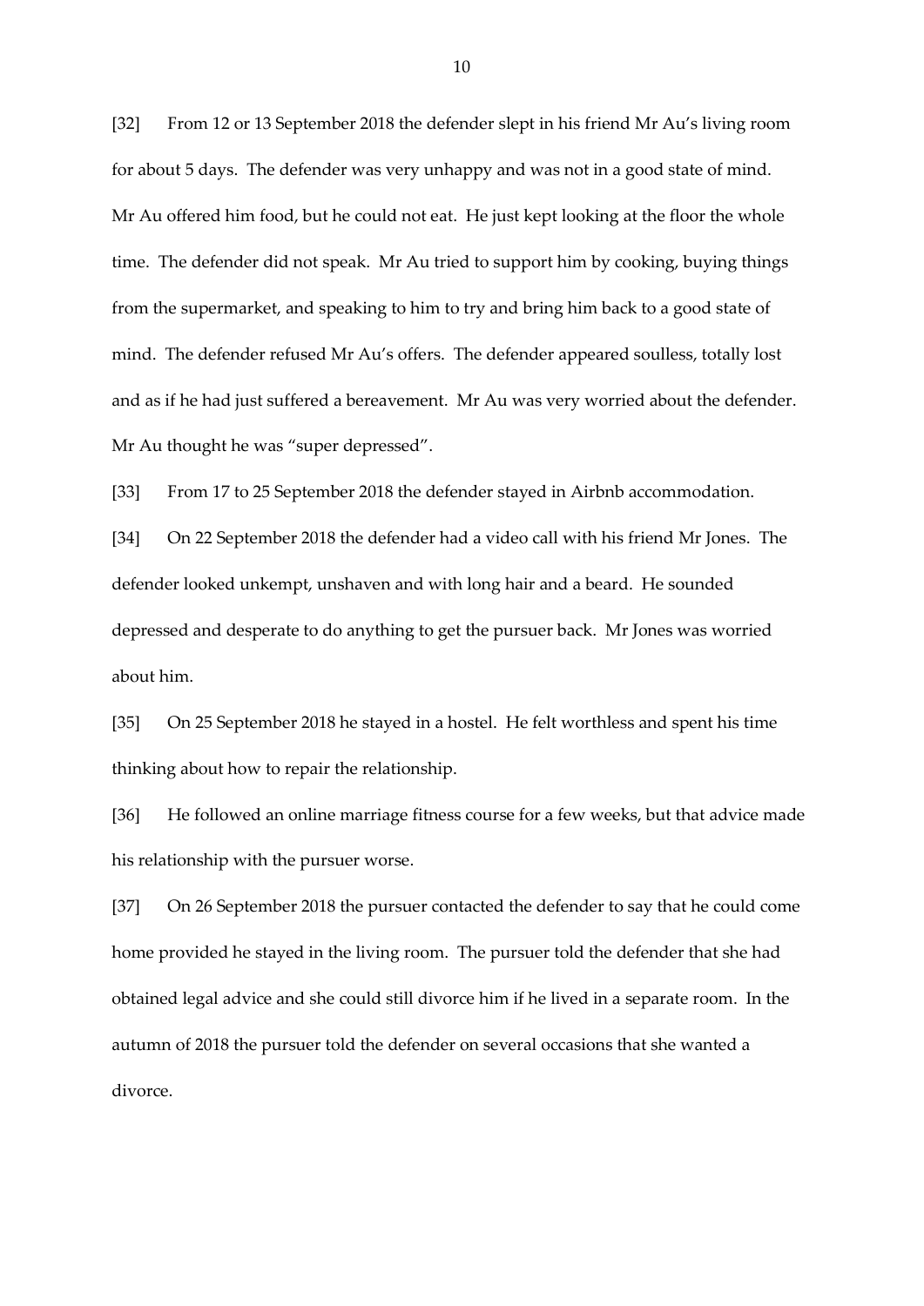[32] From 12 or 13 September 2018 the defender slept in his friend Mr Au's living room for about 5 days. The defender was very unhappy and was not in a good state of mind. Mr Au offered him food, but he could not eat. He just kept looking at the floor the whole time. The defender did not speak. Mr Au tried to support him by cooking, buying things from the supermarket, and speaking to him to try and bring him back to a good state of mind. The defender refused Mr Au's offers. The defender appeared soulless, totally lost and as if he had just suffered a bereavement. Mr Au was very worried about the defender. Mr Au thought he was "super depressed".

[33] From 17 to 25 September 2018 the defender stayed in Airbnb accommodation.

[34] On 22 September 2018 the defender had a video call with his friend Mr Jones. The defender looked unkempt, unshaven and with long hair and a beard. He sounded depressed and desperate to do anything to get the pursuer back. Mr Jones was worried about him.

[35] On 25 September 2018 he stayed in a hostel. He felt worthless and spent his time thinking about how to repair the relationship.

[36] He followed an online marriage fitness course for a few weeks, but that advice made his relationship with the pursuer worse.

[37] On 26 September 2018 the pursuer contacted the defender to say that he could come home provided he stayed in the living room. The pursuer told the defender that she had obtained legal advice and she could still divorce him if he lived in a separate room. In the autumn of 2018 the pursuer told the defender on several occasions that she wanted a divorce.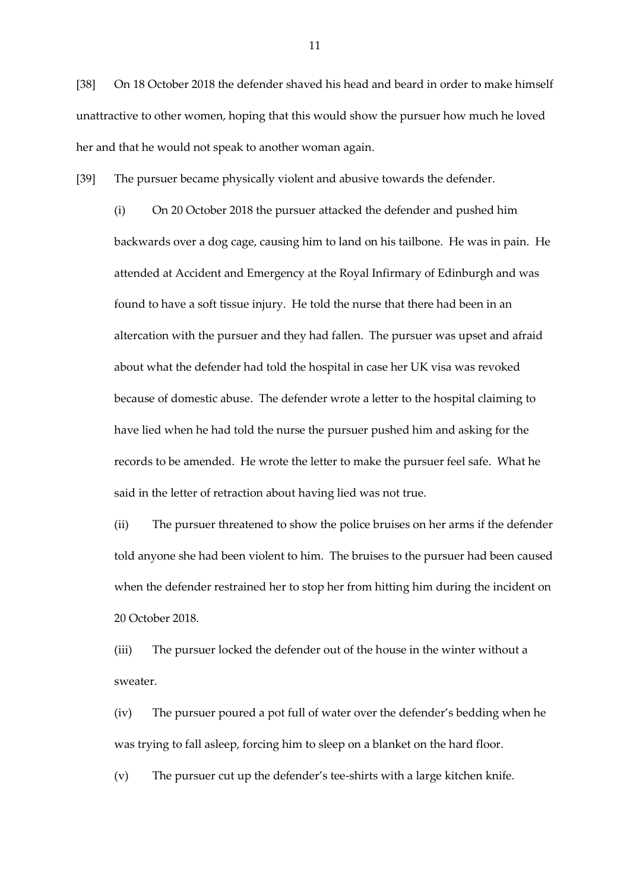[38] On 18 October 2018 the defender shaved his head and beard in order to make himself unattractive to other women, hoping that this would show the pursuer how much he loved her and that he would not speak to another woman again.

[39] The pursuer became physically violent and abusive towards the defender.

(i) On 20 October 2018 the pursuer attacked the defender and pushed him backwards over a dog cage, causing him to land on his tailbone. He was in pain. He attended at Accident and Emergency at the Royal Infirmary of Edinburgh and was found to have a soft tissue injury. He told the nurse that there had been in an altercation with the pursuer and they had fallen. The pursuer was upset and afraid about what the defender had told the hospital in case her UK visa was revoked because of domestic abuse. The defender wrote a letter to the hospital claiming to have lied when he had told the nurse the pursuer pushed him and asking for the records to be amended. He wrote the letter to make the pursuer feel safe. What he said in the letter of retraction about having lied was not true.

(ii) The pursuer threatened to show the police bruises on her arms if the defender told anyone she had been violent to him. The bruises to the pursuer had been caused when the defender restrained her to stop her from hitting him during the incident on 20 October 2018.

(iii) The pursuer locked the defender out of the house in the winter without a sweater.

(iv) The pursuer poured a pot full of water over the defender's bedding when he was trying to fall asleep, forcing him to sleep on a blanket on the hard floor.

(v) The pursuer cut up the defender's tee-shirts with a large kitchen knife.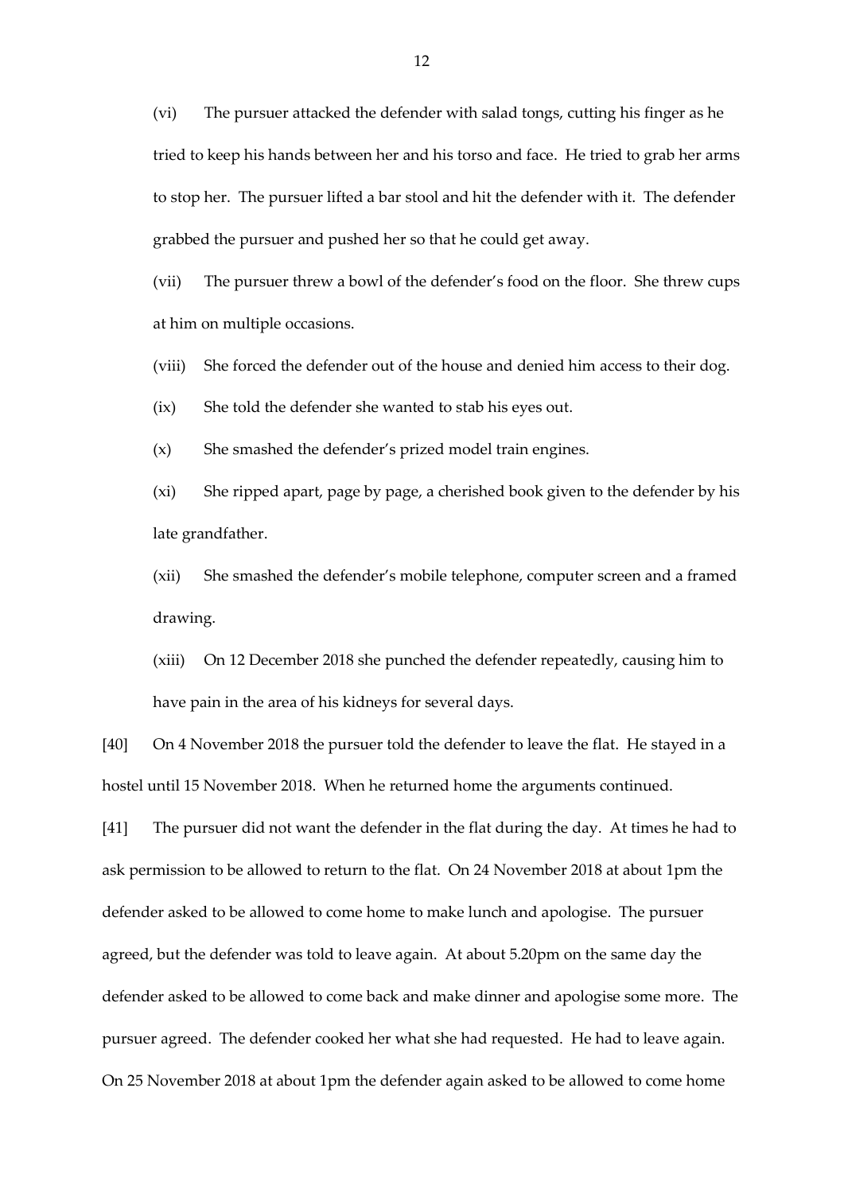(vi) The pursuer attacked the defender with salad tongs, cutting his finger as he tried to keep his hands between her and his torso and face. He tried to grab her arms to stop her. The pursuer lifted a bar stool and hit the defender with it. The defender grabbed the pursuer and pushed her so that he could get away.

(vii) The pursuer threw a bowl of the defender's food on the floor. She threw cups at him on multiple occasions.

(viii) She forced the defender out of the house and denied him access to their dog.

(ix) She told the defender she wanted to stab his eyes out.

(x) She smashed the defender's prized model train engines.

(xi) She ripped apart, page by page, a cherished book given to the defender by his late grandfather.

(xii) She smashed the defender's mobile telephone, computer screen and a framed drawing.

(xiii) On 12 December 2018 she punched the defender repeatedly, causing him to have pain in the area of his kidneys for several days.

[40] On 4 November 2018 the pursuer told the defender to leave the flat. He stayed in a hostel until 15 November 2018. When he returned home the arguments continued.

[41] The pursuer did not want the defender in the flat during the day. At times he had to ask permission to be allowed to return to the flat. On 24 November 2018 at about 1pm the defender asked to be allowed to come home to make lunch and apologise. The pursuer agreed, but the defender was told to leave again. At about 5.20pm on the same day the defender asked to be allowed to come back and make dinner and apologise some more. The pursuer agreed. The defender cooked her what she had requested. He had to leave again. On 25 November 2018 at about 1pm the defender again asked to be allowed to come home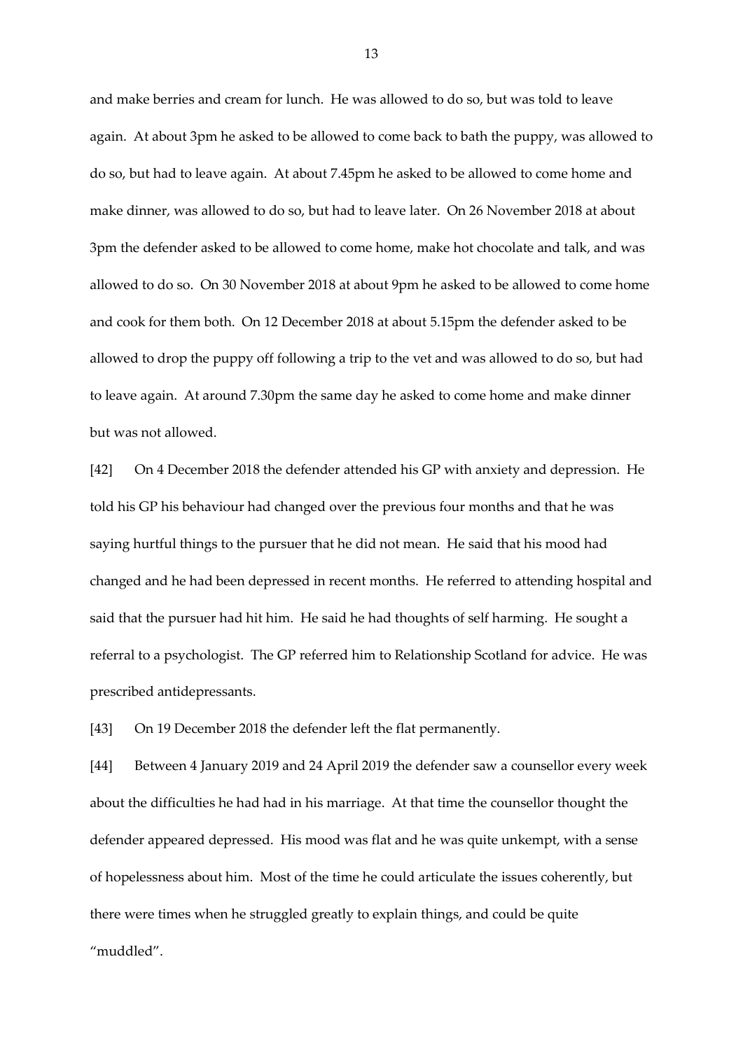and make berries and cream for lunch. He was allowed to do so, but was told to leave again. At about 3pm he asked to be allowed to come back to bath the puppy, was allowed to do so, but had to leave again. At about 7.45pm he asked to be allowed to come home and make dinner, was allowed to do so, but had to leave later. On 26 November 2018 at about 3pm the defender asked to be allowed to come home, make hot chocolate and talk, and was allowed to do so. On 30 November 2018 at about 9pm he asked to be allowed to come home and cook for them both. On 12 December 2018 at about 5.15pm the defender asked to be allowed to drop the puppy off following a trip to the vet and was allowed to do so, but had to leave again. At around 7.30pm the same day he asked to come home and make dinner but was not allowed.

[42] On 4 December 2018 the defender attended his GP with anxiety and depression. He told his GP his behaviour had changed over the previous four months and that he was saying hurtful things to the pursuer that he did not mean. He said that his mood had changed and he had been depressed in recent months. He referred to attending hospital and said that the pursuer had hit him. He said he had thoughts of self harming. He sought a referral to a psychologist. The GP referred him to Relationship Scotland for advice. He was prescribed antidepressants.

[43] On 19 December 2018 the defender left the flat permanently.

[44] Between 4 January 2019 and 24 April 2019 the defender saw a counsellor every week about the difficulties he had had in his marriage. At that time the counsellor thought the defender appeared depressed. His mood was flat and he was quite unkempt, with a sense of hopelessness about him. Most of the time he could articulate the issues coherently, but there were times when he struggled greatly to explain things, and could be quite "muddled".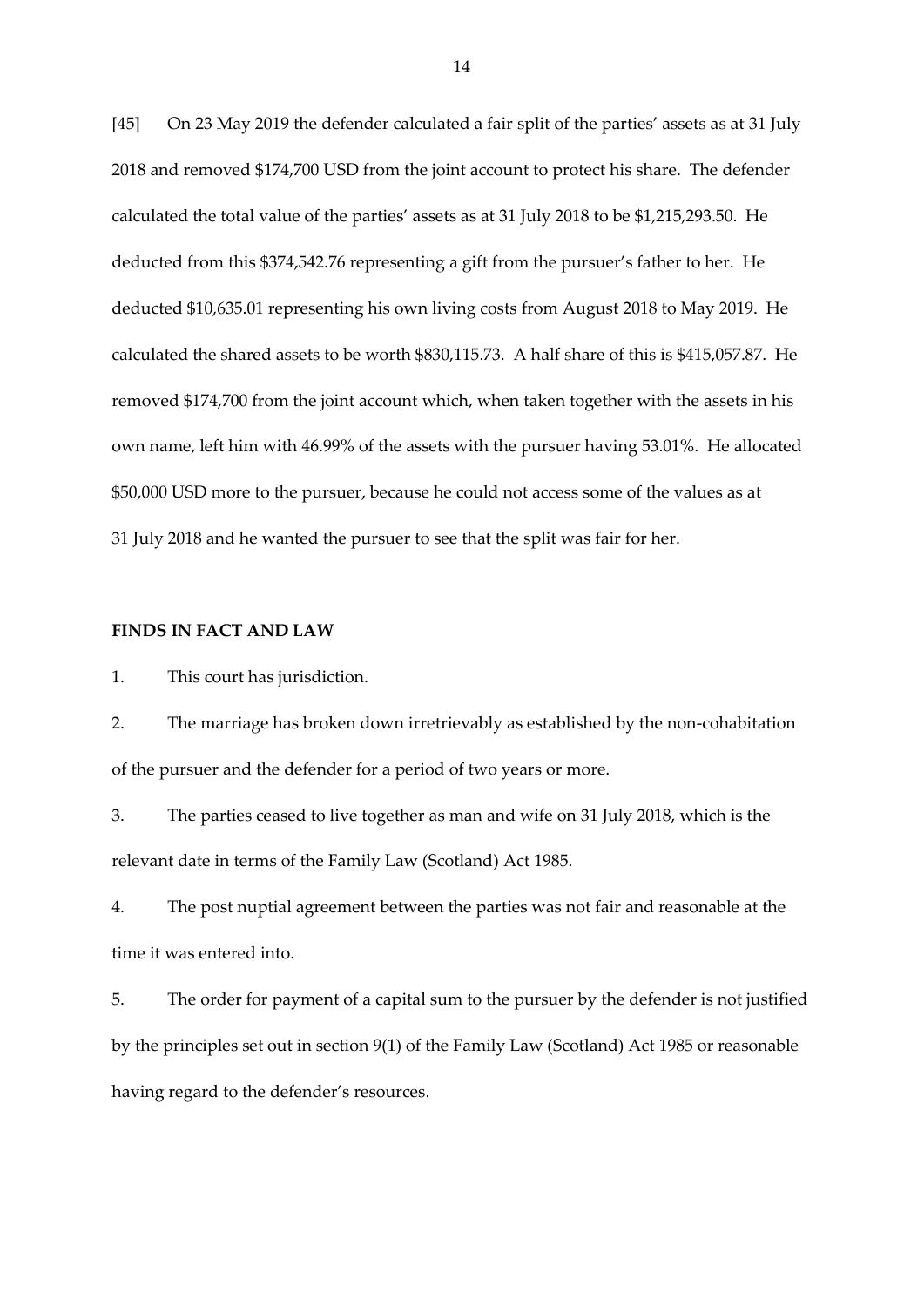[45] On 23 May 2019 the defender calculated a fair split of the parties' assets as at 31 July 2018 and removed $174,700 USD from the joint account to protect his share. The defender calculated the total value of the parties' assets as at 31 July 2018 to be $1,215,293.50. He deducted from this $374,542.76 representing a gift from the pursuer's father to her. He deducted $10,635.01 representing his own living costs from August 2018 to May 2019. He calculated the shared assets to be worth $830,115.73. A half share of this is $415,057.87. He removed $174,700 from the joint account which, when taken together with the assets in his own name, left him with 46.99% of the assets with the pursuer having 53.01%. He allocated $50,000 USD more to the pursuer, because he could not access some of the values as at 31 July 2018 and he wanted the pursuer to see that the split was fair for her.

**FINDS IN FACT AND LAW**

1. This court has jurisdiction.

2. The marriage has broken down irretrievably as established by the non-cohabitation of the pursuer and the defender for a period of two years or more.

3. The parties ceased to live together as man and wife on 31 July 2018, which is the relevant date in terms of the Family Law (Scotland) Act 1985.

4. The post nuptial agreement between the parties was not fair and reasonable at the time it was entered into.

5. The order for payment of a capital sum to the pursuer by the defender is not justified by the principles set out in section 9(1) of the Family Law (Scotland) Act 1985 or reasonable having regard to the defender's resources.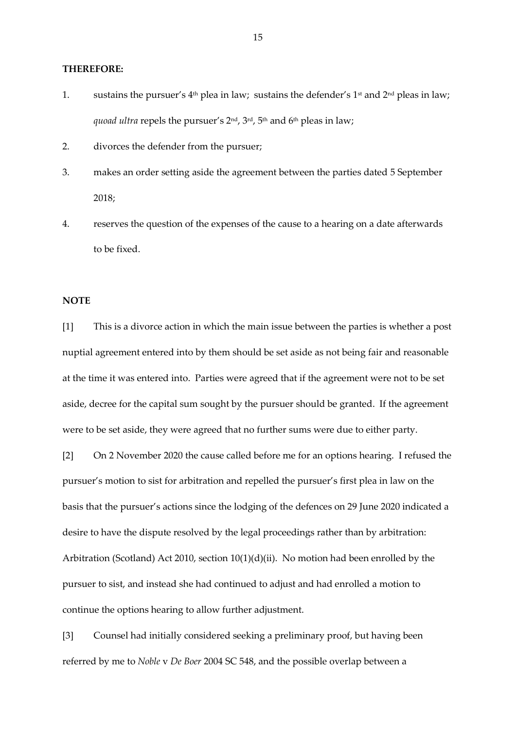**THEREFORE:**

1. sustains the pursuer's 4th plea in law; sustains the defender's 1st and 2nd pleas in law; *quoad ultra* repels the pursuer's 2nd, 3rd, 5th and 6th pleas in law;
2. divorces the defender from the pursuer;
3. makes an order setting aside the agreement between the parties dated 5 September 2018;
4. reserves the question of the expenses of the cause to a hearing on a date afterwards to be fixed.

**NOTE**

[1] This is a divorce action in which the main issue between the parties is whether a post nuptial agreement entered into by them should be set aside as not being fair and reasonable at the time it was entered into. Parties were agreed that if the agreement were not to be set aside, decree for the capital sum sought by the pursuer should be granted. If the agreement were to be set aside, they were agreed that no further sums were due to either party.

[2] On 2 November 2020 the cause called before me for an options hearing. I refused the pursuer's motion to sist for arbitration and repelled the pursuer's first plea in law on the basis that the pursuer's actions since the lodging of the defences on 29 June 2020 indicated a desire to have the dispute resolved by the legal proceedings rather than by arbitration: Arbitration (Scotland) Act 2010, section 10(1)(d)(ii). No motion had been enrolled by the pursuer to sist, and instead she had continued to adjust and had enrolled a motion to continue the options hearing to allow further adjustment.

[3] Counsel had initially considered seeking a preliminary proof, but having been referred by me to *Noble* v *De Boer* 2004 SC 548, and the possible overlap between a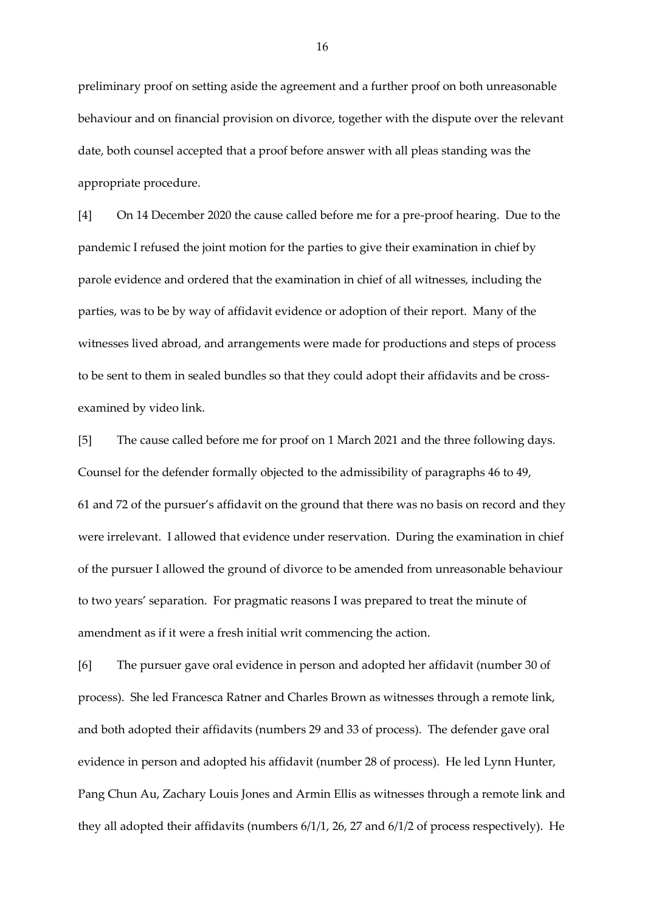preliminary proof on setting aside the agreement and a further proof on both unreasonable behaviour and on financial provision on divorce, together with the dispute over the relevant date, both counsel accepted that a proof before answer with all pleas standing was the appropriate procedure.

[4] On 14 December 2020 the cause called before me for a pre-proof hearing. Due to the pandemic I refused the joint motion for the parties to give their examination in chief by parole evidence and ordered that the examination in chief of all witnesses, including the parties, was to be by way of affidavit evidence or adoption of their report. Many of the witnesses lived abroad, and arrangements were made for productions and steps of process to be sent to them in sealed bundles so that they could adopt their affidavits and be cross-examined by video link.

[5] The cause called before me for proof on 1 March 2021 and the three following days. Counsel for the defender formally objected to the admissibility of paragraphs 46 to 49, 61 and 72 of the pursuer's affidavit on the ground that there was no basis on record and they were irrelevant. I allowed that evidence under reservation. During the examination in chief of the pursuer I allowed the ground of divorce to be amended from unreasonable behaviour to two years' separation. For pragmatic reasons I was prepared to treat the minute of amendment as if it were a fresh initial writ commencing the action.

[6] The pursuer gave oral evidence in person and adopted her affidavit (number 30 of process). She led Francesca Ratner and Charles Brown as witnesses through a remote link, and both adopted their affidavits (numbers 29 and 33 of process). The defender gave oral evidence in person and adopted his affidavit (number 28 of process). He led Lynn Hunter, Pang Chun Au, Zachary Louis Jones and Armin Ellis as witnesses through a remote link and they all adopted their affidavits (numbers 6/1/1, 26, 27 and 6/1/2 of process respectively). He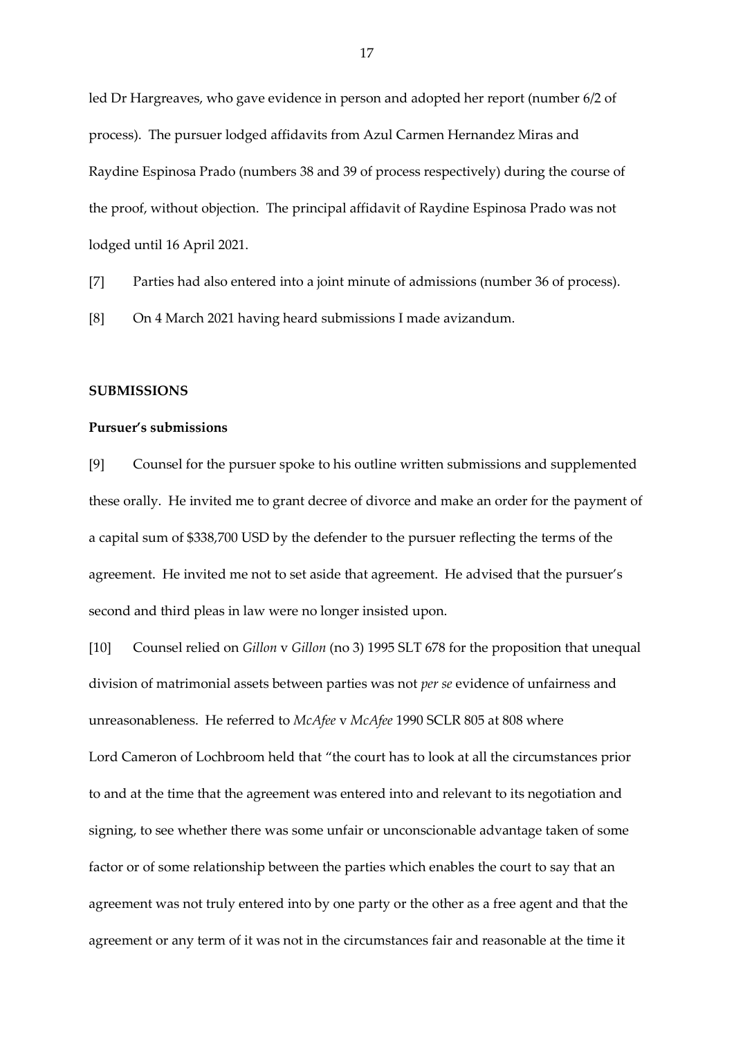led Dr Hargreaves, who gave evidence in person and adopted her report (number 6/2 of process). The pursuer lodged affidavits from Azul Carmen Hernandez Miras and Raydine Espinosa Prado (numbers 38 and 39 of process respectively) during the course of the proof, without objection. The principal affidavit of Raydine Espinosa Prado was not lodged until 16 April 2021.

[7] Parties had also entered into a joint minute of admissions (number 36 of process).

[8] On 4 March 2021 having heard submissions I made avizandum.

## SUBMISSIONS

### Pursuer's submissions

[9] Counsel for the pursuer spoke to his outline written submissions and supplemented these orally. He invited me to grant decree of divorce and make an order for the payment of a capital sum of $338,700 USD by the defender to the pursuer reflecting the terms of the agreement. He invited me not to set aside that agreement. He advised that the pursuer's second and third pleas in law were no longer insisted upon.

[10] Counsel relied on *Gillon* v *Gillon* (no 3) 1995 SLT 678 for the proposition that unequal division of matrimonial assets between parties was not *per se* evidence of unfairness and unreasonableness. He referred to *McAfee* v *McAfee* 1990 SCLR 805 at 808 where Lord Cameron of Lochbroom held that "the court has to look at all the circumstances prior to and at the time that the agreement was entered into and relevant to its negotiation and signing, to see whether there was some unfair or unconscionable advantage taken of some factor or of some relationship between the parties which enables the court to say that an agreement was not truly entered into by one party or the other as a free agent and that the agreement or any term of it was not in the circumstances fair and reasonable at the time it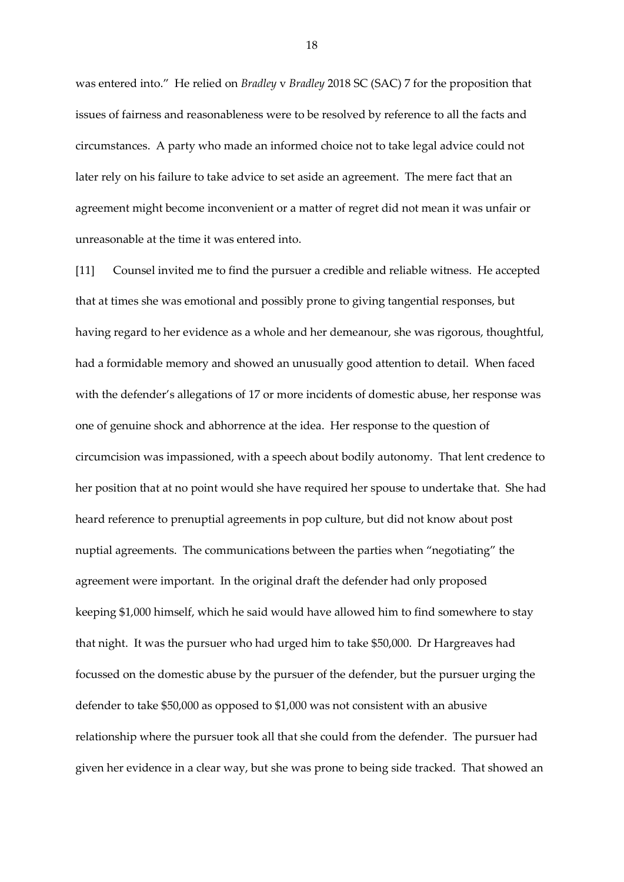was entered into." He relied on *Bradley* v *Bradley* 2018 SC (SAC) 7 for the proposition that issues of fairness and reasonableness were to be resolved by reference to all the facts and circumstances. A party who made an informed choice not to take legal advice could not later rely on his failure to take advice to set aside an agreement. The mere fact that an agreement might become inconvenient or a matter of regret did not mean it was unfair or unreasonable at the time it was entered into.

[11] Counsel invited me to find the pursuer a credible and reliable witness. He accepted that at times she was emotional and possibly prone to giving tangential responses, but having regard to her evidence as a whole and her demeanour, she was rigorous, thoughtful, had a formidable memory and showed an unusually good attention to detail. When faced with the defender's allegations of 17 or more incidents of domestic abuse, her response was one of genuine shock and abhorrence at the idea. Her response to the question of circumcision was impassioned, with a speech about bodily autonomy. That lent credence to her position that at no point would she have required her spouse to undertake that. She had heard reference to prenuptial agreements in pop culture, but did not know about post nuptial agreements. The communications between the parties when "negotiating" the agreement were important. In the original draft the defender had only proposed keeping $1,000 himself, which he said would have allowed him to find somewhere to stay that night. It was the pursuer who had urged him to take $50,000. Dr Hargreaves had focussed on the domestic abuse by the pursuer of the defender, but the pursuer urging the defender to take $50,000 as opposed to $1,000 was not consistent with an abusive relationship where the pursuer took all that she could from the defender. The pursuer had given her evidence in a clear way, but she was prone to being side tracked. That showed an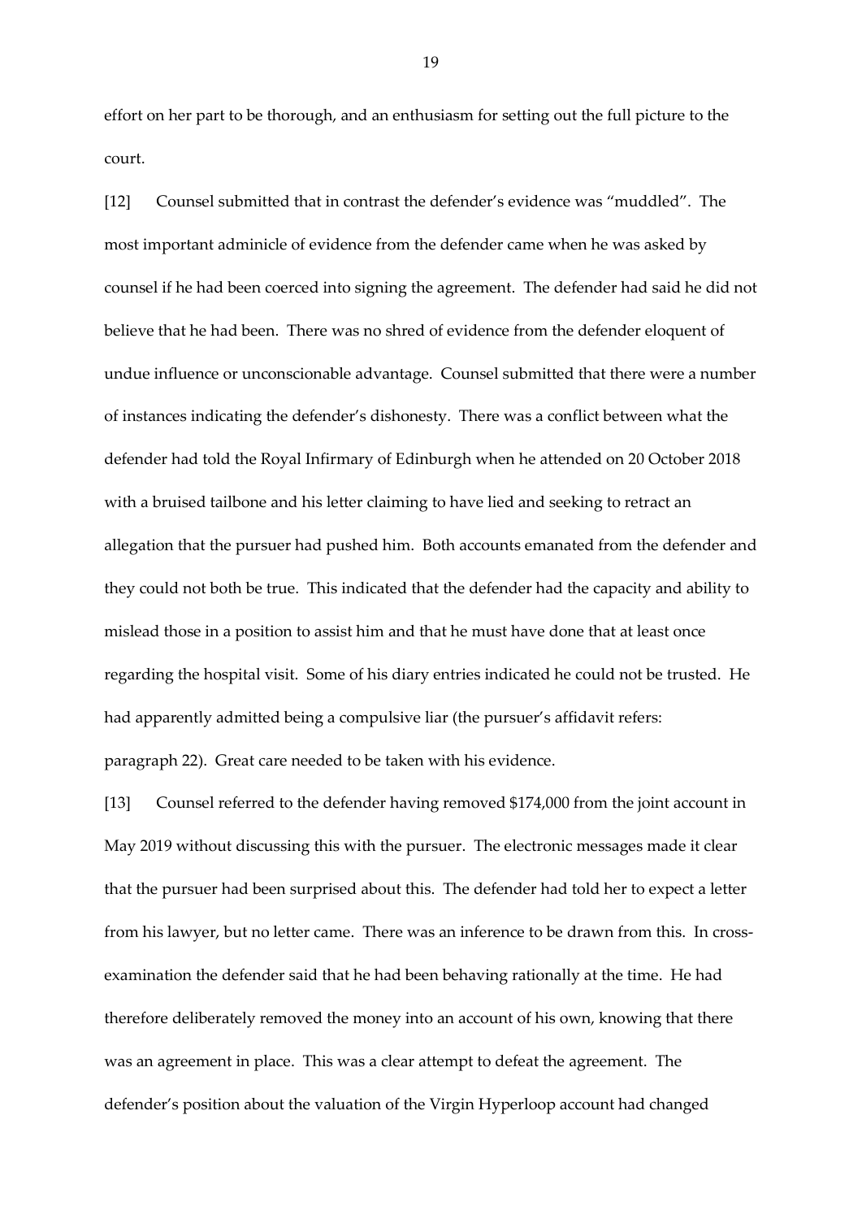effort on her part to be thorough, and an enthusiasm for setting out the full picture to the court.

[12] Counsel submitted that in contrast the defender's evidence was "muddled". The most important adminicle of evidence from the defender came when he was asked by counsel if he had been coerced into signing the agreement. The defender had said he did not believe that he had been. There was no shred of evidence from the defender eloquent of undue influence or unconscionable advantage. Counsel submitted that there were a number of instances indicating the defender's dishonesty. There was a conflict between what the defender had told the Royal Infirmary of Edinburgh when he attended on 20 October 2018 with a bruised tailbone and his letter claiming to have lied and seeking to retract an allegation that the pursuer had pushed him. Both accounts emanated from the defender and they could not both be true. This indicated that the defender had the capacity and ability to mislead those in a position to assist him and that he must have done that at least once regarding the hospital visit. Some of his diary entries indicated he could not be trusted. He had apparently admitted being a compulsive liar (the pursuer's affidavit refers: paragraph 22). Great care needed to be taken with his evidence.

[13] Counsel referred to the defender having removed $174,000 from the joint account in May 2019 without discussing this with the pursuer. The electronic messages made it clear that the pursuer had been surprised about this. The defender had told her to expect a letter from his lawyer, but no letter came. There was an inference to be drawn from this. In cross-examination the defender said that he had been behaving rationally at the time. He had therefore deliberately removed the money into an account of his own, knowing that there was an agreement in place. This was a clear attempt to defeat the agreement. The defender's position about the valuation of the Virgin Hyperloop account had changed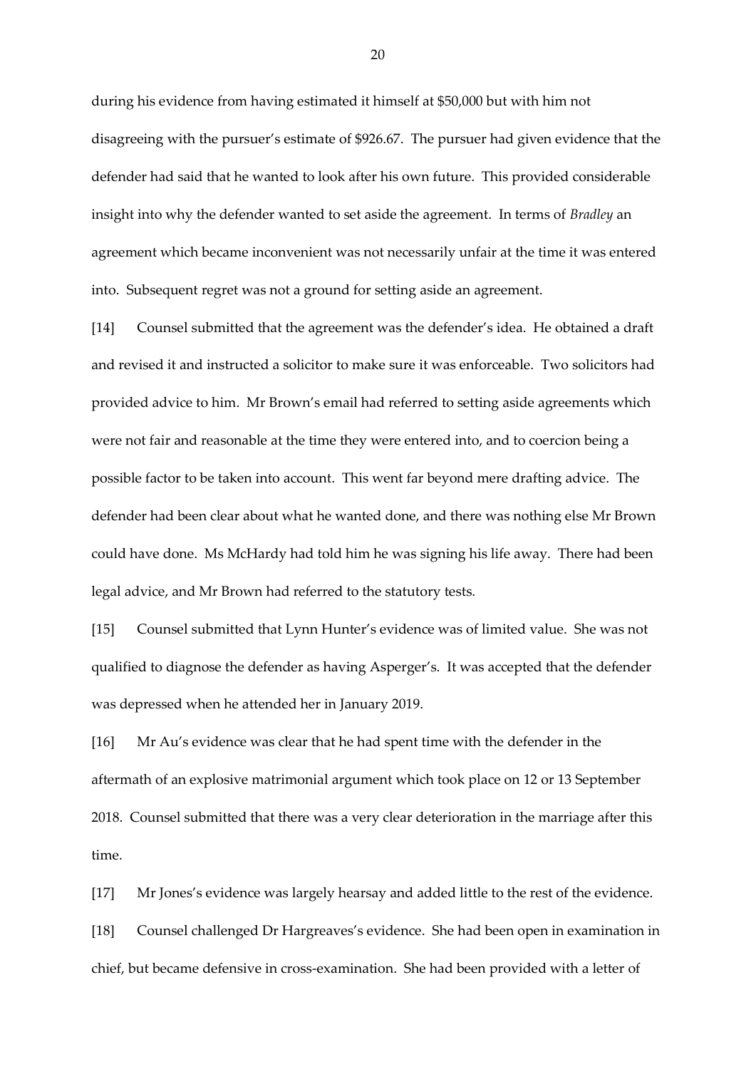during his evidence from having estimated it himself at $50,000 but with him not disagreeing with the pursuer's estimate of $926.67. The pursuer had given evidence that the defender had said that he wanted to look after his own future. This provided considerable insight into why the defender wanted to set aside the agreement. In terms of *Bradley* an agreement which became inconvenient was not necessarily unfair at the time it was entered into. Subsequent regret was not a ground for setting aside an agreement.

[14] Counsel submitted that the agreement was the defender's idea. He obtained a draft and revised it and instructed a solicitor to make sure it was enforceable. Two solicitors had provided advice to him. Mr Brown's email had referred to setting aside agreements which were not fair and reasonable at the time they were entered into, and to coercion being a possible factor to be taken into account. This went far beyond mere drafting advice. The defender had been clear about what he wanted done, and there was nothing else Mr Brown could have done. Ms McHardy had told him he was signing his life away. There had been legal advice, and Mr Brown had referred to the statutory tests.

[15] Counsel submitted that Lynn Hunter's evidence was of limited value. She was not qualified to diagnose the defender as having Asperger's. It was accepted that the defender was depressed when he attended her in January 2019.

[16] Mr Au's evidence was clear that he had spent time with the defender in the aftermath of an explosive matrimonial argument which took place on 12 or 13 September 2018. Counsel submitted that there was a very clear deterioration in the marriage after this time.

[17] Mr Jones's evidence was largely hearsay and added little to the rest of the evidence.

[18] Counsel challenged Dr Hargreaves's evidence. She had been open in examination in chief, but became defensive in cross-examination. She had been provided with a letter of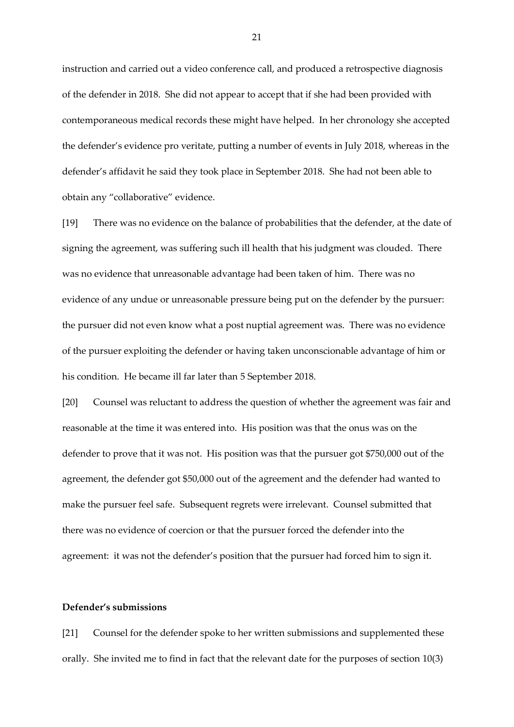instruction and carried out a video conference call, and produced a retrospective diagnosis of the defender in 2018. She did not appear to accept that if she had been provided with contemporaneous medical records these might have helped. In her chronology she accepted the defender's evidence pro veritate, putting a number of events in July 2018, whereas in the defender's affidavit he said they took place in September 2018. She had not been able to obtain any "collaborative" evidence.

[19] There was no evidence on the balance of probabilities that the defender, at the date of signing the agreement, was suffering such ill health that his judgment was clouded. There was no evidence that unreasonable advantage had been taken of him. There was no evidence of any undue or unreasonable pressure being put on the defender by the pursuer: the pursuer did not even know what a post nuptial agreement was. There was no evidence of the pursuer exploiting the defender or having taken unconscionable advantage of him or his condition. He became ill far later than 5 September 2018.

[20] Counsel was reluctant to address the question of whether the agreement was fair and reasonable at the time it was entered into. His position was that the onus was on the defender to prove that it was not. His position was that the pursuer got $750,000 out of the agreement, the defender got $50,000 out of the agreement and the defender had wanted to make the pursuer feel safe. Subsequent regrets were irrelevant. Counsel submitted that there was no evidence of coercion or that the pursuer forced the defender into the agreement: it was not the defender's position that the pursuer had forced him to sign it.

**Defender's submissions**

[21] Counsel for the defender spoke to her written submissions and supplemented these orally. She invited me to find in fact that the relevant date for the purposes of section 10(3)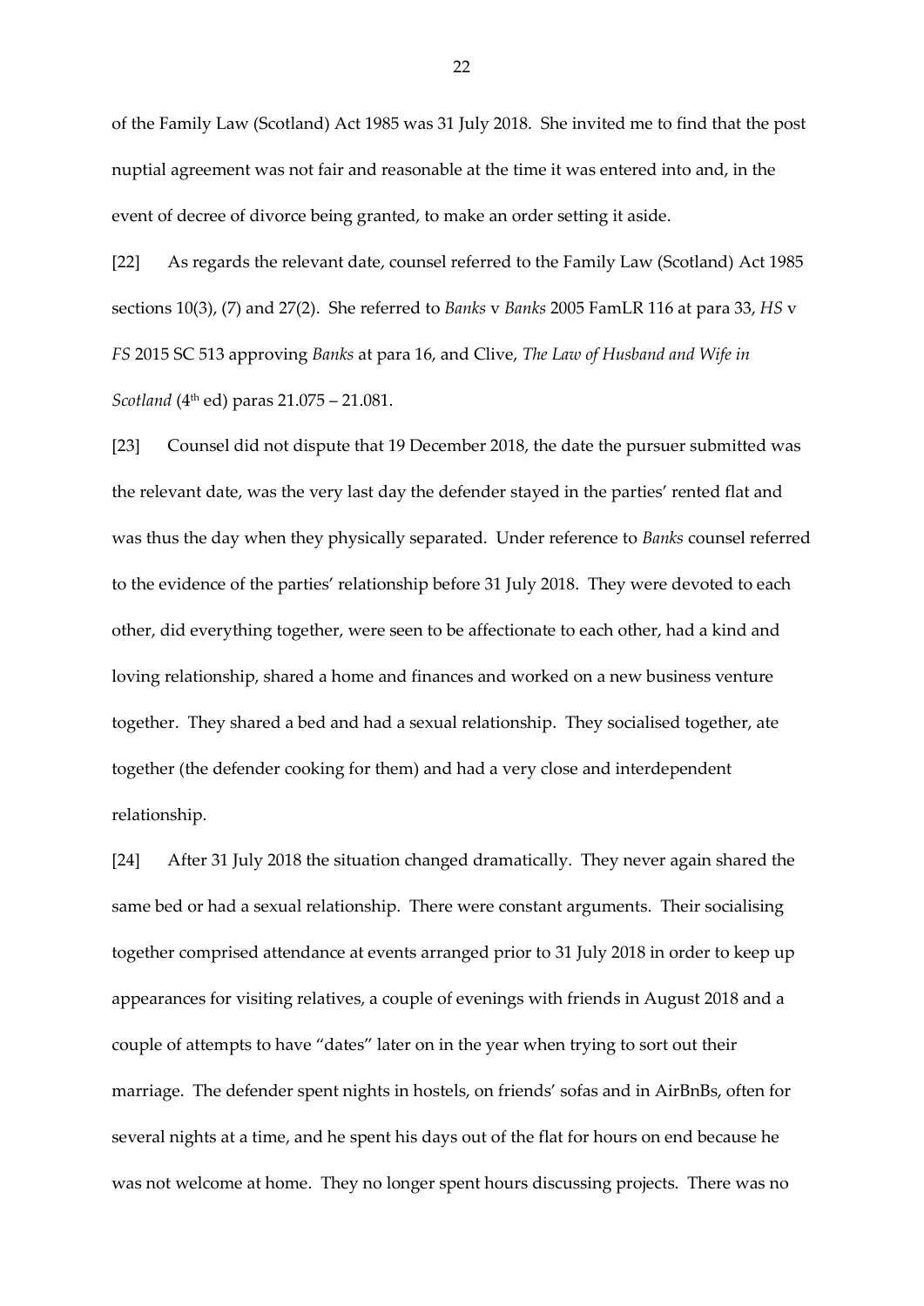of the Family Law (Scotland) Act 1985 was 31 July 2018. She invited me to find that the post nuptial agreement was not fair and reasonable at the time it was entered into and, in the event of decree of divorce being granted, to make an order setting it aside.

[22] As regards the relevant date, counsel referred to the Family Law (Scotland) Act 1985 sections 10(3), (7) and 27(2). She referred to *Banks* v *Banks* 2005 FamLR 116 at para 33, *HS* v *FS* 2015 SC 513 approving *Banks* at para 16, and Clive, *The Law of Husband and Wife in Scotland* (4th ed) paras 21.075 – 21.081.

[23] Counsel did not dispute that 19 December 2018, the date the pursuer submitted was the relevant date, was the very last day the defender stayed in the parties' rented flat and was thus the day when they physically separated. Under reference to *Banks* counsel referred to the evidence of the parties' relationship before 31 July 2018. They were devoted to each other, did everything together, were seen to be affectionate to each other, had a kind and loving relationship, shared a home and finances and worked on a new business venture together. They shared a bed and had a sexual relationship. They socialised together, ate together (the defender cooking for them) and had a very close and interdependent relationship.

[24] After 31 July 2018 the situation changed dramatically. They never again shared the same bed or had a sexual relationship. There were constant arguments. Their socialising together comprised attendance at events arranged prior to 31 July 2018 in order to keep up appearances for visiting relatives, a couple of evenings with friends in August 2018 and a couple of attempts to have "dates" later on in the year when trying to sort out their marriage. The defender spent nights in hostels, on friends' sofas and in AirBnBs, often for several nights at a time, and he spent his days out of the flat for hours on end because he was not welcome at home. They no longer spent hours discussing projects. There was no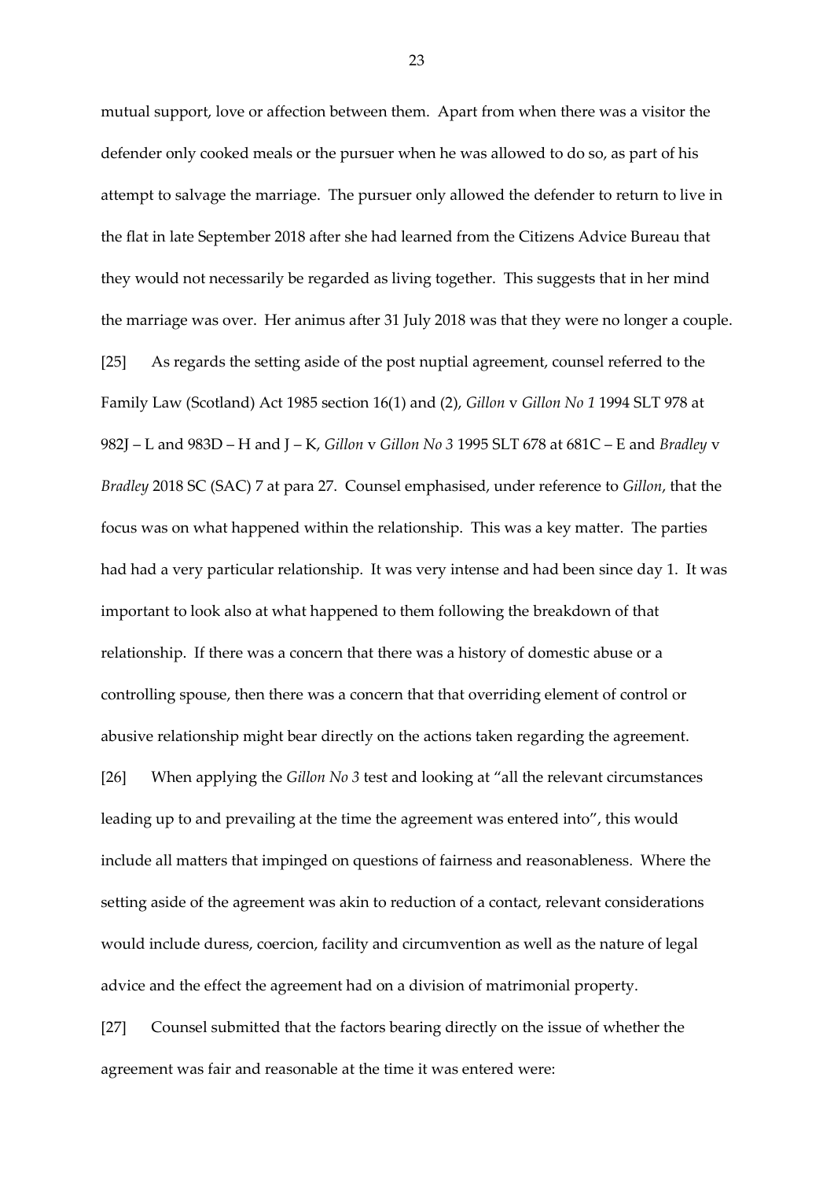mutual support, love or affection between them. Apart from when there was a visitor the defender only cooked meals or the pursuer when he was allowed to do so, as part of his attempt to salvage the marriage. The pursuer only allowed the defender to return to live in the flat in late September 2018 after she had learned from the Citizens Advice Bureau that they would not necessarily be regarded as living together. This suggests that in her mind the marriage was over. Her animus after 31 July 2018 was that they were no longer a couple.

[25] As regards the setting aside of the post nuptial agreement, counsel referred to the Family Law (Scotland) Act 1985 section 16(1) and (2), *Gillon* v *Gillon No 1* 1994 SLT 978 at 982J – L and 983D – H and J – K, *Gillon* v *Gillon No 3* 1995 SLT 678 at 681C – E and *Bradley* v *Bradley* 2018 SC (SAC) 7 at para 27. Counsel emphasised, under reference to *Gillon*, that the focus was on what happened within the relationship. This was a key matter. The parties had had a very particular relationship. It was very intense and had been since day 1. It was important to look also at what happened to them following the breakdown of that relationship. If there was a concern that there was a history of domestic abuse or a controlling spouse, then there was a concern that that overriding element of control or abusive relationship might bear directly on the actions taken regarding the agreement.

[26] When applying the *Gillon No 3* test and looking at "all the relevant circumstances leading up to and prevailing at the time the agreement was entered into", this would include all matters that impinged on questions of fairness and reasonableness. Where the setting aside of the agreement was akin to reduction of a contact, relevant considerations would include duress, coercion, facility and circumvention as well as the nature of legal advice and the effect the agreement had on a division of matrimonial property.

[27] Counsel submitted that the factors bearing directly on the issue of whether the agreement was fair and reasonable at the time it was entered were: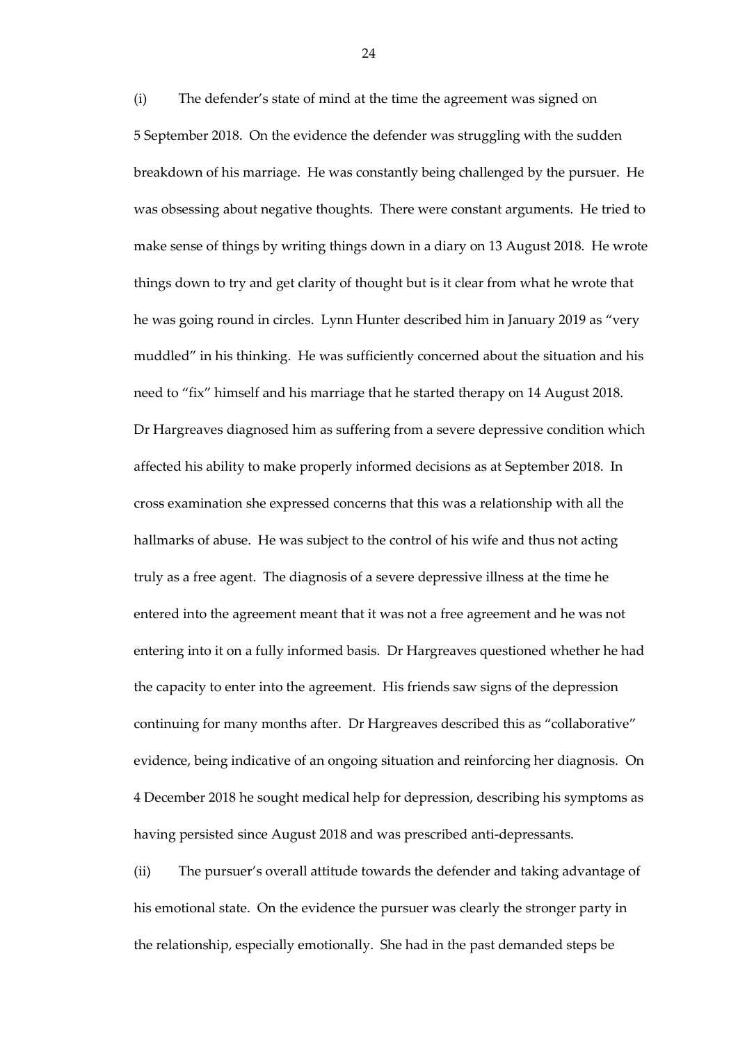(i) The defender's state of mind at the time the agreement was signed on 5 September 2018. On the evidence the defender was struggling with the sudden breakdown of his marriage. He was constantly being challenged by the pursuer. He was obsessing about negative thoughts. There were constant arguments. He tried to make sense of things by writing things down in a diary on 13 August 2018. He wrote things down to try and get clarity of thought but is it clear from what he wrote that he was going round in circles. Lynn Hunter described him in January 2019 as "very muddled" in his thinking. He was sufficiently concerned about the situation and his need to "fix" himself and his marriage that he started therapy on 14 August 2018. Dr Hargreaves diagnosed him as suffering from a severe depressive condition which affected his ability to make properly informed decisions as at September 2018. In cross examination she expressed concerns that this was a relationship with all the hallmarks of abuse. He was subject to the control of his wife and thus not acting truly as a free agent. The diagnosis of a severe depressive illness at the time he entered into the agreement meant that it was not a free agreement and he was not entering into it on a fully informed basis. Dr Hargreaves questioned whether he had the capacity to enter into the agreement. His friends saw signs of the depression continuing for many months after. Dr Hargreaves described this as "collaborative" evidence, being indicative of an ongoing situation and reinforcing her diagnosis. On 4 December 2018 he sought medical help for depression, describing his symptoms as having persisted since August 2018 and was prescribed anti-depressants.

(ii) The pursuer's overall attitude towards the defender and taking advantage of his emotional state. On the evidence the pursuer was clearly the stronger party in the relationship, especially emotionally. She had in the past demanded steps be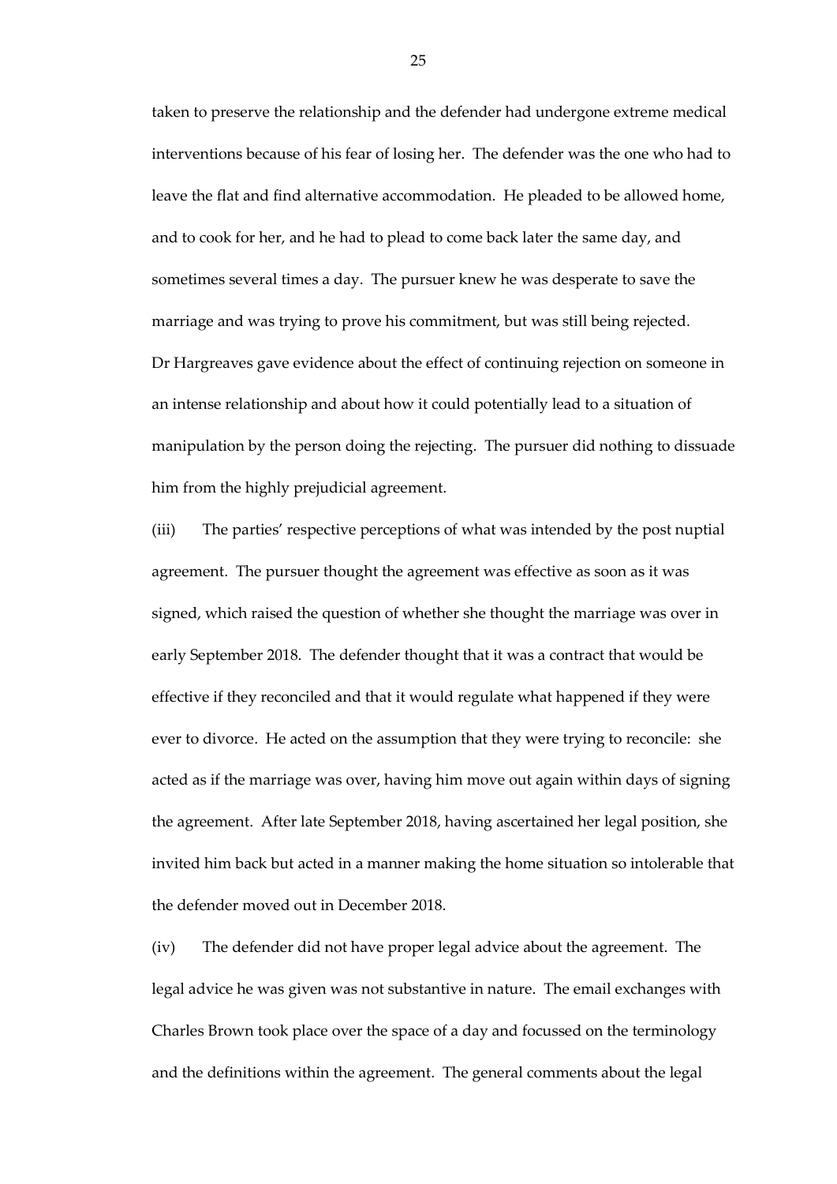taken to preserve the relationship and the defender had undergone extreme medical interventions because of his fear of losing her. The defender was the one who had to leave the flat and find alternative accommodation. He pleaded to be allowed home, and to cook for her, and he had to plead to come back later the same day, and sometimes several times a day. The pursuer knew he was desperate to save the marriage and was trying to prove his commitment, but was still being rejected. Dr Hargreaves gave evidence about the effect of continuing rejection on someone in an intense relationship and about how it could potentially lead to a situation of manipulation by the person doing the rejecting. The pursuer did nothing to dissuade him from the highly prejudicial agreement.

(iii) The parties' respective perceptions of what was intended by the post nuptial agreement. The pursuer thought the agreement was effective as soon as it was signed, which raised the question of whether she thought the marriage was over in early September 2018. The defender thought that it was a contract that would be effective if they reconciled and that it would regulate what happened if they were ever to divorce. He acted on the assumption that they were trying to reconcile: she acted as if the marriage was over, having him move out again within days of signing the agreement. After late September 2018, having ascertained her legal position, she invited him back but acted in a manner making the home situation so intolerable that the defender moved out in December 2018.

(iv) The defender did not have proper legal advice about the agreement. The legal advice he was given was not substantive in nature. The email exchanges with Charles Brown took place over the space of a day and focussed on the terminology and the definitions within the agreement. The general comments about the legal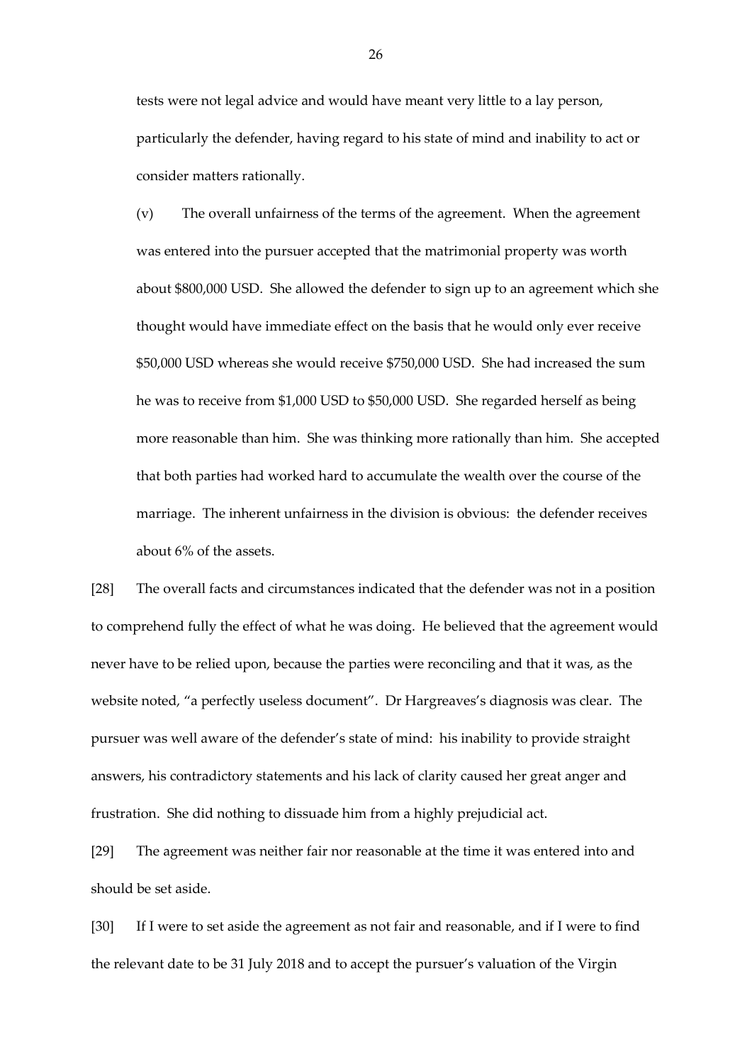tests were not legal advice and would have meant very little to a lay person, particularly the defender, having regard to his state of mind and inability to act or consider matters rationally.

(v) The overall unfairness of the terms of the agreement. When the agreement was entered into the pursuer accepted that the matrimonial property was worth about $800,000 USD. She allowed the defender to sign up to an agreement which she thought would have immediate effect on the basis that he would only ever receive $50,000 USD whereas she would receive $750,000 USD. She had increased the sum he was to receive from $1,000 USD to $50,000 USD. She regarded herself as being more reasonable than him. She was thinking more rationally than him. She accepted that both parties had worked hard to accumulate the wealth over the course of the marriage. The inherent unfairness in the division is obvious: the defender receives about 6% of the assets.

[28] The overall facts and circumstances indicated that the defender was not in a position to comprehend fully the effect of what he was doing. He believed that the agreement would never have to be relied upon, because the parties were reconciling and that it was, as the website noted, "a perfectly useless document". Dr Hargreaves's diagnosis was clear. The pursuer was well aware of the defender's state of mind: his inability to provide straight answers, his contradictory statements and his lack of clarity caused her great anger and frustration. She did nothing to dissuade him from a highly prejudicial act.

[29] The agreement was neither fair nor reasonable at the time it was entered into and should be set aside.

[30] If I were to set aside the agreement as not fair and reasonable, and if I were to find the relevant date to be 31 July 2018 and to accept the pursuer's valuation of the Virgin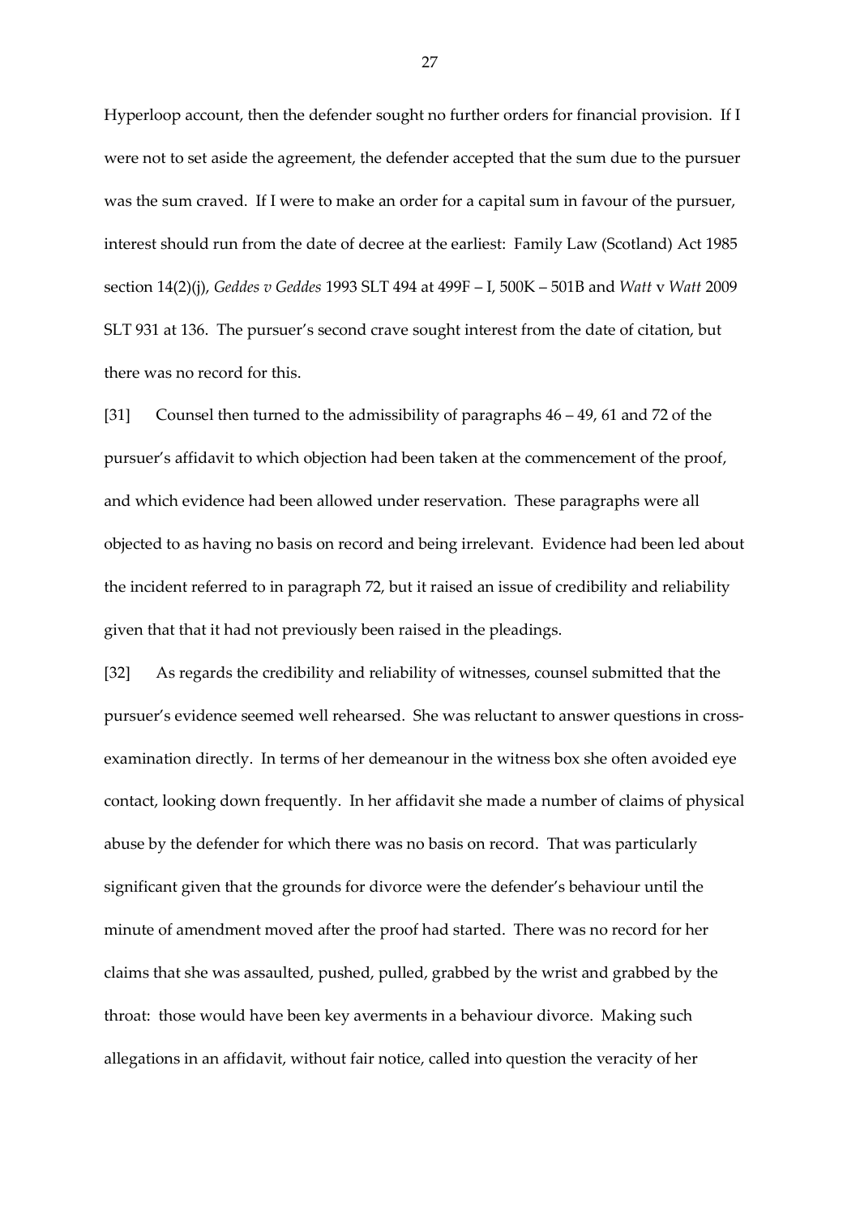Hyperloop account, then the defender sought no further orders for financial provision. If I were not to set aside the agreement, the defender accepted that the sum due to the pursuer was the sum craved. If I were to make an order for a capital sum in favour of the pursuer, interest should run from the date of decree at the earliest: Family Law (Scotland) Act 1985 section 14(2)(j), *Geddes v Geddes* 1993 SLT 494 at 499F – I, 500K – 501B and *Watt* v *Watt* 2009 SLT 931 at 136. The pursuer's second crave sought interest from the date of citation, but there was no record for this.

[31] Counsel then turned to the admissibility of paragraphs 46 – 49, 61 and 72 of the pursuer's affidavit to which objection had been taken at the commencement of the proof, and which evidence had been allowed under reservation. These paragraphs were all objected to as having no basis on record and being irrelevant. Evidence had been led about the incident referred to in paragraph 72, but it raised an issue of credibility and reliability given that that it had not previously been raised in the pleadings.

[32] As regards the credibility and reliability of witnesses, counsel submitted that the pursuer's evidence seemed well rehearsed. She was reluctant to answer questions in cross-examination directly. In terms of her demeanour in the witness box she often avoided eye contact, looking down frequently. In her affidavit she made a number of claims of physical abuse by the defender for which there was no basis on record. That was particularly significant given that the grounds for divorce were the defender's behaviour until the minute of amendment moved after the proof had started. There was no record for her claims that she was assaulted, pushed, pulled, grabbed by the wrist and grabbed by the throat: those would have been key averments in a behaviour divorce. Making such allegations in an affidavit, without fair notice, called into question the veracity of her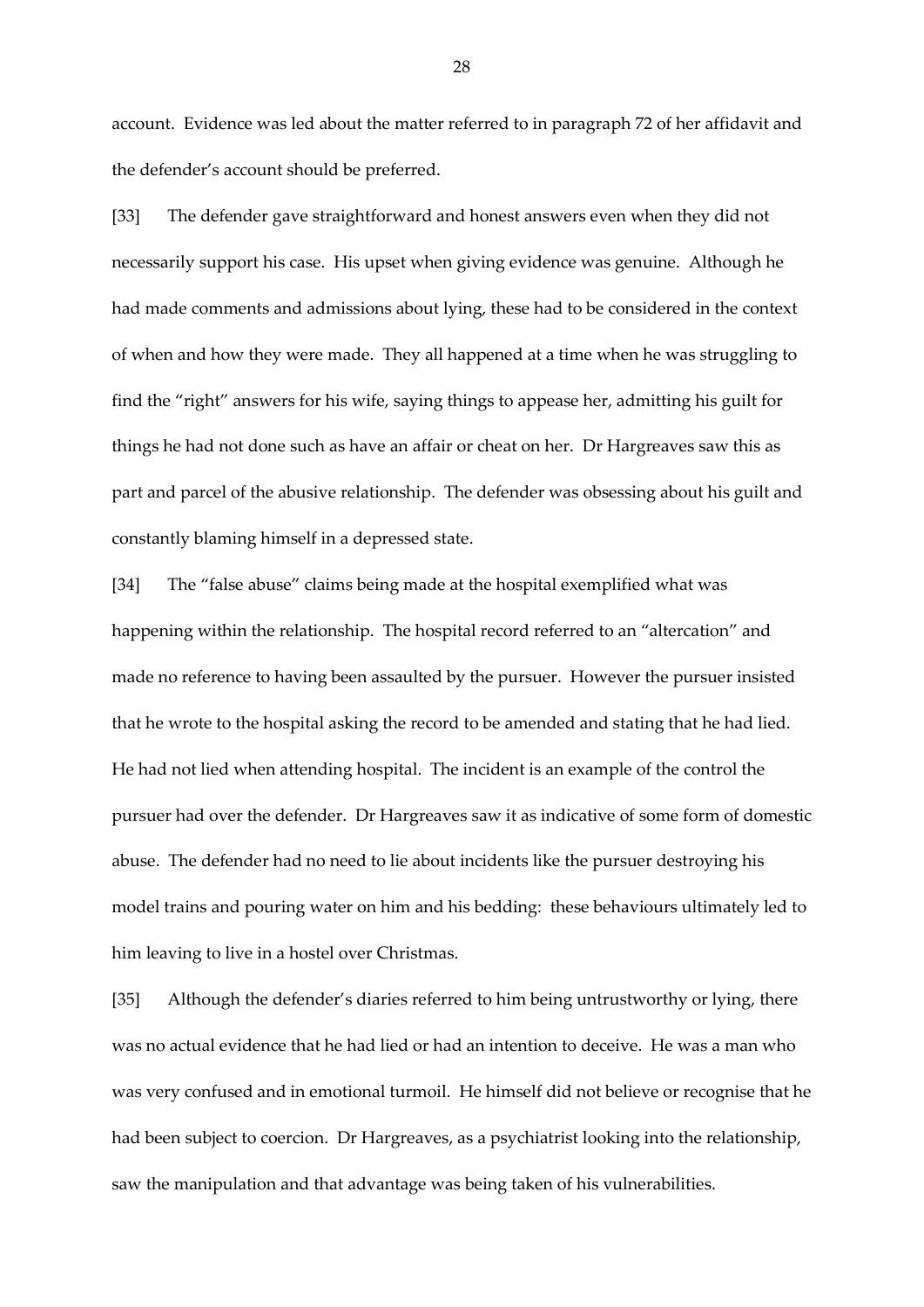account. Evidence was led about the matter referred to in paragraph 72 of her affidavit and the defender's account should be preferred.

[33] The defender gave straightforward and honest answers even when they did not necessarily support his case. His upset when giving evidence was genuine. Although he had made comments and admissions about lying, these had to be considered in the context of when and how they were made. They all happened at a time when he was struggling to find the "right" answers for his wife, saying things to appease her, admitting his guilt for things he had not done such as have an affair or cheat on her. Dr Hargreaves saw this as part and parcel of the abusive relationship. The defender was obsessing about his guilt and constantly blaming himself in a depressed state.

[34] The "false abuse" claims being made at the hospital exemplified what was happening within the relationship. The hospital record referred to an "altercation" and made no reference to having been assaulted by the pursuer. However the pursuer insisted that he wrote to the hospital asking the record to be amended and stating that he had lied. He had not lied when attending hospital. The incident is an example of the control the pursuer had over the defender. Dr Hargreaves saw it as indicative of some form of domestic abuse. The defender had no need to lie about incidents like the pursuer destroying his model trains and pouring water on him and his bedding: these behaviours ultimately led to him leaving to live in a hostel over Christmas.

[35] Although the defender's diaries referred to him being untrustworthy or lying, there was no actual evidence that he had lied or had an intention to deceive. He was a man who was very confused and in emotional turmoil. He himself did not believe or recognise that he had been subject to coercion. Dr Hargreaves, as a psychiatrist looking into the relationship, saw the manipulation and that advantage was being taken of his vulnerabilities.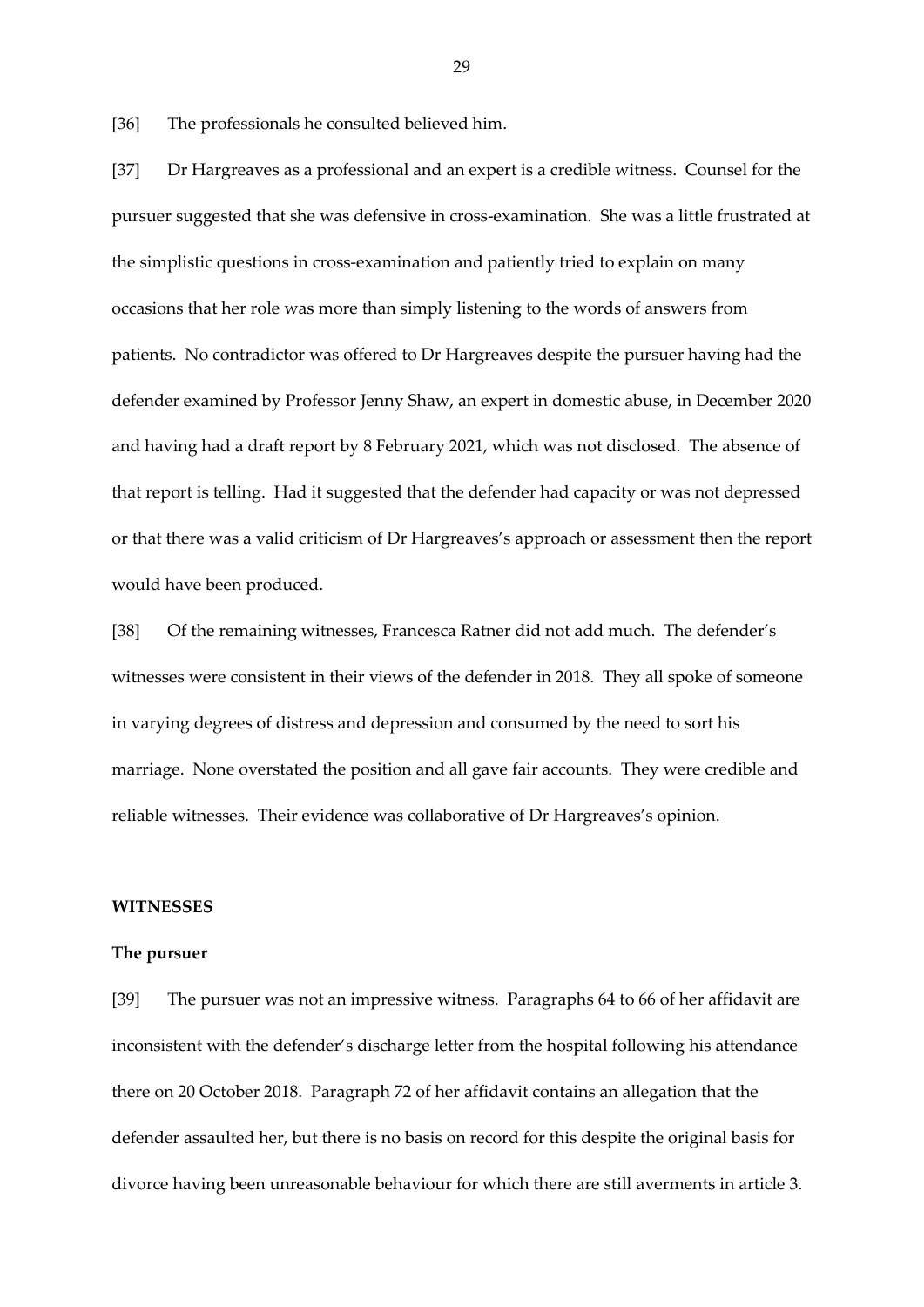[36] The professionals he consulted believed him.

[37] Dr Hargreaves as a professional and an expert is a credible witness. Counsel for the pursuer suggested that she was defensive in cross-examination. She was a little frustrated at the simplistic questions in cross-examination and patiently tried to explain on many occasions that her role was more than simply listening to the words of answers from patients. No contradictor was offered to Dr Hargreaves despite the pursuer having had the defender examined by Professor Jenny Shaw, an expert in domestic abuse, in December 2020 and having had a draft report by 8 February 2021, which was not disclosed. The absence of that report is telling. Had it suggested that the defender had capacity or was not depressed or that there was a valid criticism of Dr Hargreaves's approach or assessment then the report would have been produced.

[38] Of the remaining witnesses, Francesca Ratner did not add much. The defender's witnesses were consistent in their views of the defender in 2018. They all spoke of someone in varying degrees of distress and depression and consumed by the need to sort his marriage. None overstated the position and all gave fair accounts. They were credible and reliable witnesses. Their evidence was collaborative of Dr Hargreaves's opinion.

## WITNESSES

### The pursuer

[39] The pursuer was not an impressive witness. Paragraphs 64 to 66 of her affidavit are inconsistent with the defender's discharge letter from the hospital following his attendance there on 20 October 2018. Paragraph 72 of her affidavit contains an allegation that the defender assaulted her, but there is no basis on record for this despite the original basis for divorce having been unreasonable behaviour for which there are still averments in article 3.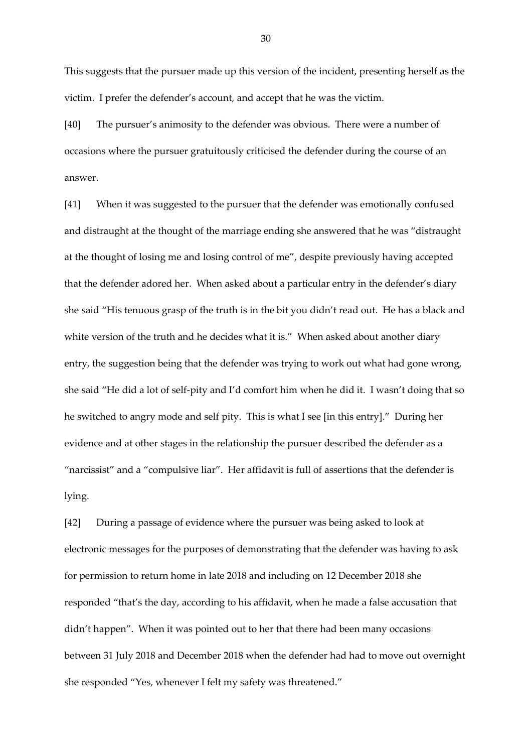This suggests that the pursuer made up this version of the incident, presenting herself as the victim. I prefer the defender's account, and accept that he was the victim.

[40] The pursuer's animosity to the defender was obvious. There were a number of occasions where the pursuer gratuitously criticised the defender during the course of an answer.

[41] When it was suggested to the pursuer that the defender was emotionally confused and distraught at the thought of the marriage ending she answered that he was "distraught at the thought of losing me and losing control of me", despite previously having accepted that the defender adored her. When asked about a particular entry in the defender's diary she said "His tenuous grasp of the truth is in the bit you didn't read out. He has a black and white version of the truth and he decides what it is." When asked about another diary entry, the suggestion being that the defender was trying to work out what had gone wrong, she said "He did a lot of self-pity and I'd comfort him when he did it. I wasn't doing that so he switched to angry mode and self pity. This is what I see [in this entry]." During her evidence and at other stages in the relationship the pursuer described the defender as a "narcissist" and a "compulsive liar". Her affidavit is full of assertions that the defender is lying.

[42] During a passage of evidence where the pursuer was being asked to look at electronic messages for the purposes of demonstrating that the defender was having to ask for permission to return home in late 2018 and including on 12 December 2018 she responded "that's the day, according to his affidavit, when he made a false accusation that didn't happen". When it was pointed out to her that there had been many occasions between 31 July 2018 and December 2018 when the defender had had to move out overnight she responded "Yes, whenever I felt my safety was threatened."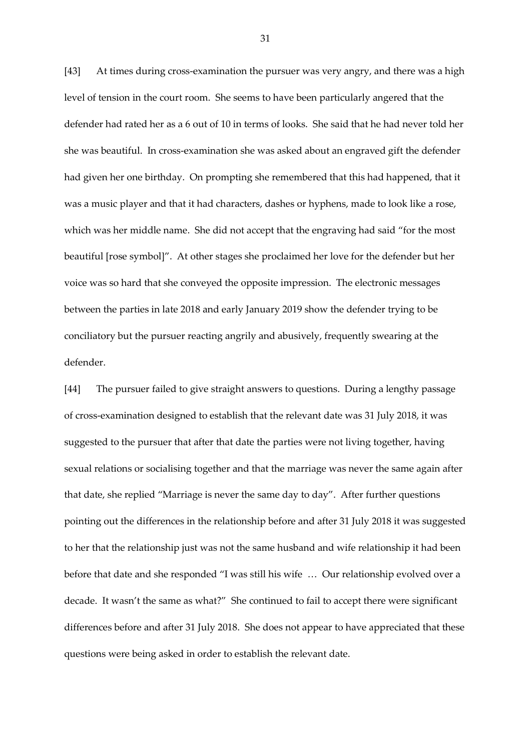[43] At times during cross-examination the pursuer was very angry, and there was a high level of tension in the court room. She seems to have been particularly angered that the defender had rated her as a 6 out of 10 in terms of looks. She said that he had never told her she was beautiful. In cross-examination she was asked about an engraved gift the defender had given her one birthday. On prompting she remembered that this had happened, that it was a music player and that it had characters, dashes or hyphens, made to look like a rose, which was her middle name. She did not accept that the engraving had said "for the most beautiful [rose symbol]". At other stages she proclaimed her love for the defender but her voice was so hard that she conveyed the opposite impression. The electronic messages between the parties in late 2018 and early January 2019 show the defender trying to be conciliatory but the pursuer reacting angrily and abusively, frequently swearing at the defender.

[44] The pursuer failed to give straight answers to questions. During a lengthy passage of cross-examination designed to establish that the relevant date was 31 July 2018, it was suggested to the pursuer that after that date the parties were not living together, having sexual relations or socialising together and that the marriage was never the same again after that date, she replied "Marriage is never the same day to day". After further questions pointing out the differences in the relationship before and after 31 July 2018 it was suggested to her that the relationship just was not the same husband and wife relationship it had been before that date and she responded "I was still his wife … Our relationship evolved over a decade. It wasn't the same as what?" She continued to fail to accept there were significant differences before and after 31 July 2018. She does not appear to have appreciated that these questions were being asked in order to establish the relevant date.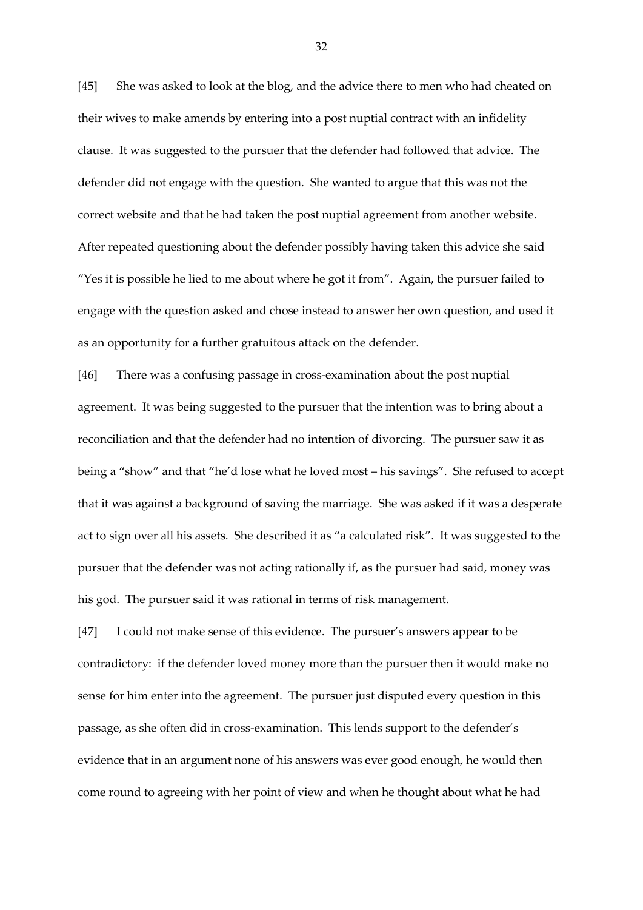[45] She was asked to look at the blog, and the advice there to men who had cheated on their wives to make amends by entering into a post nuptial contract with an infidelity clause. It was suggested to the pursuer that the defender had followed that advice. The defender did not engage with the question. She wanted to argue that this was not the correct website and that he had taken the post nuptial agreement from another website. After repeated questioning about the defender possibly having taken this advice she said "Yes it is possible he lied to me about where he got it from". Again, the pursuer failed to engage with the question asked and chose instead to answer her own question, and used it as an opportunity for a further gratuitous attack on the defender.

[46] There was a confusing passage in cross-examination about the post nuptial agreement. It was being suggested to the pursuer that the intention was to bring about a reconciliation and that the defender had no intention of divorcing. The pursuer saw it as being a "show" and that "he'd lose what he loved most – his savings". She refused to accept that it was against a background of saving the marriage. She was asked if it was a desperate act to sign over all his assets. She described it as "a calculated risk". It was suggested to the pursuer that the defender was not acting rationally if, as the pursuer had said, money was his god. The pursuer said it was rational in terms of risk management.

[47] I could not make sense of this evidence. The pursuer's answers appear to be contradictory: if the defender loved money more than the pursuer then it would make no sense for him enter into the agreement. The pursuer just disputed every question in this passage, as she often did in cross-examination. This lends support to the defender's evidence that in an argument none of his answers was ever good enough, he would then come round to agreeing with her point of view and when he thought about what he had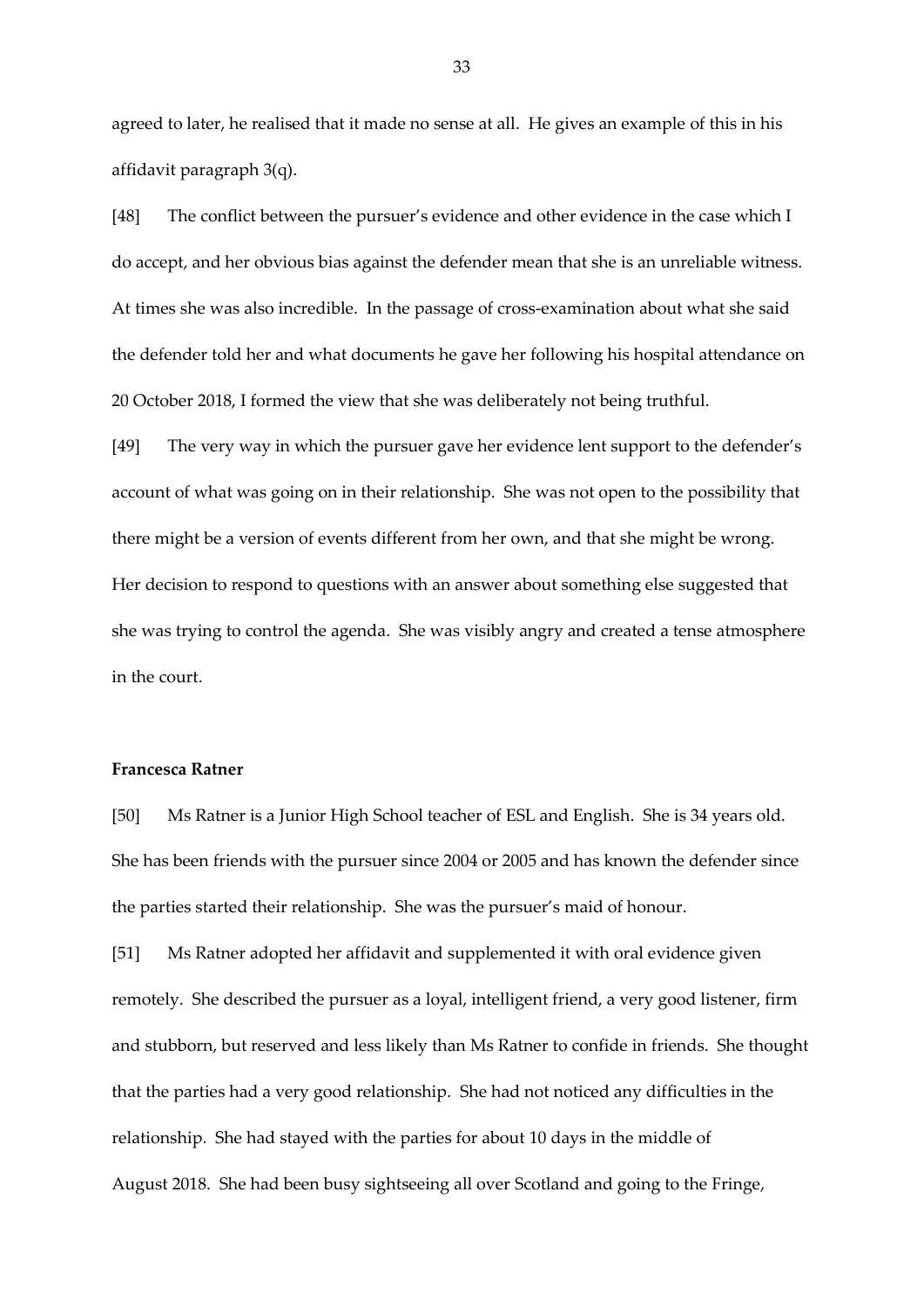agreed to later, he realised that it made no sense at all. He gives an example of this in his affidavit paragraph 3(q).

[48] The conflict between the pursuer's evidence and other evidence in the case which I do accept, and her obvious bias against the defender mean that she is an unreliable witness. At times she was also incredible. In the passage of cross-examination about what she said the defender told her and what documents he gave her following his hospital attendance on 20 October 2018, I formed the view that she was deliberately not being truthful.

[49] The very way in which the pursuer gave her evidence lent support to the defender's account of what was going on in their relationship. She was not open to the possibility that there might be a version of events different from her own, and that she might be wrong. Her decision to respond to questions with an answer about something else suggested that she was trying to control the agenda. She was visibly angry and created a tense atmosphere in the court.

**Francesca Ratner**

[50] Ms Ratner is a Junior High School teacher of ESL and English. She is 34 years old. She has been friends with the pursuer since 2004 or 2005 and has known the defender since the parties started their relationship. She was the pursuer's maid of honour.

[51] Ms Ratner adopted her affidavit and supplemented it with oral evidence given remotely. She described the pursuer as a loyal, intelligent friend, a very good listener, firm and stubborn, but reserved and less likely than Ms Ratner to confide in friends. She thought that the parties had a very good relationship. She had not noticed any difficulties in the relationship. She had stayed with the parties for about 10 days in the middle of August 2018. She had been busy sightseeing all over Scotland and going to the Fringe,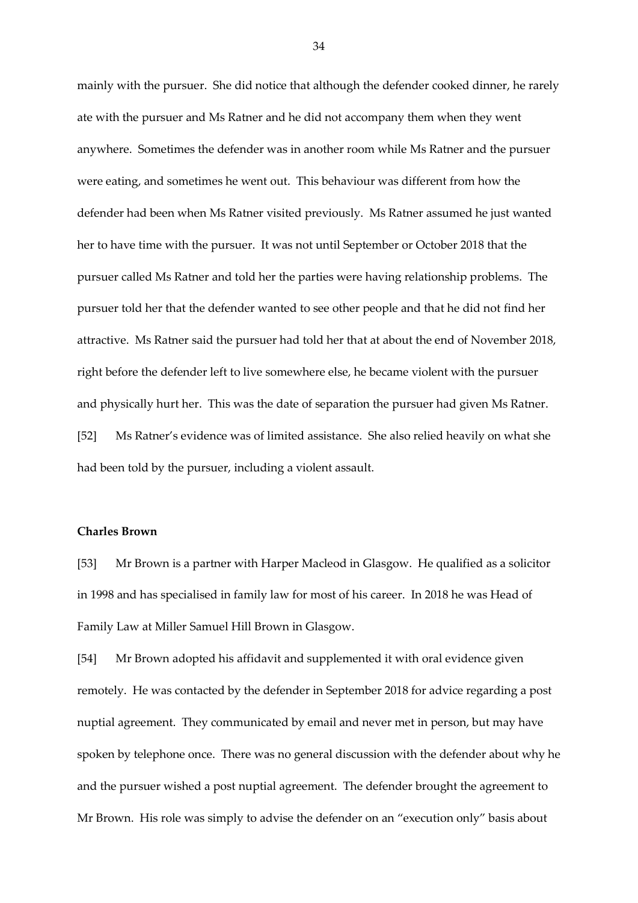mainly with the pursuer. She did notice that although the defender cooked dinner, he rarely ate with the pursuer and Ms Ratner and he did not accompany them when they went anywhere. Sometimes the defender was in another room while Ms Ratner and the pursuer were eating, and sometimes he went out. This behaviour was different from how the defender had been when Ms Ratner visited previously. Ms Ratner assumed he just wanted her to have time with the pursuer. It was not until September or October 2018 that the pursuer called Ms Ratner and told her the parties were having relationship problems. The pursuer told her that the defender wanted to see other people and that he did not find her attractive. Ms Ratner said the pursuer had told her that at about the end of November 2018, right before the defender left to live somewhere else, he became violent with the pursuer and physically hurt her. This was the date of separation the pursuer had given Ms Ratner.

[52] Ms Ratner's evidence was of limited assistance. She also relied heavily on what she had been told by the pursuer, including a violent assault.

**Charles Brown**

[53] Mr Brown is a partner with Harper Macleod in Glasgow. He qualified as a solicitor in 1998 and has specialised in family law for most of his career. In 2018 he was Head of Family Law at Miller Samuel Hill Brown in Glasgow.

[54] Mr Brown adopted his affidavit and supplemented it with oral evidence given remotely. He was contacted by the defender in September 2018 for advice regarding a post nuptial agreement. They communicated by email and never met in person, but may have spoken by telephone once. There was no general discussion with the defender about why he and the pursuer wished a post nuptial agreement. The defender brought the agreement to Mr Brown. His role was simply to advise the defender on an "execution only" basis about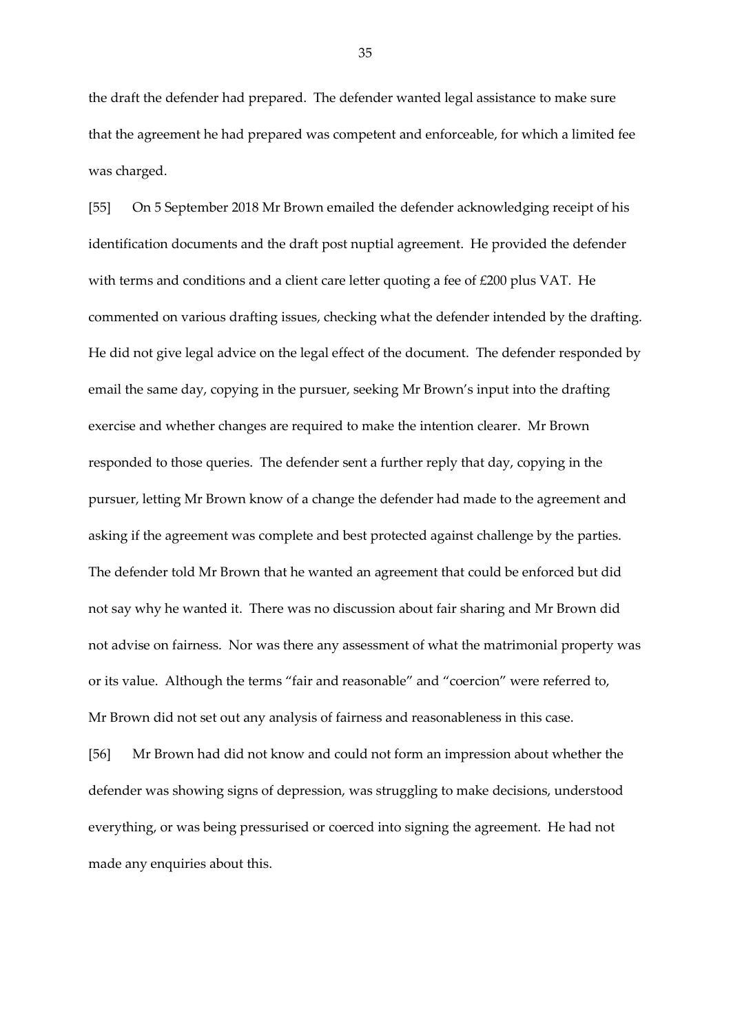the draft the defender had prepared. The defender wanted legal assistance to make sure that the agreement he had prepared was competent and enforceable, for which a limited fee was charged.

[55] On 5 September 2018 Mr Brown emailed the defender acknowledging receipt of his identification documents and the draft post nuptial agreement. He provided the defender with terms and conditions and a client care letter quoting a fee of £200 plus VAT. He commented on various drafting issues, checking what the defender intended by the drafting. He did not give legal advice on the legal effect of the document. The defender responded by email the same day, copying in the pursuer, seeking Mr Brown's input into the drafting exercise and whether changes are required to make the intention clearer. Mr Brown responded to those queries. The defender sent a further reply that day, copying in the pursuer, letting Mr Brown know of a change the defender had made to the agreement and asking if the agreement was complete and best protected against challenge by the parties. The defender told Mr Brown that he wanted an agreement that could be enforced but did not say why he wanted it. There was no discussion about fair sharing and Mr Brown did not advise on fairness. Nor was there any assessment of what the matrimonial property was or its value. Although the terms "fair and reasonable" and "coercion" were referred to, Mr Brown did not set out any analysis of fairness and reasonableness in this case.

[56] Mr Brown had did not know and could not form an impression about whether the defender was showing signs of depression, was struggling to make decisions, understood everything, or was being pressurised or coerced into signing the agreement. He had not made any enquiries about this.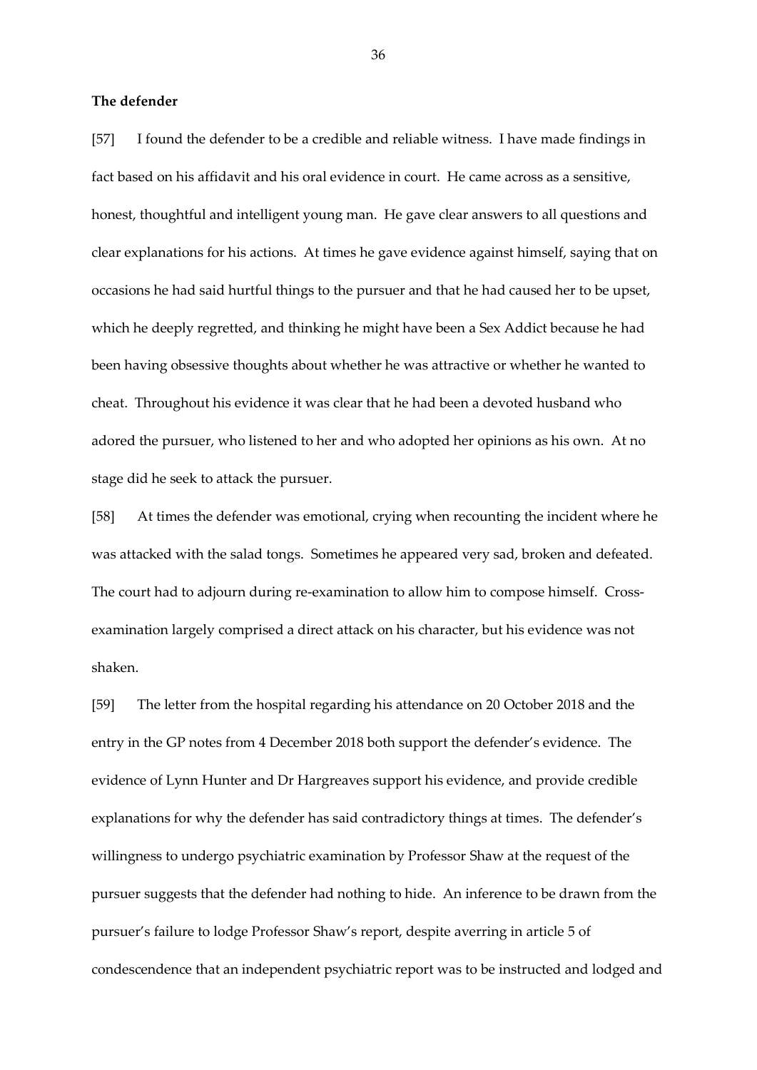**The defender**

[57] I found the defender to be a credible and reliable witness. I have made findings in fact based on his affidavit and his oral evidence in court. He came across as a sensitive, honest, thoughtful and intelligent young man. He gave clear answers to all questions and clear explanations for his actions. At times he gave evidence against himself, saying that on occasions he had said hurtful things to the pursuer and that he had caused her to be upset, which he deeply regretted, and thinking he might have been a Sex Addict because he had been having obsessive thoughts about whether he was attractive or whether he wanted to cheat. Throughout his evidence it was clear that he had been a devoted husband who adored the pursuer, who listened to her and who adopted her opinions as his own. At no stage did he seek to attack the pursuer.

[58] At times the defender was emotional, crying when recounting the incident where he was attacked with the salad tongs. Sometimes he appeared very sad, broken and defeated. The court had to adjourn during re-examination to allow him to compose himself. Cross-examination largely comprised a direct attack on his character, but his evidence was not shaken.

[59] The letter from the hospital regarding his attendance on 20 October 2018 and the entry in the GP notes from 4 December 2018 both support the defender's evidence. The evidence of Lynn Hunter and Dr Hargreaves support his evidence, and provide credible explanations for why the defender has said contradictory things at times. The defender's willingness to undergo psychiatric examination by Professor Shaw at the request of the pursuer suggests that the defender had nothing to hide. An inference to be drawn from the pursuer's failure to lodge Professor Shaw's report, despite averring in article 5 of condescendence that an independent psychiatric report was to be instructed and lodged and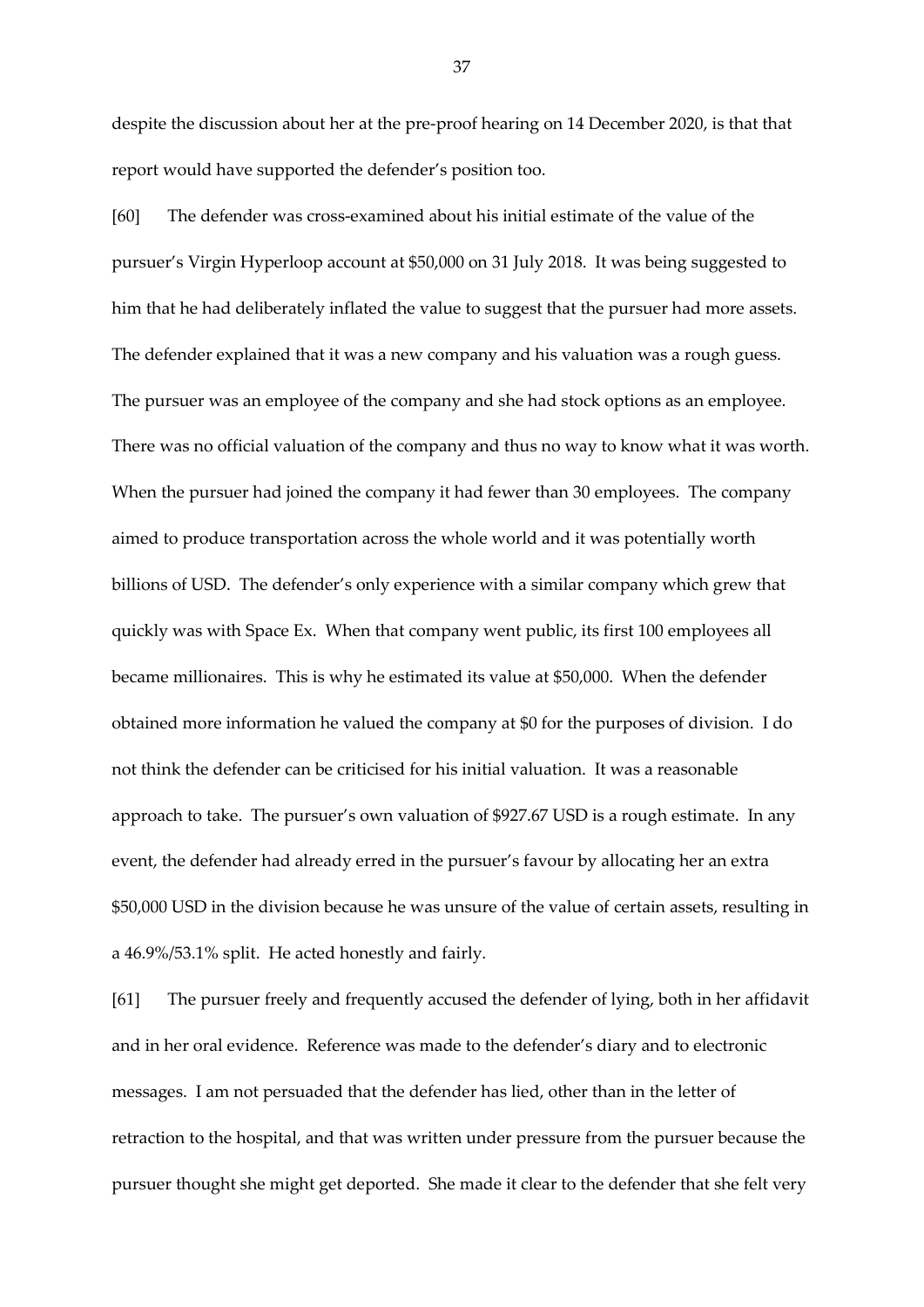despite the discussion about her at the pre-proof hearing on 14 December 2020, is that that report would have supported the defender's position too.

[60] The defender was cross-examined about his initial estimate of the value of the pursuer's Virgin Hyperloop account at $50,000 on 31 July 2018. It was being suggested to him that he had deliberately inflated the value to suggest that the pursuer had more assets. The defender explained that it was a new company and his valuation was a rough guess. The pursuer was an employee of the company and she had stock options as an employee. There was no official valuation of the company and thus no way to know what it was worth. When the pursuer had joined the company it had fewer than 30 employees. The company aimed to produce transportation across the whole world and it was potentially worth billions of USD. The defender's only experience with a similar company which grew that quickly was with Space Ex. When that company went public, its first 100 employees all became millionaires. This is why he estimated its value at $50,000. When the defender obtained more information he valued the company at $0 for the purposes of division. I do not think the defender can be criticised for his initial valuation. It was a reasonable approach to take. The pursuer's own valuation of $927.67 USD is a rough estimate. In any event, the defender had already erred in the pursuer's favour by allocating her an extra $50,000 USD in the division because he was unsure of the value of certain assets, resulting in a 46.9%/53.1% split. He acted honestly and fairly.

[61] The pursuer freely and frequently accused the defender of lying, both in her affidavit and in her oral evidence. Reference was made to the defender's diary and to electronic messages. I am not persuaded that the defender has lied, other than in the letter of retraction to the hospital, and that was written under pressure from the pursuer because the pursuer thought she might get deported. She made it clear to the defender that she felt very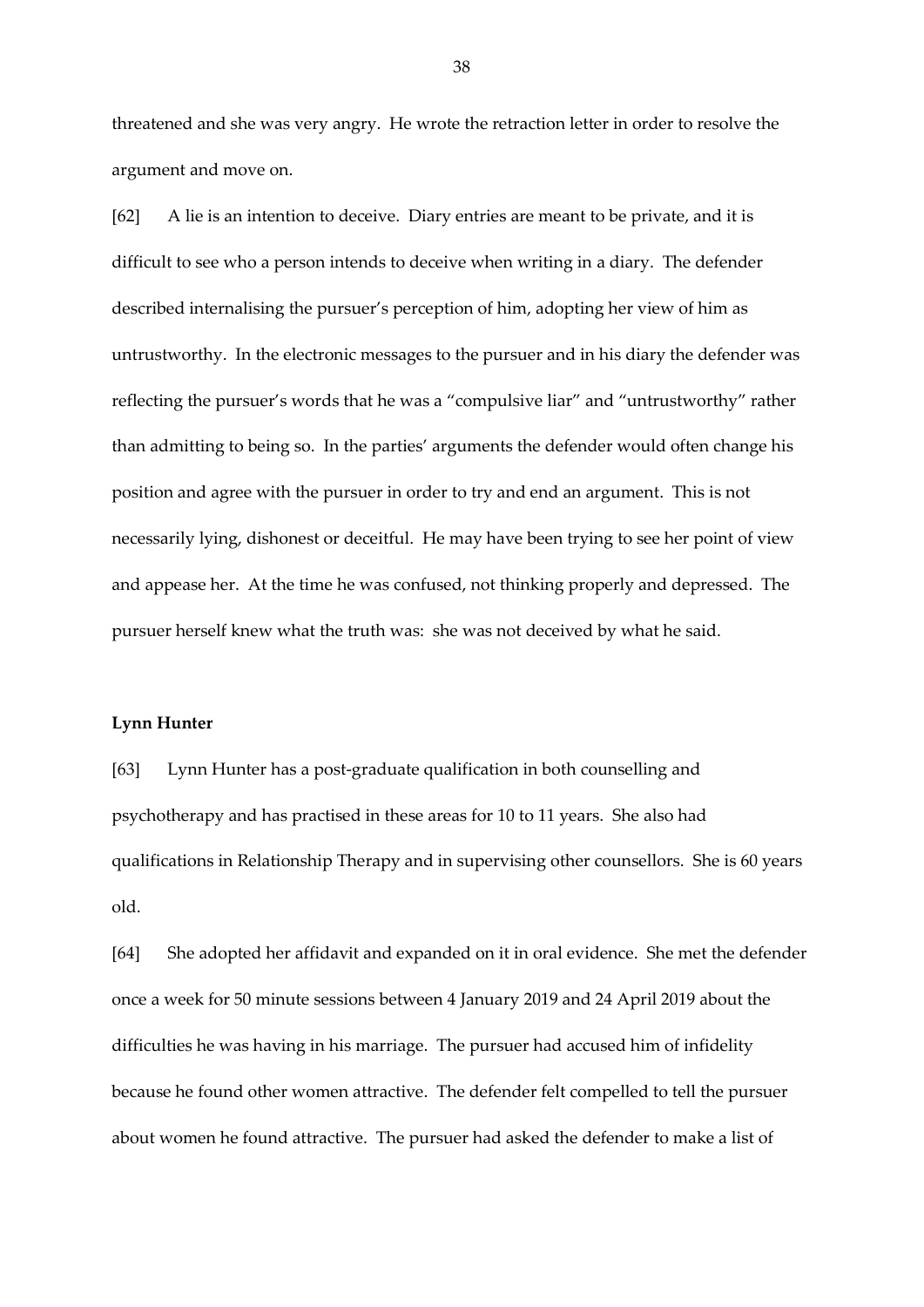threatened and she was very angry. He wrote the retraction letter in order to resolve the argument and move on.

[62] A lie is an intention to deceive. Diary entries are meant to be private, and it is difficult to see who a person intends to deceive when writing in a diary. The defender described internalising the pursuer's perception of him, adopting her view of him as untrustworthy. In the electronic messages to the pursuer and in his diary the defender was reflecting the pursuer's words that he was a "compulsive liar" and "untrustworthy" rather than admitting to being so. In the parties' arguments the defender would often change his position and agree with the pursuer in order to try and end an argument. This is not necessarily lying, dishonest or deceitful. He may have been trying to see her point of view and appease her. At the time he was confused, not thinking properly and depressed. The pursuer herself knew what the truth was: she was not deceived by what he said.

**Lynn Hunter**

[63] Lynn Hunter has a post-graduate qualification in both counselling and psychotherapy and has practised in these areas for 10 to 11 years. She also had qualifications in Relationship Therapy and in supervising other counsellors. She is 60 years old.

[64] She adopted her affidavit and expanded on it in oral evidence. She met the defender once a week for 50 minute sessions between 4 January 2019 and 24 April 2019 about the difficulties he was having in his marriage. The pursuer had accused him of infidelity because he found other women attractive. The defender felt compelled to tell the pursuer about women he found attractive. The pursuer had asked the defender to make a list of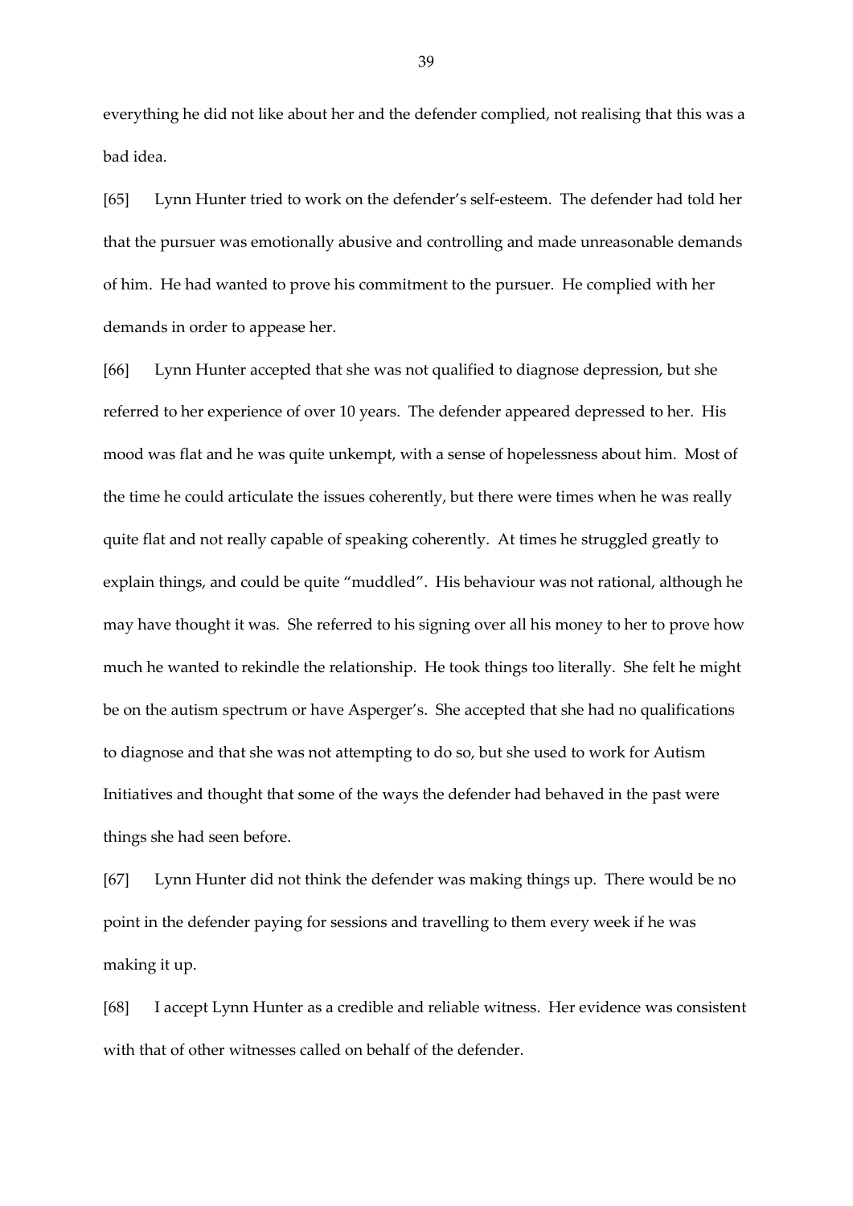everything he did not like about her and the defender complied, not realising that this was a bad idea.

[65] Lynn Hunter tried to work on the defender's self-esteem. The defender had told her that the pursuer was emotionally abusive and controlling and made unreasonable demands of him. He had wanted to prove his commitment to the pursuer. He complied with her demands in order to appease her.

[66] Lynn Hunter accepted that she was not qualified to diagnose depression, but she referred to her experience of over 10 years. The defender appeared depressed to her. His mood was flat and he was quite unkempt, with a sense of hopelessness about him. Most of the time he could articulate the issues coherently, but there were times when he was really quite flat and not really capable of speaking coherently. At times he struggled greatly to explain things, and could be quite "muddled". His behaviour was not rational, although he may have thought it was. She referred to his signing over all his money to her to prove how much he wanted to rekindle the relationship. He took things too literally. She felt he might be on the autism spectrum or have Asperger's. She accepted that she had no qualifications to diagnose and that she was not attempting to do so, but she used to work for Autism Initiatives and thought that some of the ways the defender had behaved in the past were things she had seen before.

[67] Lynn Hunter did not think the defender was making things up. There would be no point in the defender paying for sessions and travelling to them every week if he was making it up.

[68] I accept Lynn Hunter as a credible and reliable witness. Her evidence was consistent with that of other witnesses called on behalf of the defender.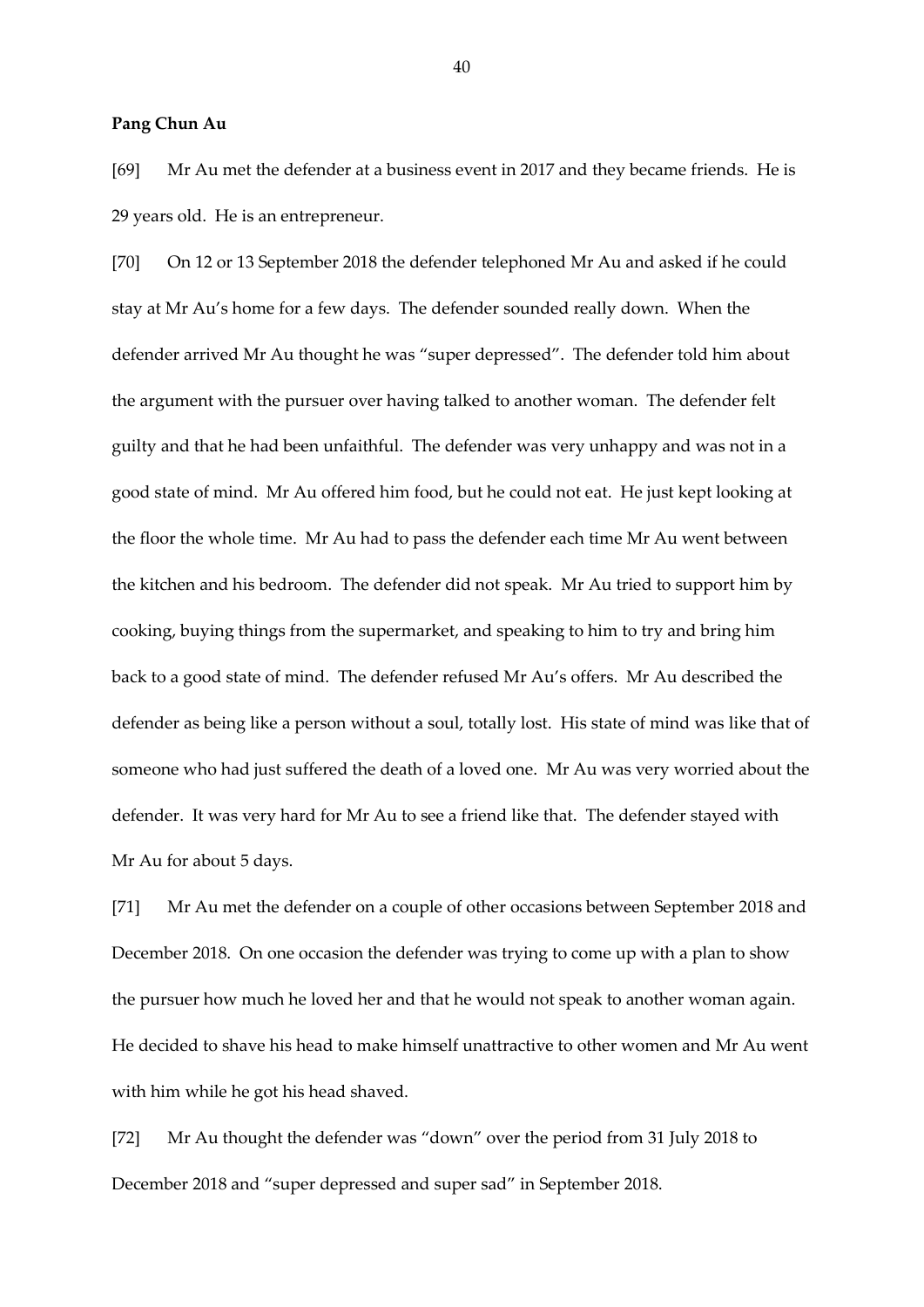**Pang Chun Au**

[69] Mr Au met the defender at a business event in 2017 and they became friends. He is 29 years old. He is an entrepreneur.

[70] On 12 or 13 September 2018 the defender telephoned Mr Au and asked if he could stay at Mr Au's home for a few days. The defender sounded really down. When the defender arrived Mr Au thought he was "super depressed". The defender told him about the argument with the pursuer over having talked to another woman. The defender felt guilty and that he had been unfaithful. The defender was very unhappy and was not in a good state of mind. Mr Au offered him food, but he could not eat. He just kept looking at the floor the whole time. Mr Au had to pass the defender each time Mr Au went between the kitchen and his bedroom. The defender did not speak. Mr Au tried to support him by cooking, buying things from the supermarket, and speaking to him to try and bring him back to a good state of mind. The defender refused Mr Au's offers. Mr Au described the defender as being like a person without a soul, totally lost. His state of mind was like that of someone who had just suffered the death of a loved one. Mr Au was very worried about the defender. It was very hard for Mr Au to see a friend like that. The defender stayed with Mr Au for about 5 days.

[71] Mr Au met the defender on a couple of other occasions between September 2018 and December 2018. On one occasion the defender was trying to come up with a plan to show the pursuer how much he loved her and that he would not speak to another woman again. He decided to shave his head to make himself unattractive to other women and Mr Au went with him while he got his head shaved.

[72] Mr Au thought the defender was "down" over the period from 31 July 2018 to December 2018 and "super depressed and super sad" in September 2018.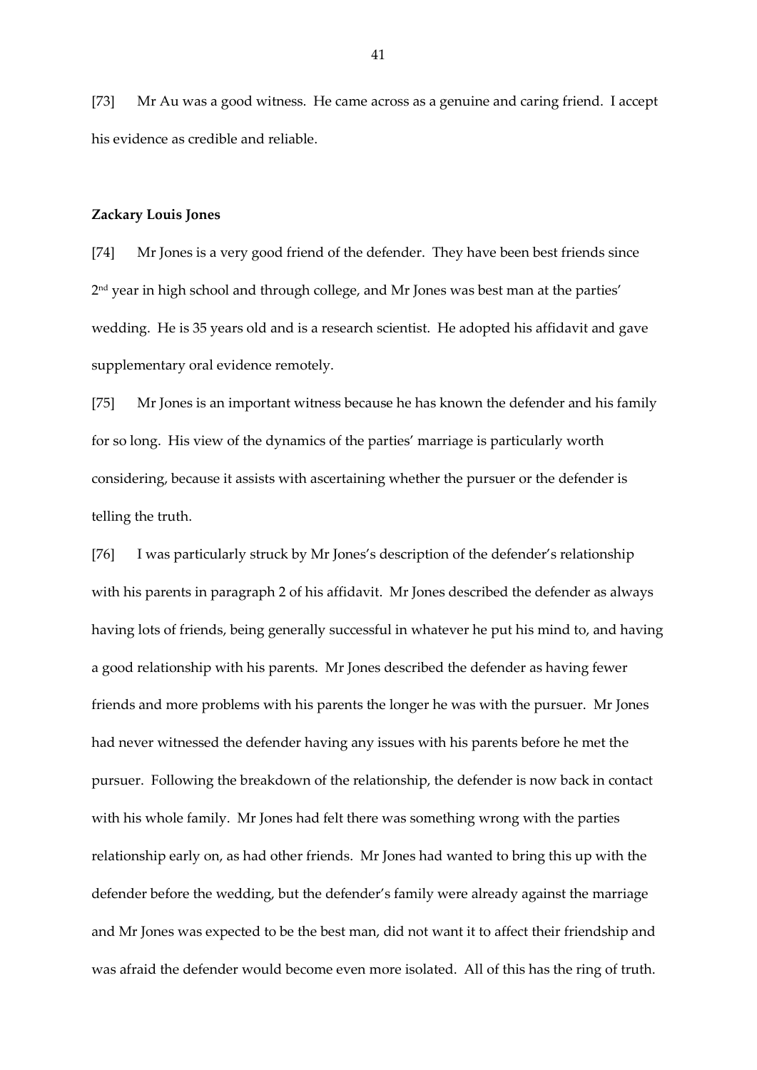[73] Mr Au was a good witness. He came across as a genuine and caring friend. I accept his evidence as credible and reliable.

**Zackary Louis Jones**

[74] Mr Jones is a very good friend of the defender. They have been best friends since 2nd year in high school and through college, and Mr Jones was best man at the parties' wedding. He is 35 years old and is a research scientist. He adopted his affidavit and gave supplementary oral evidence remotely.

[75] Mr Jones is an important witness because he has known the defender and his family for so long. His view of the dynamics of the parties' marriage is particularly worth considering, because it assists with ascertaining whether the pursuer or the defender is telling the truth.

[76] I was particularly struck by Mr Jones's description of the defender's relationship with his parents in paragraph 2 of his affidavit. Mr Jones described the defender as always having lots of friends, being generally successful in whatever he put his mind to, and having a good relationship with his parents. Mr Jones described the defender as having fewer friends and more problems with his parents the longer he was with the pursuer. Mr Jones had never witnessed the defender having any issues with his parents before he met the pursuer. Following the breakdown of the relationship, the defender is now back in contact with his whole family. Mr Jones had felt there was something wrong with the parties relationship early on, as had other friends. Mr Jones had wanted to bring this up with the defender before the wedding, but the defender's family were already against the marriage and Mr Jones was expected to be the best man, did not want it to affect their friendship and was afraid the defender would become even more isolated. All of this has the ring of truth.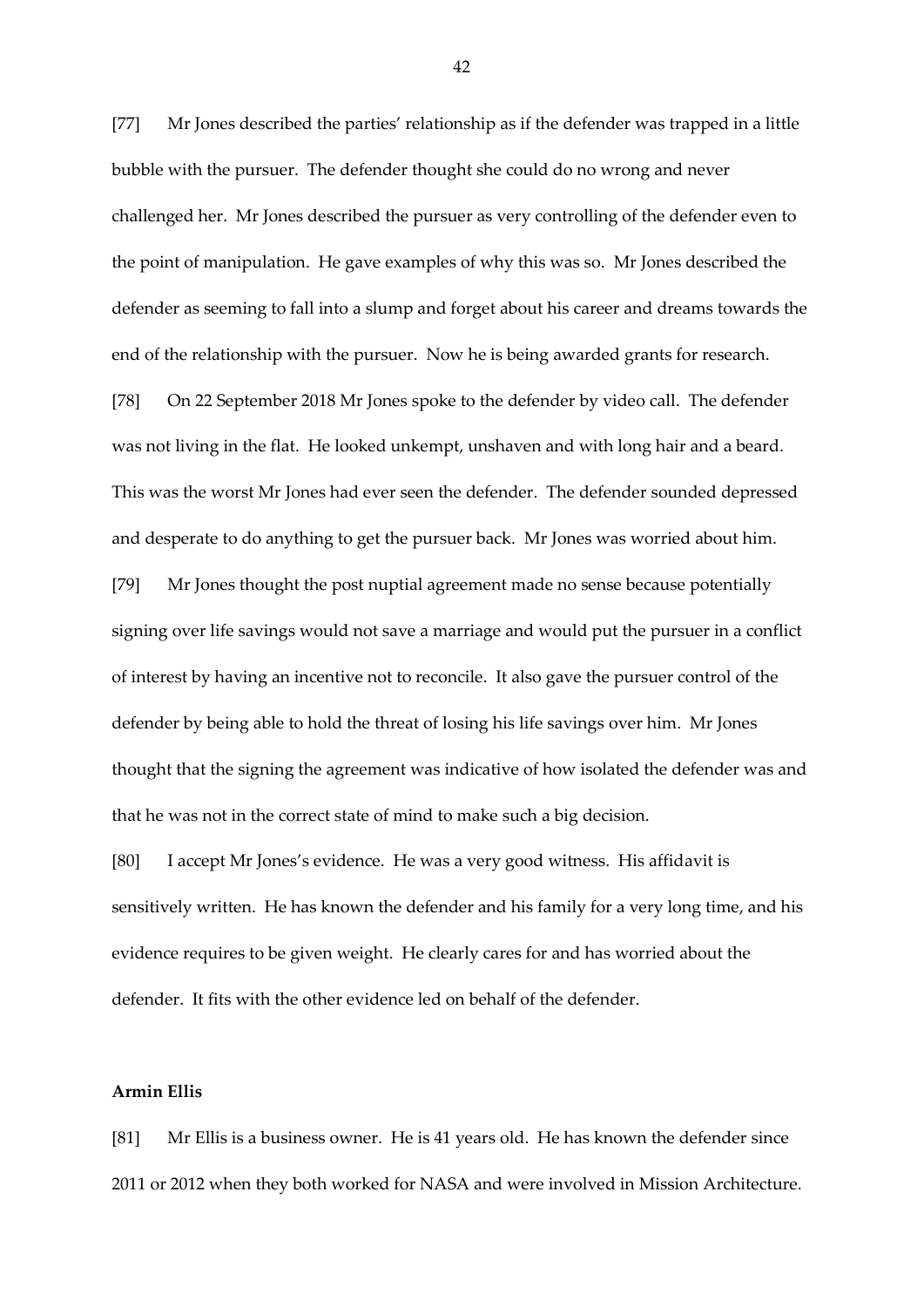[77] Mr Jones described the parties' relationship as if the defender was trapped in a little bubble with the pursuer. The defender thought she could do no wrong and never challenged her. Mr Jones described the pursuer as very controlling of the defender even to the point of manipulation. He gave examples of why this was so. Mr Jones described the defender as seeming to fall into a slump and forget about his career and dreams towards the end of the relationship with the pursuer. Now he is being awarded grants for research.

[78] On 22 September 2018 Mr Jones spoke to the defender by video call. The defender was not living in the flat. He looked unkempt, unshaven and with long hair and a beard. This was the worst Mr Jones had ever seen the defender. The defender sounded depressed and desperate to do anything to get the pursuer back. Mr Jones was worried about him.

[79] Mr Jones thought the post nuptial agreement made no sense because potentially signing over life savings would not save a marriage and would put the pursuer in a conflict of interest by having an incentive not to reconcile. It also gave the pursuer control of the defender by being able to hold the threat of losing his life savings over him. Mr Jones thought that the signing the agreement was indicative of how isolated the defender was and that he was not in the correct state of mind to make such a big decision.

[80] I accept Mr Jones's evidence. He was a very good witness. His affidavit is sensitively written. He has known the defender and his family for a very long time, and his evidence requires to be given weight. He clearly cares for and has worried about the defender. It fits with the other evidence led on behalf of the defender.

**Armin Ellis**

[81] Mr Ellis is a business owner. He is 41 years old. He has known the defender since 2011 or 2012 when they both worked for NASA and were involved in Mission Architecture.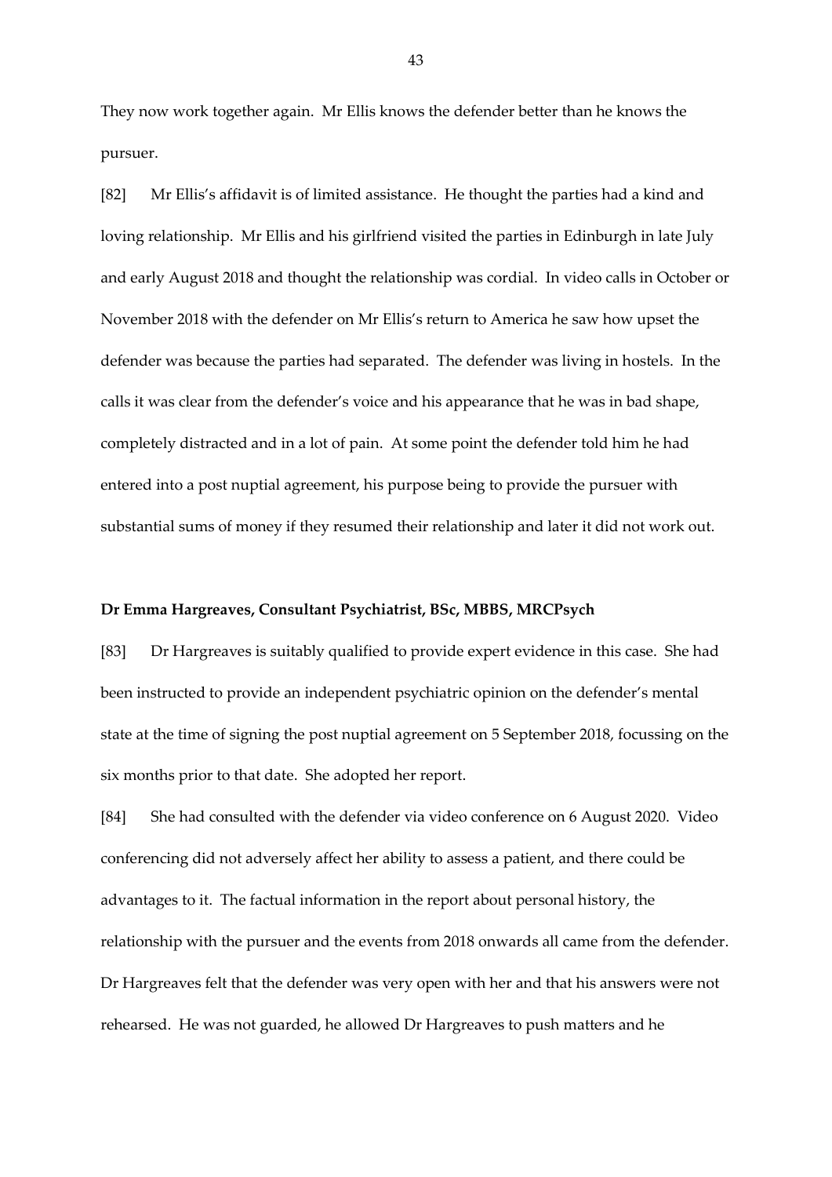They now work together again. Mr Ellis knows the defender better than he knows the pursuer.

[82] Mr Ellis's affidavit is of limited assistance. He thought the parties had a kind and loving relationship. Mr Ellis and his girlfriend visited the parties in Edinburgh in late July and early August 2018 and thought the relationship was cordial. In video calls in October or November 2018 with the defender on Mr Ellis's return to America he saw how upset the defender was because the parties had separated. The defender was living in hostels. In the calls it was clear from the defender's voice and his appearance that he was in bad shape, completely distracted and in a lot of pain. At some point the defender told him he had entered into a post nuptial agreement, his purpose being to provide the pursuer with substantial sums of money if they resumed their relationship and later it did not work out.

**Dr Emma Hargreaves, Consultant Psychiatrist, BSc, MBBS, MRCPsych**

[83] Dr Hargreaves is suitably qualified to provide expert evidence in this case. She had been instructed to provide an independent psychiatric opinion on the defender's mental state at the time of signing the post nuptial agreement on 5 September 2018, focussing on the six months prior to that date. She adopted her report.

[84] She had consulted with the defender via video conference on 6 August 2020. Video conferencing did not adversely affect her ability to assess a patient, and there could be advantages to it. The factual information in the report about personal history, the relationship with the pursuer and the events from 2018 onwards all came from the defender. Dr Hargreaves felt that the defender was very open with her and that his answers were not rehearsed. He was not guarded, he allowed Dr Hargreaves to push matters and he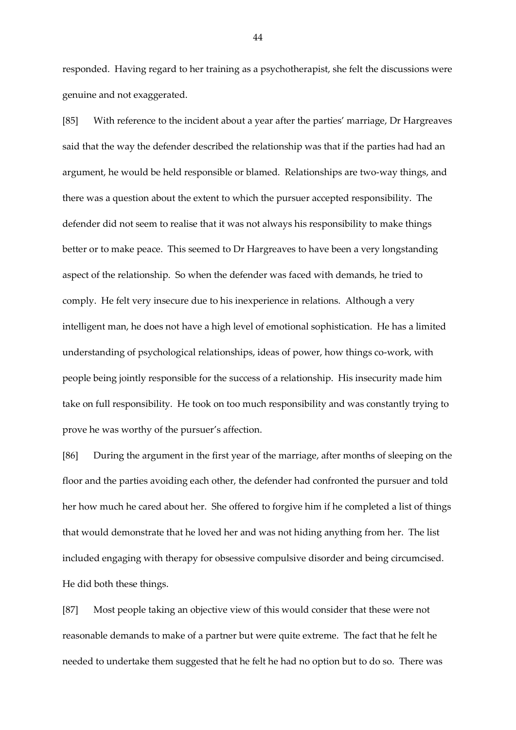responded. Having regard to her training as a psychotherapist, she felt the discussions were genuine and not exaggerated.

[85] With reference to the incident about a year after the parties' marriage, Dr Hargreaves said that the way the defender described the relationship was that if the parties had had an argument, he would be held responsible or blamed. Relationships are two-way things, and there was a question about the extent to which the pursuer accepted responsibility. The defender did not seem to realise that it was not always his responsibility to make things better or to make peace. This seemed to Dr Hargreaves to have been a very longstanding aspect of the relationship. So when the defender was faced with demands, he tried to comply. He felt very insecure due to his inexperience in relations. Although a very intelligent man, he does not have a high level of emotional sophistication. He has a limited understanding of psychological relationships, ideas of power, how things co-work, with people being jointly responsible for the success of a relationship. His insecurity made him take on full responsibility. He took on too much responsibility and was constantly trying to prove he was worthy of the pursuer's affection.

[86] During the argument in the first year of the marriage, after months of sleeping on the floor and the parties avoiding each other, the defender had confronted the pursuer and told her how much he cared about her. She offered to forgive him if he completed a list of things that would demonstrate that he loved her and was not hiding anything from her. The list included engaging with therapy for obsessive compulsive disorder and being circumcised. He did both these things.

[87] Most people taking an objective view of this would consider that these were not reasonable demands to make of a partner but were quite extreme. The fact that he felt he needed to undertake them suggested that he felt he had no option but to do so. There was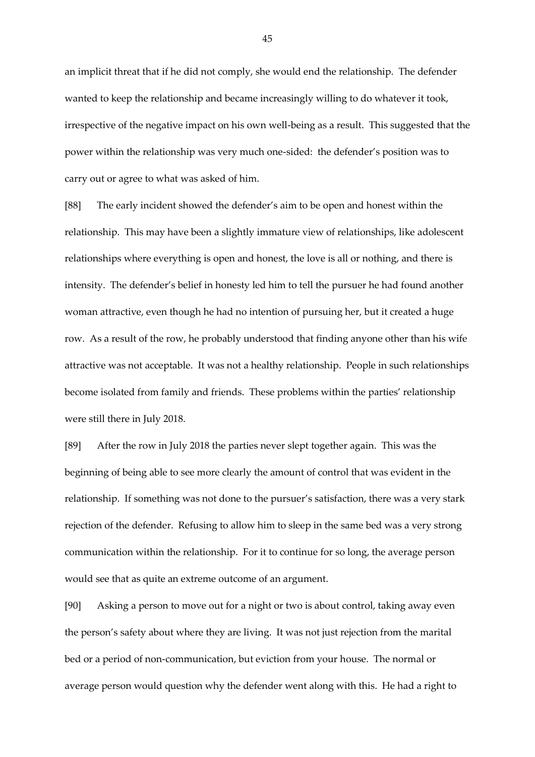an implicit threat that if he did not comply, she would end the relationship. The defender wanted to keep the relationship and became increasingly willing to do whatever it took, irrespective of the negative impact on his own well-being as a result. This suggested that the power within the relationship was very much one-sided: the defender's position was to carry out or agree to what was asked of him.

[88] The early incident showed the defender's aim to be open and honest within the relationship. This may have been a slightly immature view of relationships, like adolescent relationships where everything is open and honest, the love is all or nothing, and there is intensity. The defender's belief in honesty led him to tell the pursuer he had found another woman attractive, even though he had no intention of pursuing her, but it created a huge row. As a result of the row, he probably understood that finding anyone other than his wife attractive was not acceptable. It was not a healthy relationship. People in such relationships become isolated from family and friends. These problems within the parties' relationship were still there in July 2018.

[89] After the row in July 2018 the parties never slept together again. This was the beginning of being able to see more clearly the amount of control that was evident in the relationship. If something was not done to the pursuer's satisfaction, there was a very stark rejection of the defender. Refusing to allow him to sleep in the same bed was a very strong communication within the relationship. For it to continue for so long, the average person would see that as quite an extreme outcome of an argument.

[90] Asking a person to move out for a night or two is about control, taking away even the person's safety about where they are living. It was not just rejection from the marital bed or a period of non-communication, but eviction from your house. The normal or average person would question why the defender went along with this. He had a right to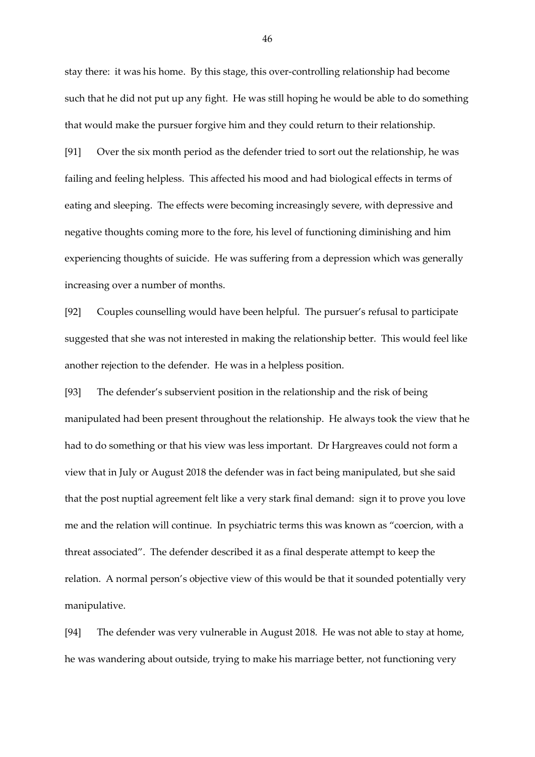stay there: it was his home. By this stage, this over-controlling relationship had become such that he did not put up any fight. He was still hoping he would be able to do something that would make the pursuer forgive him and they could return to their relationship.

[91] Over the six month period as the defender tried to sort out the relationship, he was failing and feeling helpless. This affected his mood and had biological effects in terms of eating and sleeping. The effects were becoming increasingly severe, with depressive and negative thoughts coming more to the fore, his level of functioning diminishing and him experiencing thoughts of suicide. He was suffering from a depression which was generally increasing over a number of months.

[92] Couples counselling would have been helpful. The pursuer's refusal to participate suggested that she was not interested in making the relationship better. This would feel like another rejection to the defender. He was in a helpless position.

[93] The defender's subservient position in the relationship and the risk of being manipulated had been present throughout the relationship. He always took the view that he had to do something or that his view was less important. Dr Hargreaves could not form a view that in July or August 2018 the defender was in fact being manipulated, but she said that the post nuptial agreement felt like a very stark final demand: sign it to prove you love me and the relation will continue. In psychiatric terms this was known as "coercion, with a threat associated". The defender described it as a final desperate attempt to keep the relation. A normal person's objective view of this would be that it sounded potentially very manipulative.

[94] The defender was very vulnerable in August 2018. He was not able to stay at home, he was wandering about outside, trying to make his marriage better, not functioning very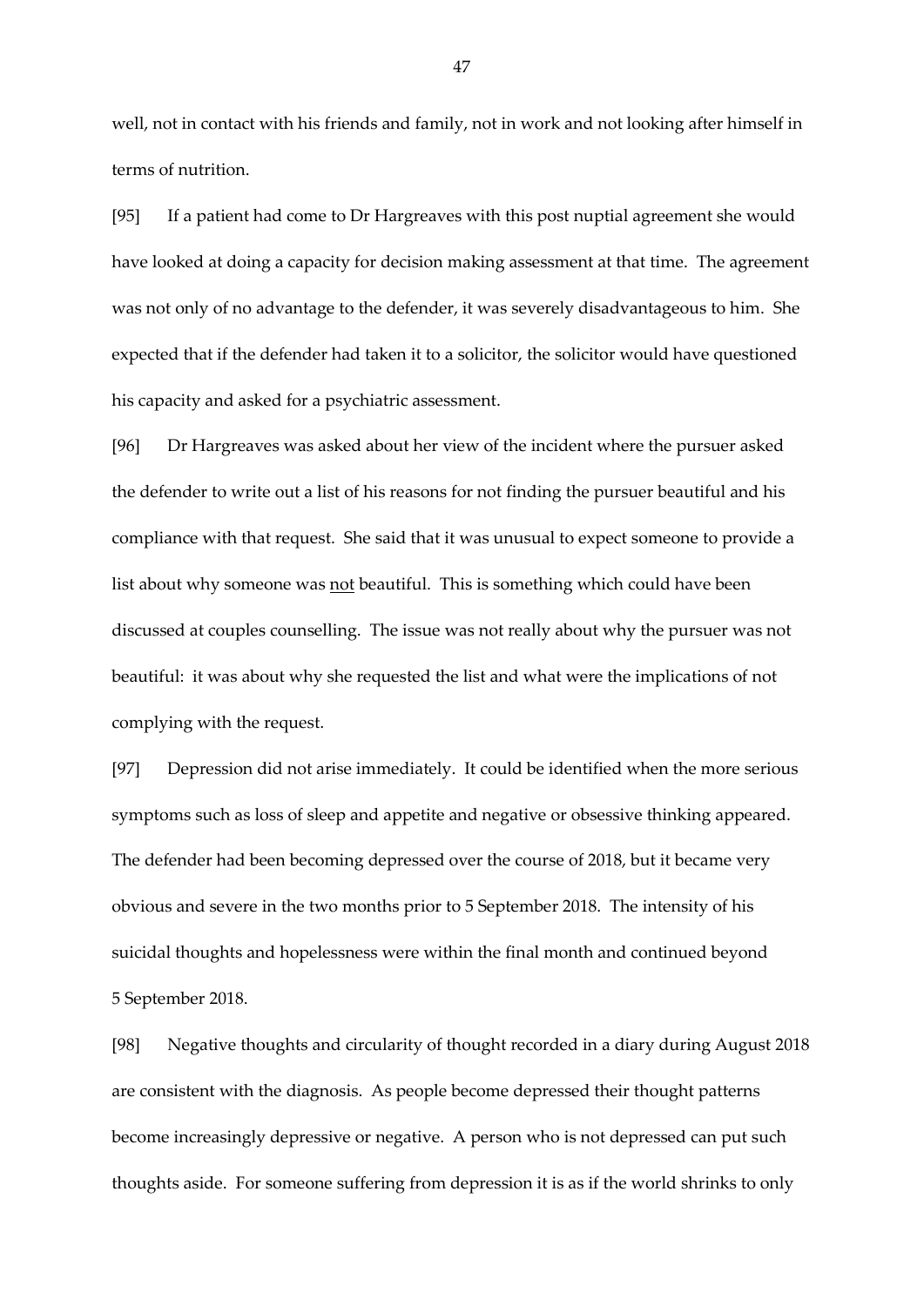well, not in contact with his friends and family, not in work and not looking after himself in terms of nutrition.

[95] If a patient had come to Dr Hargreaves with this post nuptial agreement she would have looked at doing a capacity for decision making assessment at that time. The agreement was not only of no advantage to the defender, it was severely disadvantageous to him. She expected that if the defender had taken it to a solicitor, the solicitor would have questioned his capacity and asked for a psychiatric assessment.

[96] Dr Hargreaves was asked about her view of the incident where the pursuer asked the defender to write out a list of his reasons for not finding the pursuer beautiful and his compliance with that request. She said that it was unusual to expect someone to provide a list about why someone was <u>not</u> beautiful. This is something which could have been discussed at couples counselling. The issue was not really about why the pursuer was not beautiful: it was about why she requested the list and what were the implications of not complying with the request.

[97] Depression did not arise immediately. It could be identified when the more serious symptoms such as loss of sleep and appetite and negative or obsessive thinking appeared. The defender had been becoming depressed over the course of 2018, but it became very obvious and severe in the two months prior to 5 September 2018. The intensity of his suicidal thoughts and hopelessness were within the final month and continued beyond 5 September 2018.

[98] Negative thoughts and circularity of thought recorded in a diary during August 2018 are consistent with the diagnosis. As people become depressed their thought patterns become increasingly depressive or negative. A person who is not depressed can put such thoughts aside. For someone suffering from depression it is as if the world shrinks to only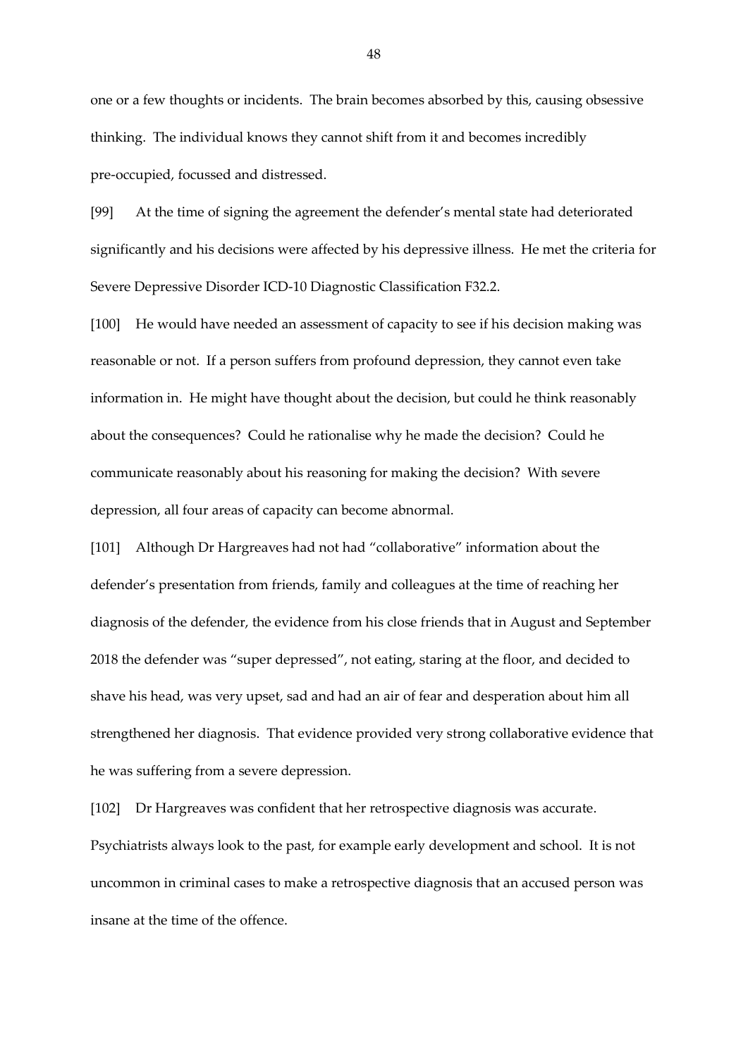one or a few thoughts or incidents. The brain becomes absorbed by this, causing obsessive thinking. The individual knows they cannot shift from it and becomes incredibly pre-occupied, focussed and distressed.

[99] At the time of signing the agreement the defender's mental state had deteriorated significantly and his decisions were affected by his depressive illness. He met the criteria for Severe Depressive Disorder ICD-10 Diagnostic Classification F32.2.

[100] He would have needed an assessment of capacity to see if his decision making was reasonable or not. If a person suffers from profound depression, they cannot even take information in. He might have thought about the decision, but could he think reasonably about the consequences? Could he rationalise why he made the decision? Could he communicate reasonably about his reasoning for making the decision? With severe depression, all four areas of capacity can become abnormal.

[101] Although Dr Hargreaves had not had "collaborative" information about the defender's presentation from friends, family and colleagues at the time of reaching her diagnosis of the defender, the evidence from his close friends that in August and September 2018 the defender was "super depressed", not eating, staring at the floor, and decided to shave his head, was very upset, sad and had an air of fear and desperation about him all strengthened her diagnosis. That evidence provided very strong collaborative evidence that he was suffering from a severe depression.

[102] Dr Hargreaves was confident that her retrospective diagnosis was accurate. Psychiatrists always look to the past, for example early development and school. It is not uncommon in criminal cases to make a retrospective diagnosis that an accused person was insane at the time of the offence.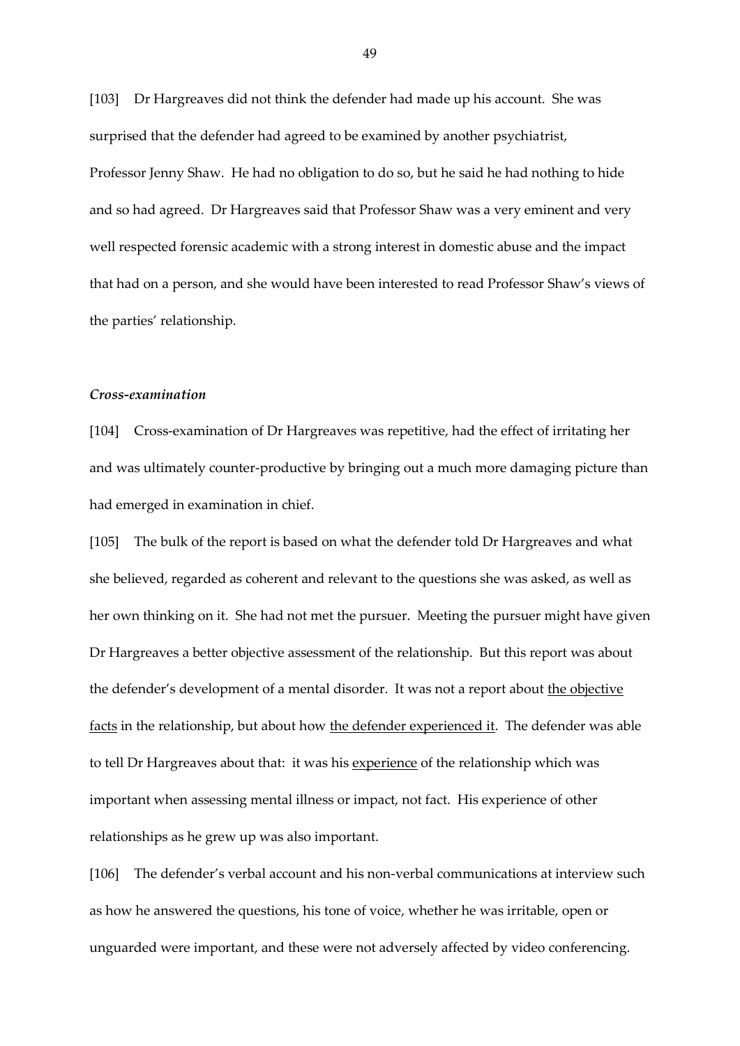[103] Dr Hargreaves did not think the defender had made up his account. She was surprised that the defender had agreed to be examined by another psychiatrist, Professor Jenny Shaw. He had no obligation to do so, but he said he had nothing to hide and so had agreed. Dr Hargreaves said that Professor Shaw was a very eminent and very well respected forensic academic with a strong interest in domestic abuse and the impact that had on a person, and she would have been interested to read Professor Shaw's views of the parties' relationship.

### *Cross-examination*

[104] Cross-examination of Dr Hargreaves was repetitive, had the effect of irritating her and was ultimately counter-productive by bringing out a much more damaging picture than had emerged in examination in chief.

[105] The bulk of the report is based on what the defender told Dr Hargreaves and what she believed, regarded as coherent and relevant to the questions she was asked, as well as her own thinking on it. She had not met the pursuer. Meeting the pursuer might have given Dr Hargreaves a better objective assessment of the relationship. But this report was about the defender's development of a mental disorder. It was not a report about <u>the objective facts</u> in the relationship, but about how <u>the defender experienced it</u>. The defender was able to tell Dr Hargreaves about that: it was his <u>experience</u> of the relationship which was important when assessing mental illness or impact, not fact. His experience of other relationships as he grew up was also important.

[106] The defender's verbal account and his non-verbal communications at interview such as how he answered the questions, his tone of voice, whether he was irritable, open or unguarded were important, and these were not adversely affected by video conferencing.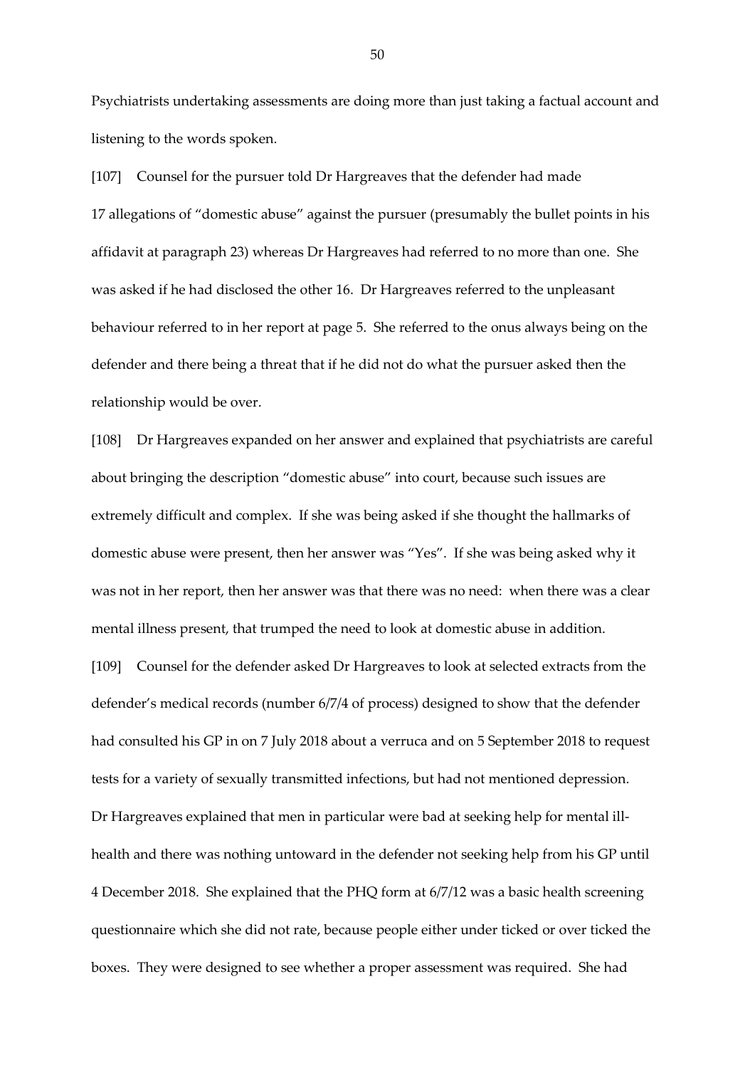Psychiatrists undertaking assessments are doing more than just taking a factual account and listening to the words spoken.

[107] Counsel for the pursuer told Dr Hargreaves that the defender had made 17 allegations of "domestic abuse" against the pursuer (presumably the bullet points in his affidavit at paragraph 23) whereas Dr Hargreaves had referred to no more than one. She was asked if he had disclosed the other 16. Dr Hargreaves referred to the unpleasant behaviour referred to in her report at page 5. She referred to the onus always being on the defender and there being a threat that if he did not do what the pursuer asked then the relationship would be over.

[108] Dr Hargreaves expanded on her answer and explained that psychiatrists are careful about bringing the description "domestic abuse" into court, because such issues are extremely difficult and complex. If she was being asked if she thought the hallmarks of domestic abuse were present, then her answer was "Yes". If she was being asked why it was not in her report, then her answer was that there was no need: when there was a clear mental illness present, that trumped the need to look at domestic abuse in addition.

[109] Counsel for the defender asked Dr Hargreaves to look at selected extracts from the defender's medical records (number 6/7/4 of process) designed to show that the defender had consulted his GP in on 7 July 2018 about a verruca and on 5 September 2018 to request tests for a variety of sexually transmitted infections, but had not mentioned depression. Dr Hargreaves explained that men in particular were bad at seeking help for mental ill-health and there was nothing untoward in the defender not seeking help from his GP until 4 December 2018. She explained that the PHQ form at 6/7/12 was a basic health screening questionnaire which she did not rate, because people either under ticked or over ticked the boxes. They were designed to see whether a proper assessment was required. She had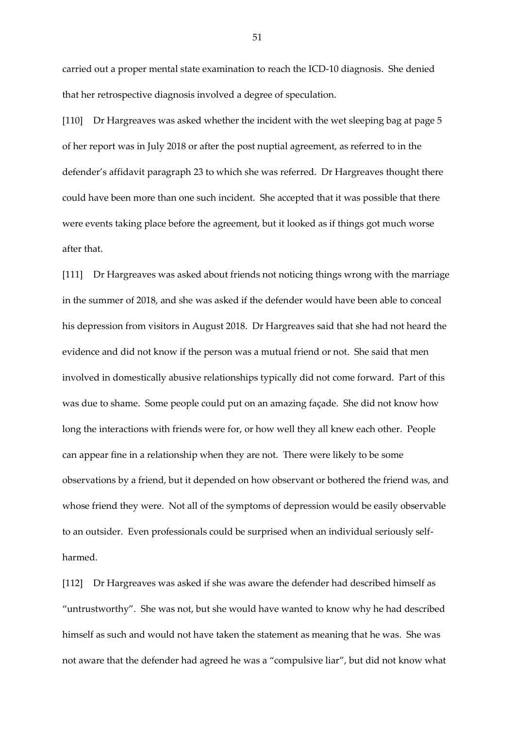carried out a proper mental state examination to reach the ICD-10 diagnosis. She denied that her retrospective diagnosis involved a degree of speculation.

[110] Dr Hargreaves was asked whether the incident with the wet sleeping bag at page 5 of her report was in July 2018 or after the post nuptial agreement, as referred to in the defender's affidavit paragraph 23 to which she was referred. Dr Hargreaves thought there could have been more than one such incident. She accepted that it was possible that there were events taking place before the agreement, but it looked as if things got much worse after that.

[111] Dr Hargreaves was asked about friends not noticing things wrong with the marriage in the summer of 2018, and she was asked if the defender would have been able to conceal his depression from visitors in August 2018. Dr Hargreaves said that she had not heard the evidence and did not know if the person was a mutual friend or not. She said that men involved in domestically abusive relationships typically did not come forward. Part of this was due to shame. Some people could put on an amazing façade. She did not know how long the interactions with friends were for, or how well they all knew each other. People can appear fine in a relationship when they are not. There were likely to be some observations by a friend, but it depended on how observant or bothered the friend was, and whose friend they were. Not all of the symptoms of depression would be easily observable to an outsider. Even professionals could be surprised when an individual seriously self-harmed.

[112] Dr Hargreaves was asked if she was aware the defender had described himself as "untrustworthy". She was not, but she would have wanted to know why he had described himself as such and would not have taken the statement as meaning that he was. She was not aware that the defender had agreed he was a "compulsive liar", but did not know what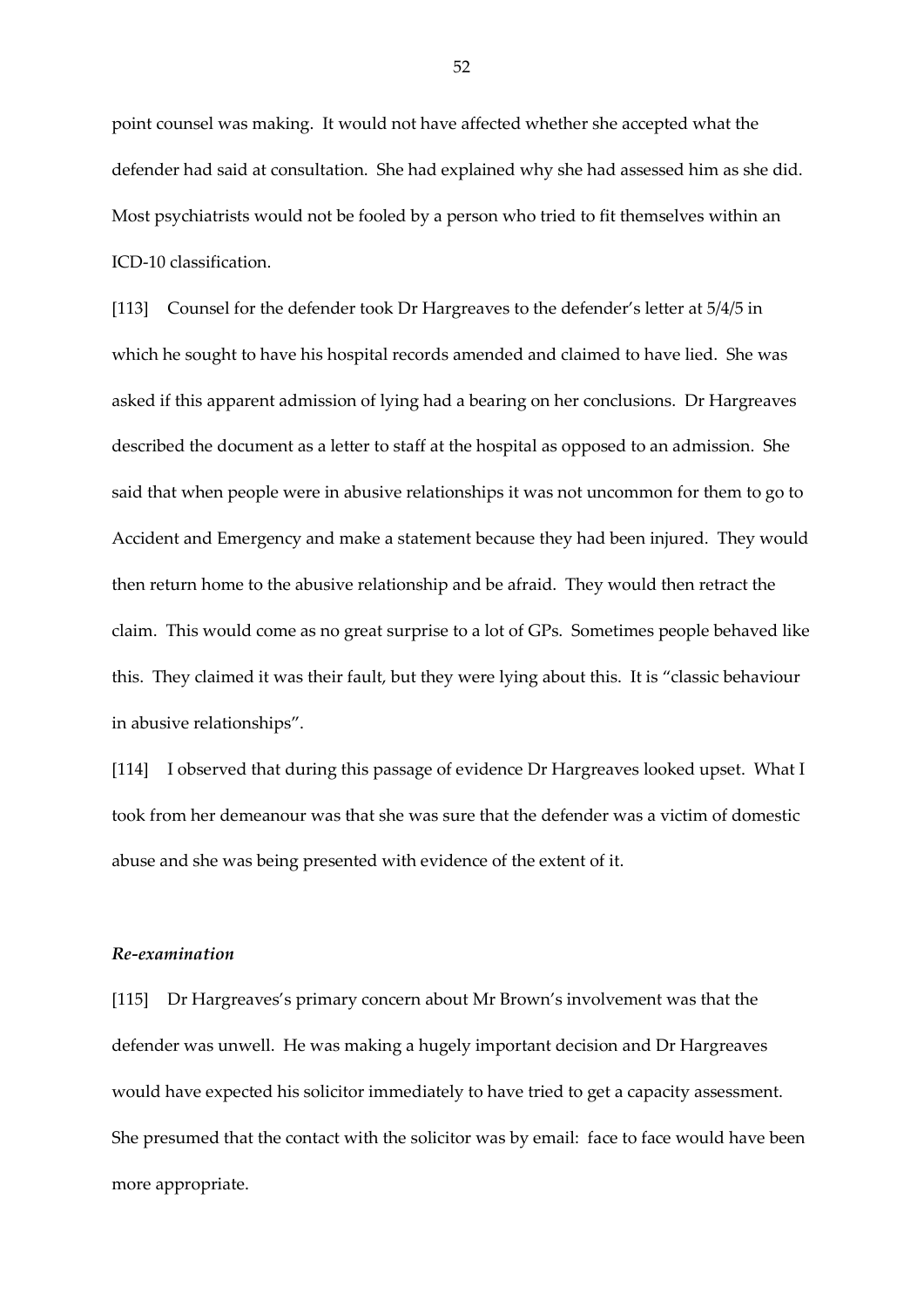point counsel was making. It would not have affected whether she accepted what the defender had said at consultation. She had explained why she had assessed him as she did. Most psychiatrists would not be fooled by a person who tried to fit themselves within an ICD-10 classification.

[113] Counsel for the defender took Dr Hargreaves to the defender's letter at 5/4/5 in which he sought to have his hospital records amended and claimed to have lied. She was asked if this apparent admission of lying had a bearing on her conclusions. Dr Hargreaves described the document as a letter to staff at the hospital as opposed to an admission. She said that when people were in abusive relationships it was not uncommon for them to go to Accident and Emergency and make a statement because they had been injured. They would then return home to the abusive relationship and be afraid. They would then retract the claim. This would come as no great surprise to a lot of GPs. Sometimes people behaved like this. They claimed it was their fault, but they were lying about this. It is "classic behaviour in abusive relationships".

[114] I observed that during this passage of evidence Dr Hargreaves looked upset. What I took from her demeanour was that she was sure that the defender was a victim of domestic abuse and she was being presented with evidence of the extent of it.

### *Re-examination*

[115] Dr Hargreaves's primary concern about Mr Brown's involvement was that the defender was unwell. He was making a hugely important decision and Dr Hargreaves would have expected his solicitor immediately to have tried to get a capacity assessment. She presumed that the contact with the solicitor was by email: face to face would have been more appropriate.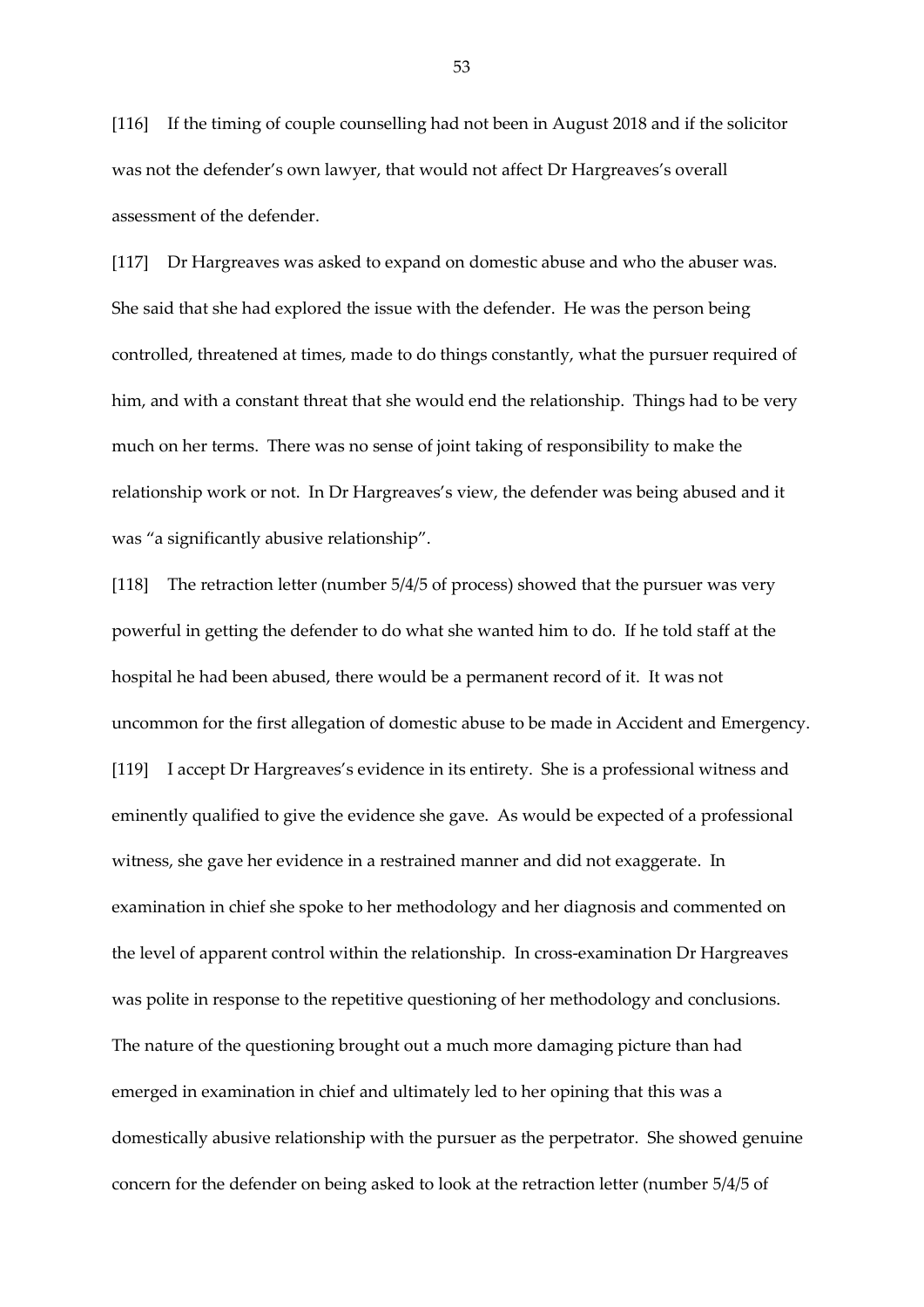[116] If the timing of couple counselling had not been in August 2018 and if the solicitor was not the defender's own lawyer, that would not affect Dr Hargreaves's overall assessment of the defender.

[117] Dr Hargreaves was asked to expand on domestic abuse and who the abuser was. She said that she had explored the issue with the defender. He was the person being controlled, threatened at times, made to do things constantly, what the pursuer required of him, and with a constant threat that she would end the relationship. Things had to be very much on her terms. There was no sense of joint taking of responsibility to make the relationship work or not. In Dr Hargreaves's view, the defender was being abused and it was "a significantly abusive relationship".

[118] The retraction letter (number 5/4/5 of process) showed that the pursuer was very powerful in getting the defender to do what she wanted him to do. If he told staff at the hospital he had been abused, there would be a permanent record of it. It was not uncommon for the first allegation of domestic abuse to be made in Accident and Emergency.

[119] I accept Dr Hargreaves's evidence in its entirety. She is a professional witness and eminently qualified to give the evidence she gave. As would be expected of a professional witness, she gave her evidence in a restrained manner and did not exaggerate. In examination in chief she spoke to her methodology and her diagnosis and commented on the level of apparent control within the relationship. In cross-examination Dr Hargreaves was polite in response to the repetitive questioning of her methodology and conclusions. The nature of the questioning brought out a much more damaging picture than had emerged in examination in chief and ultimately led to her opining that this was a domestically abusive relationship with the pursuer as the perpetrator. She showed genuine concern for the defender on being asked to look at the retraction letter (number 5/4/5 of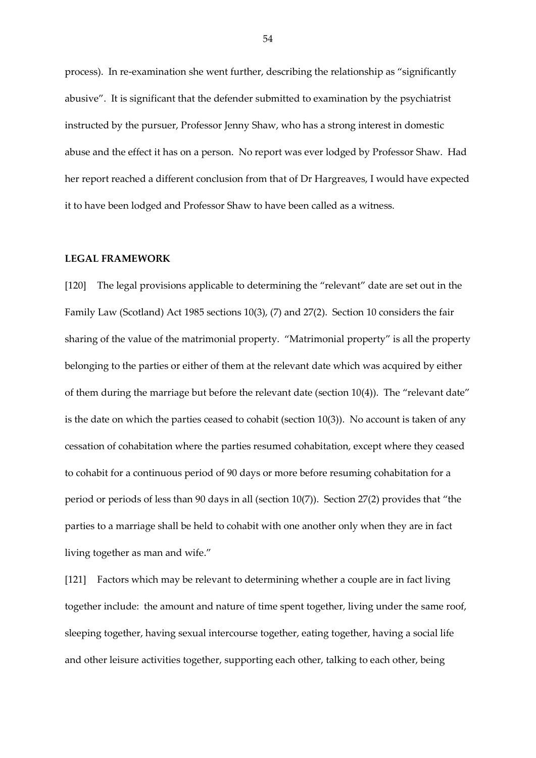process). In re-examination she went further, describing the relationship as "significantly abusive". It is significant that the defender submitted to examination by the psychiatrist instructed by the pursuer, Professor Jenny Shaw, who has a strong interest in domestic abuse and the effect it has on a person. No report was ever lodged by Professor Shaw. Had her report reached a different conclusion from that of Dr Hargreaves, I would have expected it to have been lodged and Professor Shaw to have been called as a witness.

**LEGAL FRAMEWORK**

[120] The legal provisions applicable to determining the "relevant" date are set out in the Family Law (Scotland) Act 1985 sections 10(3), (7) and 27(2). Section 10 considers the fair sharing of the value of the matrimonial property. "Matrimonial property" is all the property belonging to the parties or either of them at the relevant date which was acquired by either of them during the marriage but before the relevant date (section 10(4)). The "relevant date" is the date on which the parties ceased to cohabit (section 10(3)). No account is taken of any cessation of cohabitation where the parties resumed cohabitation, except where they ceased to cohabit for a continuous period of 90 days or more before resuming cohabitation for a period or periods of less than 90 days in all (section 10(7)). Section 27(2) provides that "the parties to a marriage shall be held to cohabit with one another only when they are in fact living together as man and wife."

[121] Factors which may be relevant to determining whether a couple are in fact living together include: the amount and nature of time spent together, living under the same roof, sleeping together, having sexual intercourse together, eating together, having a social life and other leisure activities together, supporting each other, talking to each other, being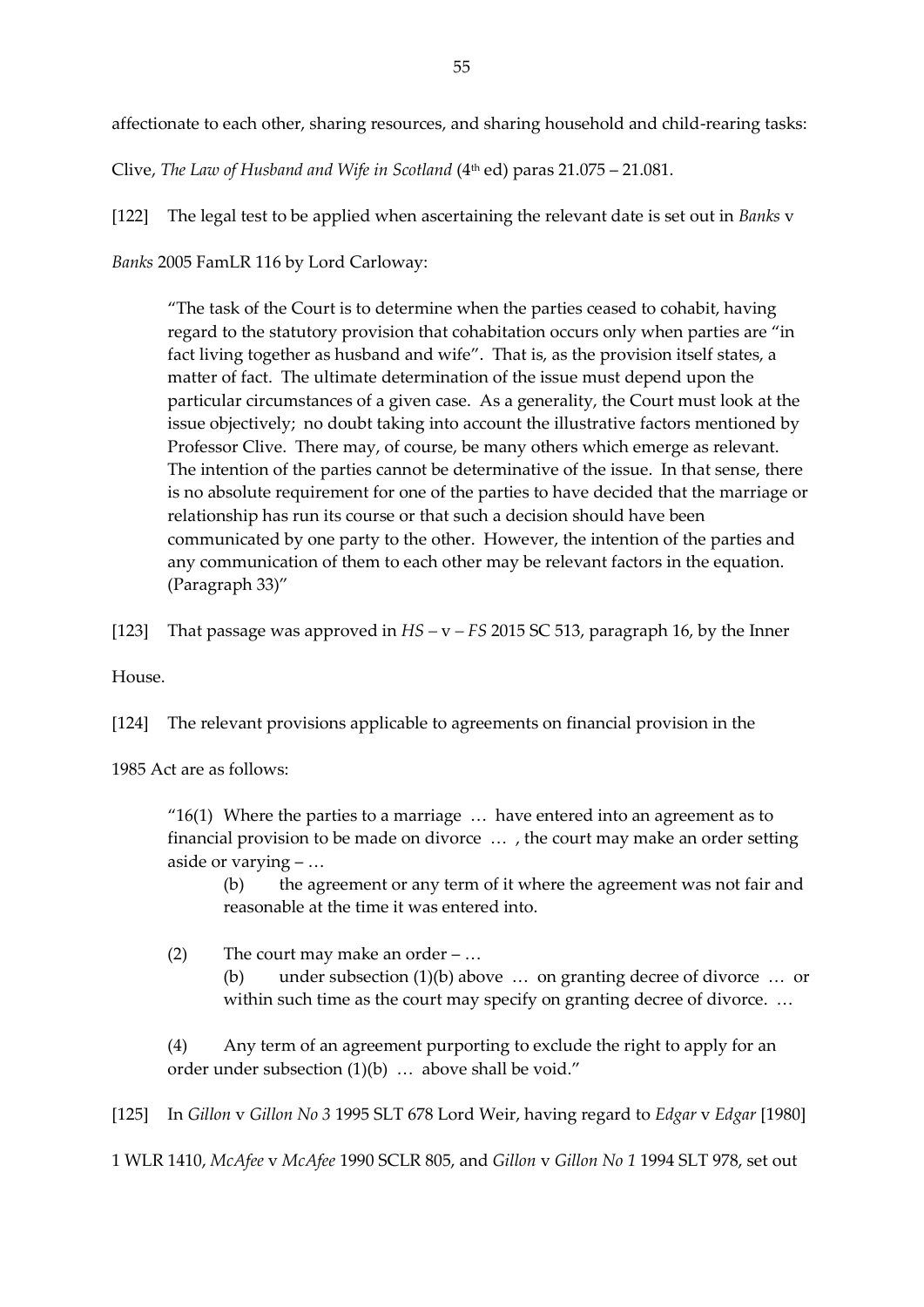affectionate to each other, sharing resources, and sharing household and child-rearing tasks: Clive, *The Law of Husband and Wife in Scotland* (4th ed) paras 21.075 – 21.081.

[122] The legal test to be applied when ascertaining the relevant date is set out in *Banks* v *Banks* 2005 FamLR 116 by Lord Carloway:

> "The task of the Court is to determine when the parties ceased to cohabit, having regard to the statutory provision that cohabitation occurs only when parties are "in fact living together as husband and wife". That is, as the provision itself states, a matter of fact. The ultimate determination of the issue must depend upon the particular circumstances of a given case. As a generality, the Court must look at the issue objectively; no doubt taking into account the illustrative factors mentioned by Professor Clive. There may, of course, be many others which emerge as relevant. The intention of the parties cannot be determinative of the issue. In that sense, there is no absolute requirement for one of the parties to have decided that the marriage or relationship has run its course or that such a decision should have been communicated by one party to the other. However, the intention of the parties and any communication of them to each other may be relevant factors in the equation. (Paragraph 33)"

[123] That passage was approved in *HS* – v – *FS* 2015 SC 513, paragraph 16, by the Inner House.

[124] The relevant provisions applicable to agreements on financial provision in the 1985 Act are as follows:

> "16(1) Where the parties to a marriage … have entered into an agreement as to financial provision to be made on divorce … , the court may make an order setting aside or varying – …
>
> (b) the agreement or any term of it where the agreement was not fair and reasonable at the time it was entered into.
>
> (2) The court may make an order – …
>
> (b) under subsection (1)(b) above … on granting decree of divorce … or within such time as the court may specify on granting decree of divorce. …
>
> (4) Any term of an agreement purporting to exclude the right to apply for an order under subsection (1)(b) … above shall be void."

[125] In *Gillon* v *Gillon No 3* 1995 SLT 678 Lord Weir, having regard to *Edgar* v *Edgar* [1980] 1 WLR 1410, *McAfee* v *McAfee* 1990 SCLR 805, and *Gillon* v *Gillon No 1* 1994 SLT 978, set out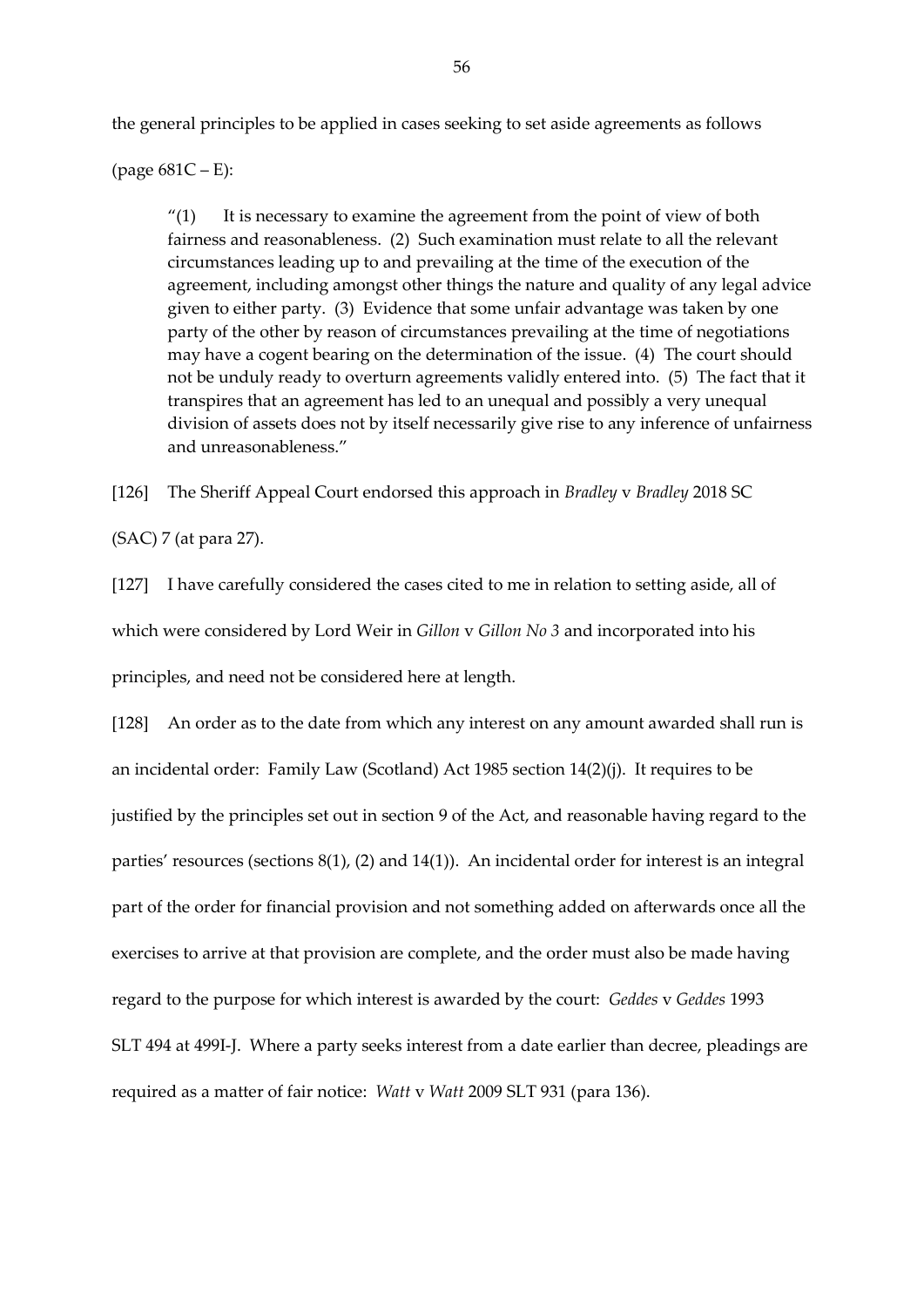the general principles to be applied in cases seeking to set aside agreements as follows (page 681C – E):

> "(1) It is necessary to examine the agreement from the point of view of both fairness and reasonableness. (2) Such examination must relate to all the relevant circumstances leading up to and prevailing at the time of the execution of the agreement, including amongst other things the nature and quality of any legal advice given to either party. (3) Evidence that some unfair advantage was taken by one party of the other by reason of circumstances prevailing at the time of negotiations may have a cogent bearing on the determination of the issue. (4) The court should not be unduly ready to overturn agreements validly entered into. (5) The fact that it transpires that an agreement has led to an unequal and possibly a very unequal division of assets does not by itself necessarily give rise to any inference of unfairness and unreasonableness."

[126] The Sheriff Appeal Court endorsed this approach in *Bradley* v *Bradley* 2018 SC (SAC) 7 (at para 27).

[127] I have carefully considered the cases cited to me in relation to setting aside, all of which were considered by Lord Weir in *Gillon* v *Gillon No 3* and incorporated into his principles, and need not be considered here at length.

[128] An order as to the date from which any interest on any amount awarded shall run is an incidental order: Family Law (Scotland) Act 1985 section 14(2)(j). It requires to be justified by the principles set out in section 9 of the Act, and reasonable having regard to the parties' resources (sections 8(1), (2) and 14(1)). An incidental order for interest is an integral part of the order for financial provision and not something added on afterwards once all the exercises to arrive at that provision are complete, and the order must also be made having regard to the purpose for which interest is awarded by the court: *Geddes* v *Geddes* 1993 SLT 494 at 499I-J. Where a party seeks interest from a date earlier than decree, pleadings are required as a matter of fair notice: *Watt* v *Watt* 2009 SLT 931 (para 136).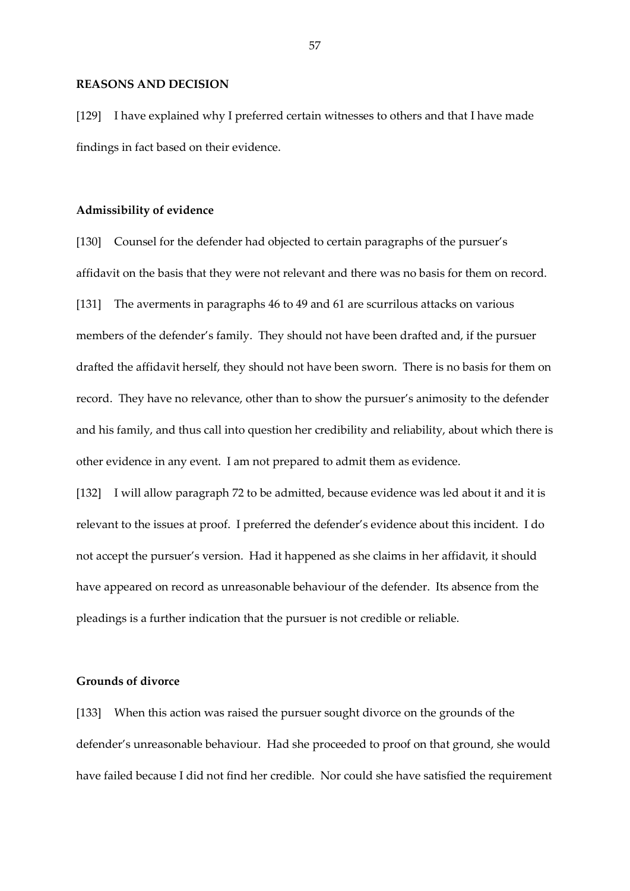**REASONS AND DECISION**

[129] I have explained why I preferred certain witnesses to others and that I have made findings in fact based on their evidence.

**Admissibility of evidence**

[130] Counsel for the defender had objected to certain paragraphs of the pursuer's affidavit on the basis that they were not relevant and there was no basis for them on record.

[131] The averments in paragraphs 46 to 49 and 61 are scurrilous attacks on various members of the defender's family. They should not have been drafted and, if the pursuer drafted the affidavit herself, they should not have been sworn. There is no basis for them on record. They have no relevance, other than to show the pursuer's animosity to the defender and his family, and thus call into question her credibility and reliability, about which there is other evidence in any event. I am not prepared to admit them as evidence.

[132] I will allow paragraph 72 to be admitted, because evidence was led about it and it is relevant to the issues at proof. I preferred the defender's evidence about this incident. I do not accept the pursuer's version. Had it happened as she claims in her affidavit, it should have appeared on record as unreasonable behaviour of the defender. Its absence from the pleadings is a further indication that the pursuer is not credible or reliable.

**Grounds of divorce**

[133] When this action was raised the pursuer sought divorce on the grounds of the defender's unreasonable behaviour. Had she proceeded to proof on that ground, she would have failed because I did not find her credible. Nor could she have satisfied the requirement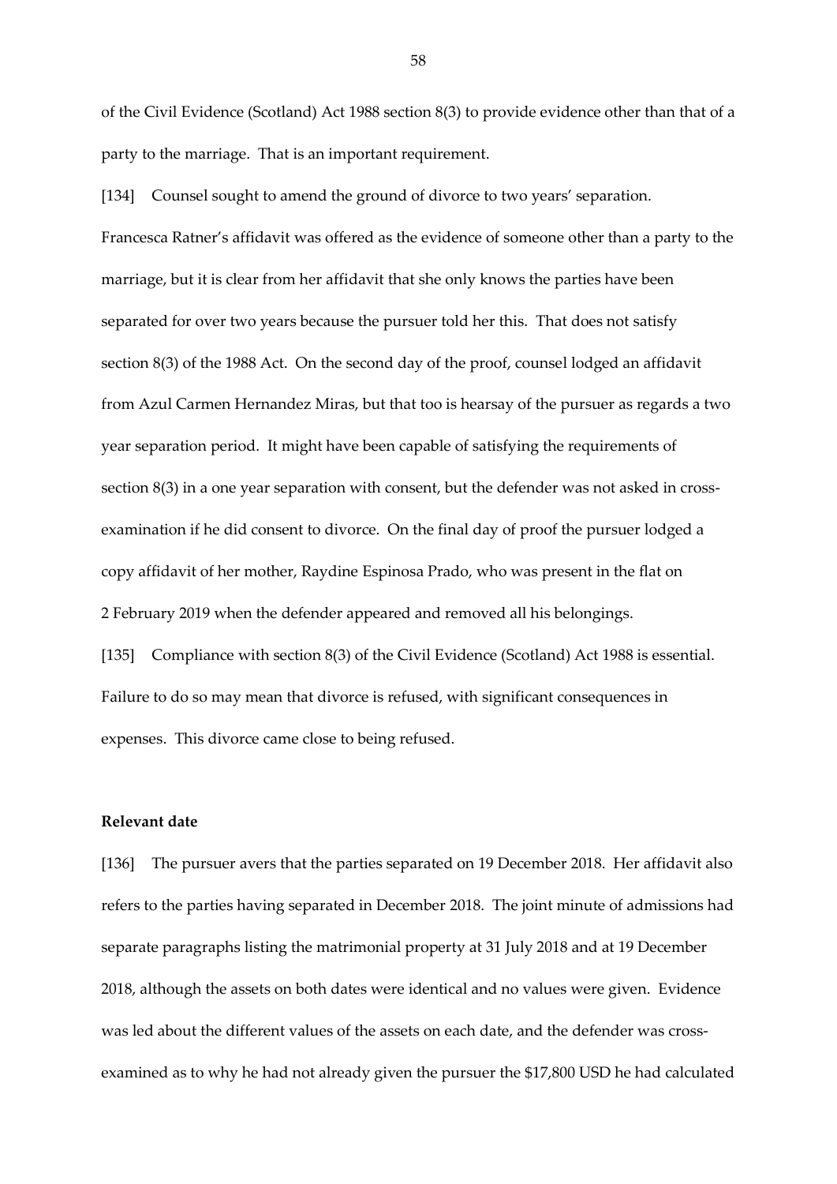of the Civil Evidence (Scotland) Act 1988 section 8(3) to provide evidence other than that of a party to the marriage. That is an important requirement.

[134] Counsel sought to amend the ground of divorce to two years' separation. Francesca Ratner's affidavit was offered as the evidence of someone other than a party to the marriage, but it is clear from her affidavit that she only knows the parties have been separated for over two years because the pursuer told her this. That does not satisfy section 8(3) of the 1988 Act. On the second day of the proof, counsel lodged an affidavit from Azul Carmen Hernandez Miras, but that too is hearsay of the pursuer as regards a two year separation period. It might have been capable of satisfying the requirements of section 8(3) in a one year separation with consent, but the defender was not asked in cross-examination if he did consent to divorce. On the final day of proof the pursuer lodged a copy affidavit of her mother, Raydine Espinosa Prado, who was present in the flat on 2 February 2019 when the defender appeared and removed all his belongings.

[135] Compliance with section 8(3) of the Civil Evidence (Scotland) Act 1988 is essential. Failure to do so may mean that divorce is refused, with significant consequences in expenses. This divorce came close to being refused.

**Relevant date**

[136] The pursuer avers that the parties separated on 19 December 2018. Her affidavit also refers to the parties having separated in December 2018. The joint minute of admissions had separate paragraphs listing the matrimonial property at 31 July 2018 and at 19 December 2018, although the assets on both dates were identical and no values were given. Evidence was led about the different values of the assets on each date, and the defender was cross-examined as to why he had not already given the pursuer the $17,800 USD he had calculated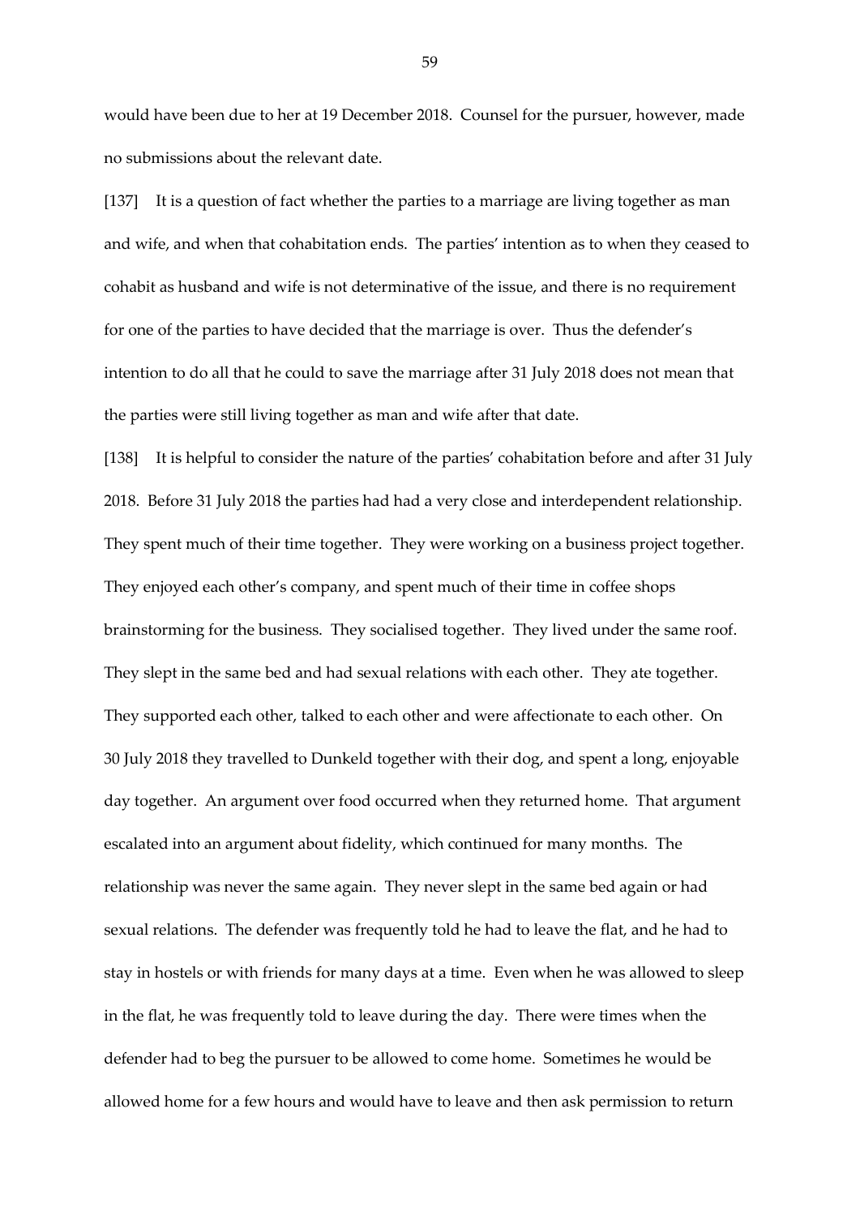would have been due to her at 19 December 2018. Counsel for the pursuer, however, made no submissions about the relevant date.

[137] It is a question of fact whether the parties to a marriage are living together as man and wife, and when that cohabitation ends. The parties' intention as to when they ceased to cohabit as husband and wife is not determinative of the issue, and there is no requirement for one of the parties to have decided that the marriage is over. Thus the defender's intention to do all that he could to save the marriage after 31 July 2018 does not mean that the parties were still living together as man and wife after that date.

[138] It is helpful to consider the nature of the parties' cohabitation before and after 31 July 2018. Before 31 July 2018 the parties had had a very close and interdependent relationship. They spent much of their time together. They were working on a business project together. They enjoyed each other's company, and spent much of their time in coffee shops brainstorming for the business. They socialised together. They lived under the same roof. They slept in the same bed and had sexual relations with each other. They ate together. They supported each other, talked to each other and were affectionate to each other. On 30 July 2018 they travelled to Dunkeld together with their dog, and spent a long, enjoyable day together. An argument over food occurred when they returned home. That argument escalated into an argument about fidelity, which continued for many months. The relationship was never the same again. They never slept in the same bed again or had sexual relations. The defender was frequently told he had to leave the flat, and he had to stay in hostels or with friends for many days at a time. Even when he was allowed to sleep in the flat, he was frequently told to leave during the day. There were times when the defender had to beg the pursuer to be allowed to come home. Sometimes he would be allowed home for a few hours and would have to leave and then ask permission to return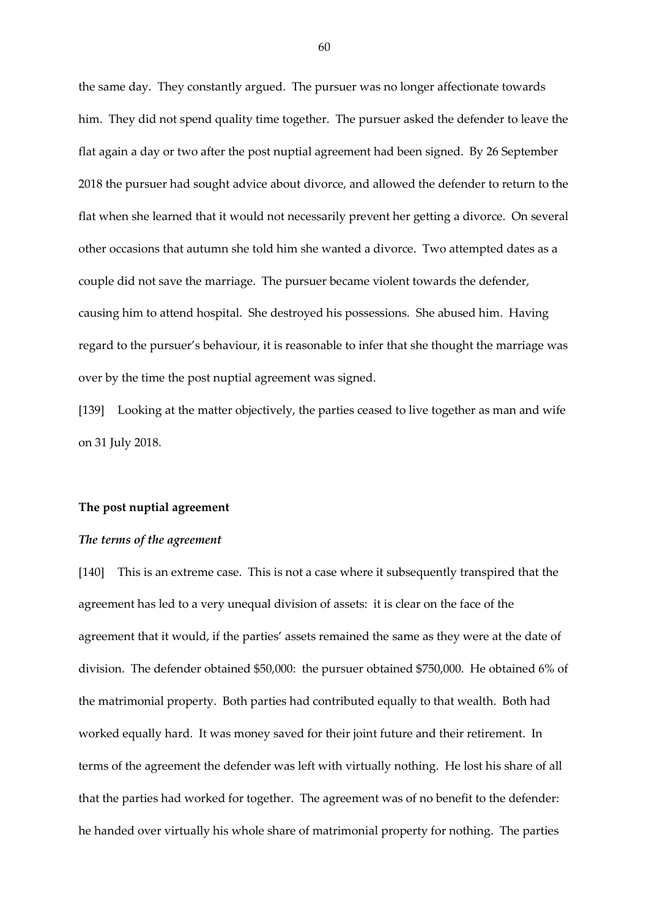the same day. They constantly argued. The pursuer was no longer affectionate towards him. They did not spend quality time together. The pursuer asked the defender to leave the flat again a day or two after the post nuptial agreement had been signed. By 26 September 2018 the pursuer had sought advice about divorce, and allowed the defender to return to the flat when she learned that it would not necessarily prevent her getting a divorce. On several other occasions that autumn she told him she wanted a divorce. Two attempted dates as a couple did not save the marriage. The pursuer became violent towards the defender, causing him to attend hospital. She destroyed his possessions. She abused him. Having regard to the pursuer's behaviour, it is reasonable to infer that she thought the marriage was over by the time the post nuptial agreement was signed.

[139] Looking at the matter objectively, the parties ceased to live together as man and wife on 31 July 2018.

## The post nuptial agreement

### *The terms of the agreement*

[140] This is an extreme case. This is not a case where it subsequently transpired that the agreement has led to a very unequal division of assets: it is clear on the face of the agreement that it would, if the parties' assets remained the same as they were at the date of division. The defender obtained \$50,000: the pursuer obtained \$750,000. He obtained 6% of the matrimonial property. Both parties had contributed equally to that wealth. Both had worked equally hard. It was money saved for their joint future and their retirement. In terms of the agreement the defender was left with virtually nothing. He lost his share of all that the parties had worked for together. The agreement was of no benefit to the defender: he handed over virtually his whole share of matrimonial property for nothing. The parties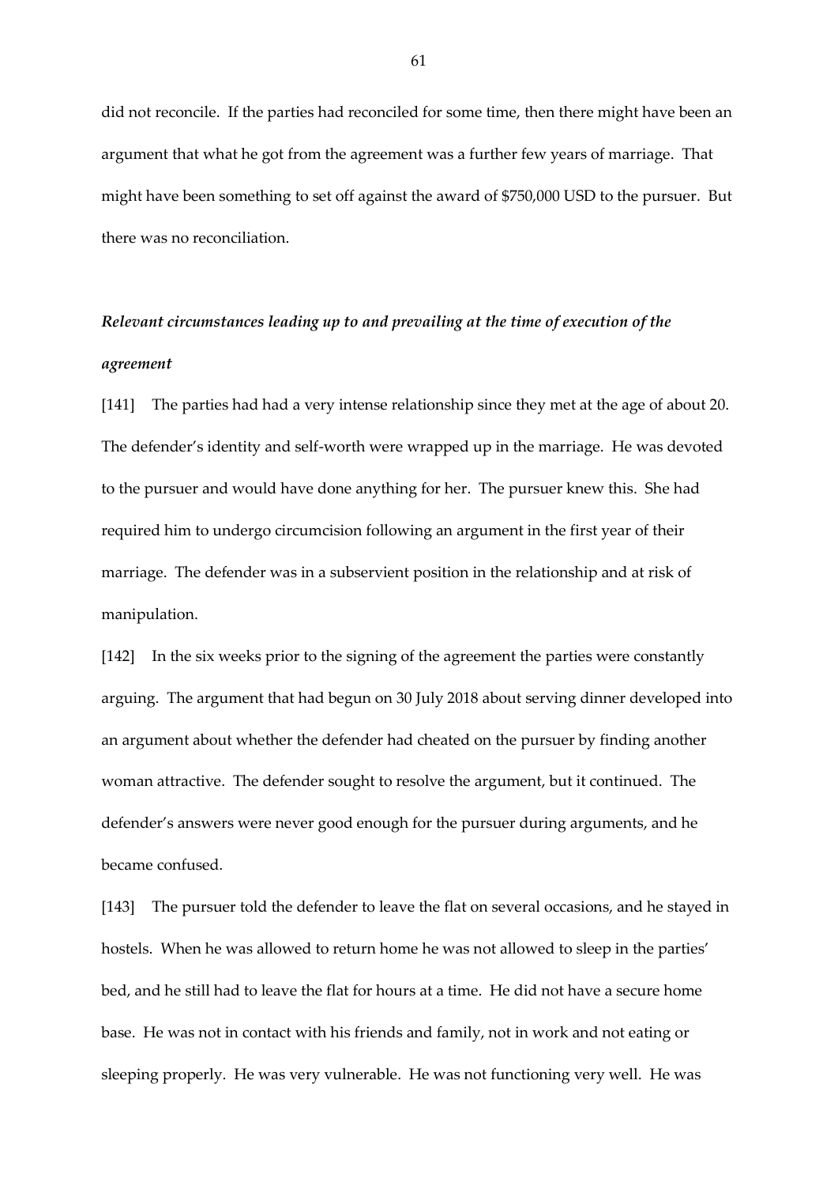did not reconcile. If the parties had reconciled for some time, then there might have been an argument that what he got from the agreement was a further few years of marriage. That might have been something to set off against the award of $750,000 USD to the pursuer. But there was no reconciliation.

***Relevant circumstances leading up to and prevailing at the time of execution of the agreement***

[141] The parties had had a very intense relationship since they met at the age of about 20. The defender's identity and self-worth were wrapped up in the marriage. He was devoted to the pursuer and would have done anything for her. The pursuer knew this. She had required him to undergo circumcision following an argument in the first year of their marriage. The defender was in a subservient position in the relationship and at risk of manipulation.

[142] In the six weeks prior to the signing of the agreement the parties were constantly arguing. The argument that had begun on 30 July 2018 about serving dinner developed into an argument about whether the defender had cheated on the pursuer by finding another woman attractive. The defender sought to resolve the argument, but it continued. The defender's answers were never good enough for the pursuer during arguments, and he became confused.

[143] The pursuer told the defender to leave the flat on several occasions, and he stayed in hostels. When he was allowed to return home he was not allowed to sleep in the parties' bed, and he still had to leave the flat for hours at a time. He did not have a secure home base. He was not in contact with his friends and family, not in work and not eating or sleeping properly. He was very vulnerable. He was not functioning very well. He was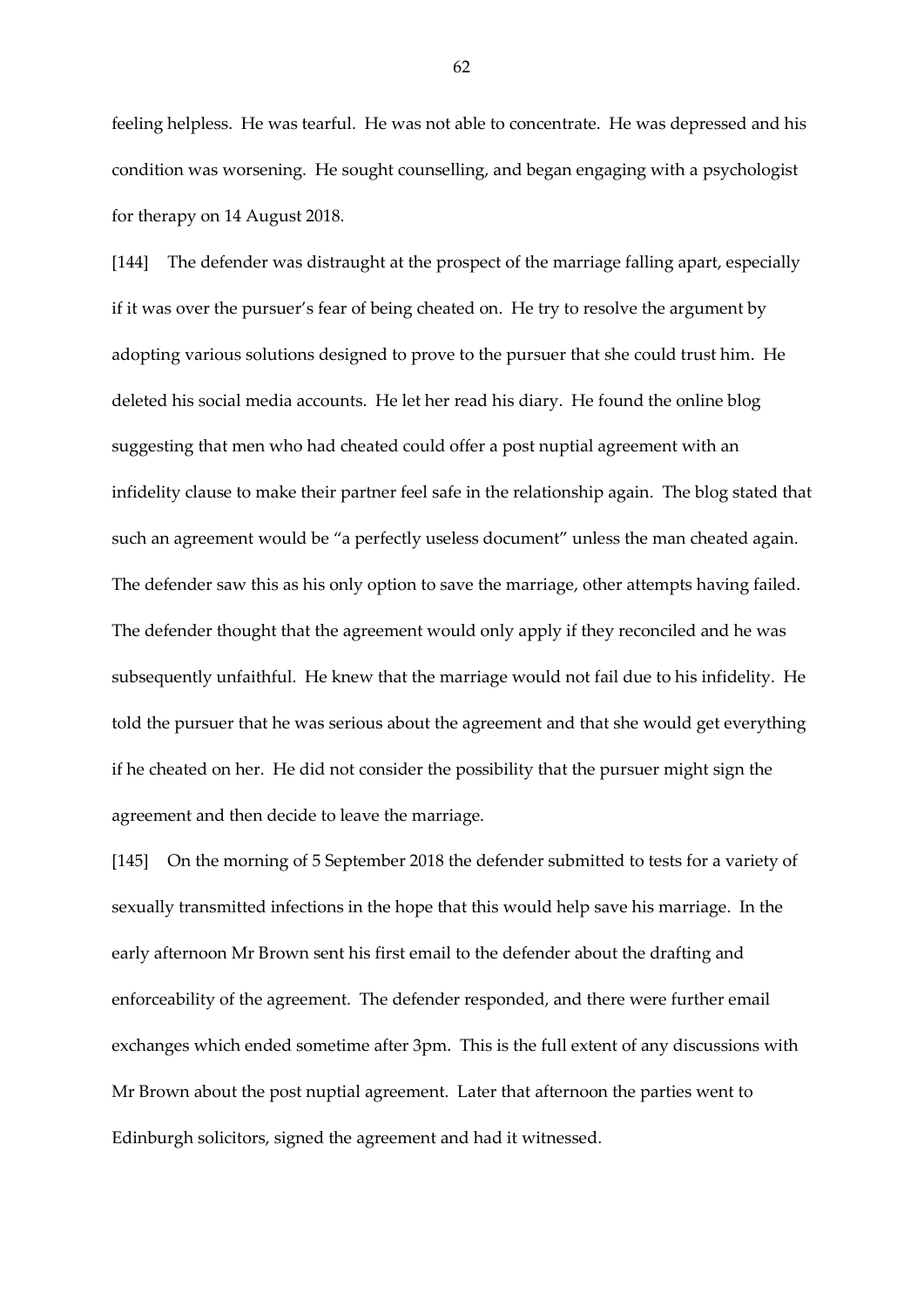feeling helpless. He was tearful. He was not able to concentrate. He was depressed and his condition was worsening. He sought counselling, and began engaging with a psychologist for therapy on 14 August 2018.

[144] The defender was distraught at the prospect of the marriage falling apart, especially if it was over the pursuer's fear of being cheated on. He try to resolve the argument by adopting various solutions designed to prove to the pursuer that she could trust him. He deleted his social media accounts. He let her read his diary. He found the online blog suggesting that men who had cheated could offer a post nuptial agreement with an infidelity clause to make their partner feel safe in the relationship again. The blog stated that such an agreement would be "a perfectly useless document" unless the man cheated again. The defender saw this as his only option to save the marriage, other attempts having failed. The defender thought that the agreement would only apply if they reconciled and he was subsequently unfaithful. He knew that the marriage would not fail due to his infidelity. He told the pursuer that he was serious about the agreement and that she would get everything if he cheated on her. He did not consider the possibility that the pursuer might sign the agreement and then decide to leave the marriage.

[145] On the morning of 5 September 2018 the defender submitted to tests for a variety of sexually transmitted infections in the hope that this would help save his marriage. In the early afternoon Mr Brown sent his first email to the defender about the drafting and enforceability of the agreement. The defender responded, and there were further email exchanges which ended sometime after 3pm. This is the full extent of any discussions with Mr Brown about the post nuptial agreement. Later that afternoon the parties went to Edinburgh solicitors, signed the agreement and had it witnessed.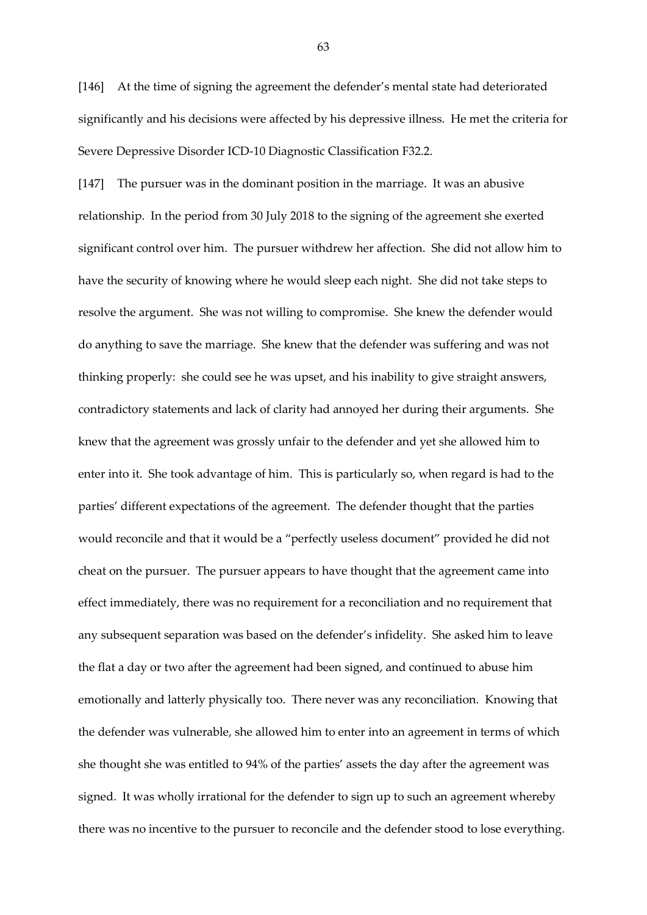[146] At the time of signing the agreement the defender's mental state had deteriorated significantly and his decisions were affected by his depressive illness. He met the criteria for Severe Depressive Disorder ICD-10 Diagnostic Classification F32.2.

[147] The pursuer was in the dominant position in the marriage. It was an abusive relationship. In the period from 30 July 2018 to the signing of the agreement she exerted significant control over him. The pursuer withdrew her affection. She did not allow him to have the security of knowing where he would sleep each night. She did not take steps to resolve the argument. She was not willing to compromise. She knew the defender would do anything to save the marriage. She knew that the defender was suffering and was not thinking properly: she could see he was upset, and his inability to give straight answers, contradictory statements and lack of clarity had annoyed her during their arguments. She knew that the agreement was grossly unfair to the defender and yet she allowed him to enter into it. She took advantage of him. This is particularly so, when regard is had to the parties' different expectations of the agreement. The defender thought that the parties would reconcile and that it would be a "perfectly useless document" provided he did not cheat on the pursuer. The pursuer appears to have thought that the agreement came into effect immediately, there was no requirement for a reconciliation and no requirement that any subsequent separation was based on the defender's infidelity. She asked him to leave the flat a day or two after the agreement had been signed, and continued to abuse him emotionally and latterly physically too. There never was any reconciliation. Knowing that the defender was vulnerable, she allowed him to enter into an agreement in terms of which she thought she was entitled to 94% of the parties' assets the day after the agreement was signed. It was wholly irrational for the defender to sign up to such an agreement whereby there was no incentive to the pursuer to reconcile and the defender stood to lose everything.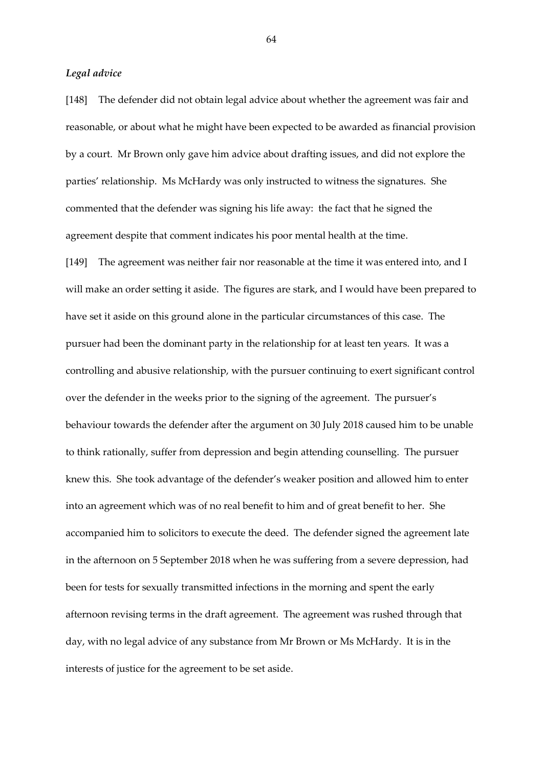*Legal advice*

[148] The defender did not obtain legal advice about whether the agreement was fair and reasonable, or about what he might have been expected to be awarded as financial provision by a court. Mr Brown only gave him advice about drafting issues, and did not explore the parties' relationship. Ms McHardy was only instructed to witness the signatures. She commented that the defender was signing his life away: the fact that he signed the agreement despite that comment indicates his poor mental health at the time.

[149] The agreement was neither fair nor reasonable at the time it was entered into, and I will make an order setting it aside. The figures are stark, and I would have been prepared to have set it aside on this ground alone in the particular circumstances of this case. The pursuer had been the dominant party in the relationship for at least ten years. It was a controlling and abusive relationship, with the pursuer continuing to exert significant control over the defender in the weeks prior to the signing of the agreement. The pursuer's behaviour towards the defender after the argument on 30 July 2018 caused him to be unable to think rationally, suffer from depression and begin attending counselling. The pursuer knew this. She took advantage of the defender's weaker position and allowed him to enter into an agreement which was of no real benefit to him and of great benefit to her. She accompanied him to solicitors to execute the deed. The defender signed the agreement late in the afternoon on 5 September 2018 when he was suffering from a severe depression, had been for tests for sexually transmitted infections in the morning and spent the early afternoon revising terms in the draft agreement. The agreement was rushed through that day, with no legal advice of any substance from Mr Brown or Ms McHardy. It is in the interests of justice for the agreement to be set aside.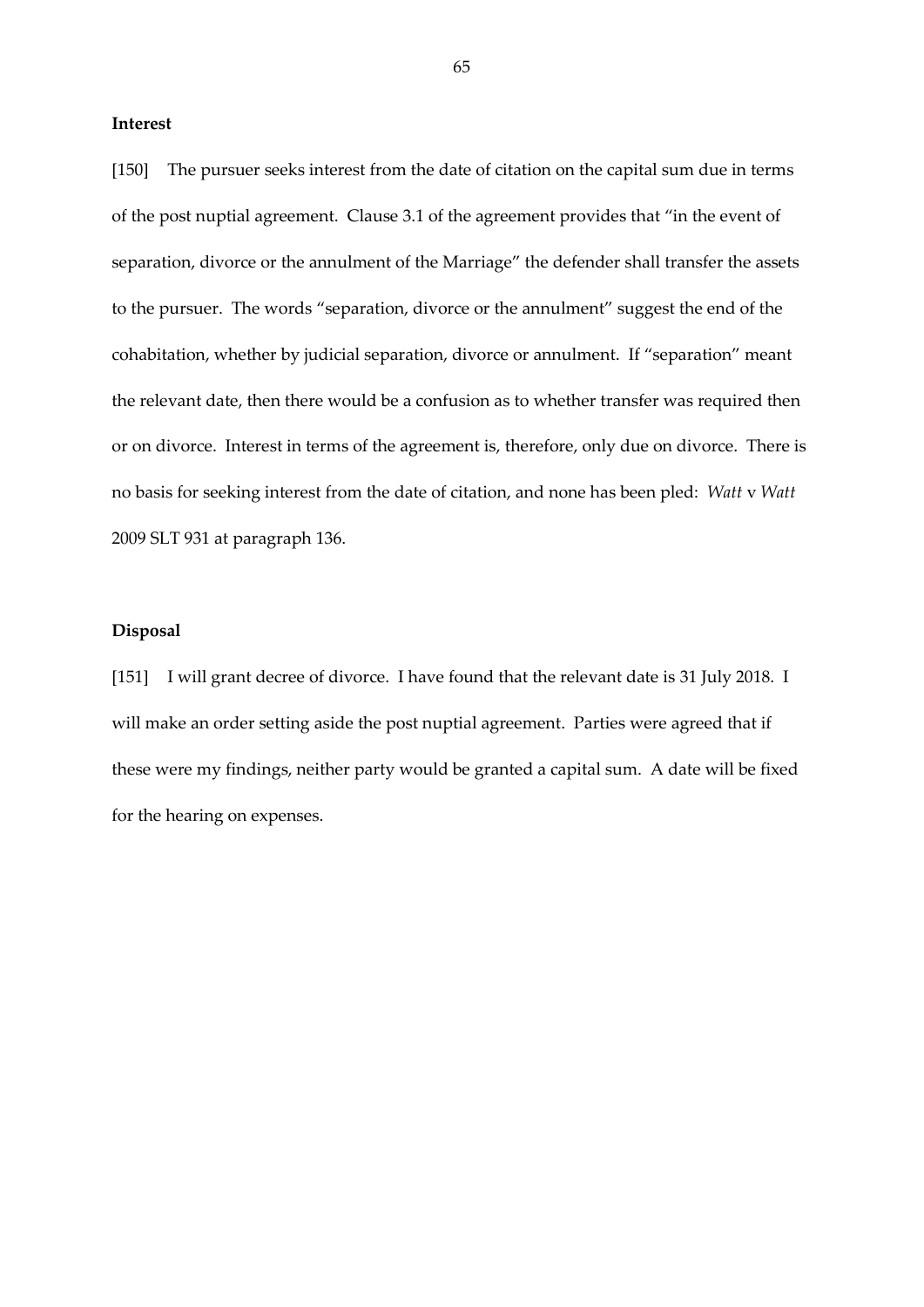**Interest**

[150] The pursuer seeks interest from the date of citation on the capital sum due in terms of the post nuptial agreement. Clause 3.1 of the agreement provides that "in the event of separation, divorce or the annulment of the Marriage" the defender shall transfer the assets to the pursuer. The words "separation, divorce or the annulment" suggest the end of the cohabitation, whether by judicial separation, divorce or annulment. If "separation" meant the relevant date, then there would be a confusion as to whether transfer was required then or on divorce. Interest in terms of the agreement is, therefore, only due on divorce. There is no basis for seeking interest from the date of citation, and none has been pled: *Watt* v *Watt* 2009 SLT 931 at paragraph 136.

**Disposal**

[151] I will grant decree of divorce. I have found that the relevant date is 31 July 2018. I will make an order setting aside the post nuptial agreement. Parties were agreed that if these were my findings, neither party would be granted a capital sum. A date will be fixed for the hearing on expenses.